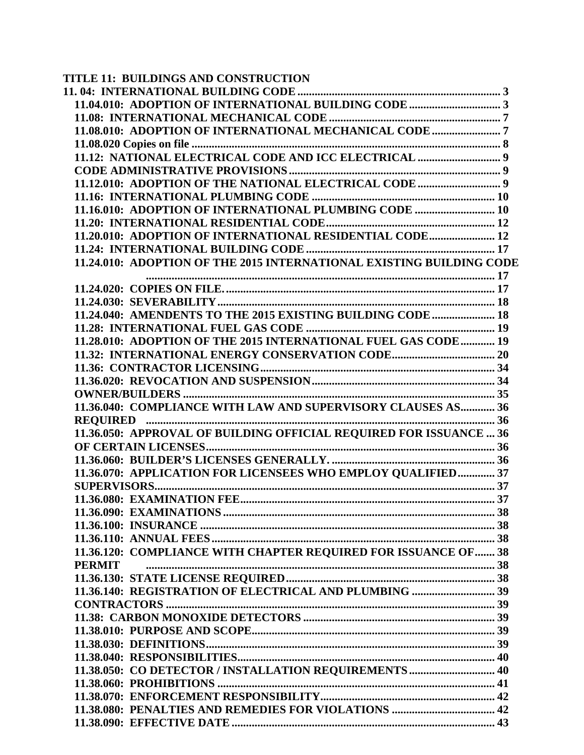**TITLE 11: BUILDINGS AND CONSTRUCTION**

**11. 04: INTERNATIONAL BUILDING CODE** ..... 3
**11.04.010: ADOPTION OF INTERNATIONAL BUILDING CODE** ..... 3
**11.08: INTERNATIONAL MECHANICAL CODE** ..... 7
**11.08.010: ADOPTION OF INTERNATIONAL MECHANICAL CODE** ..... 7
**11.08.020 Copies on file** ..... 8
**11.12: NATIONAL ELECTRICAL CODE AND ICC ELECTRICAL** ..... 9
**CODE ADMINISTRATIVE PROVISIONS** ..... 9
**11.12.010: ADOPTION OF THE NATIONAL ELECTRICAL CODE** ..... 9
**11.16: INTERNATIONAL PLUMBING CODE** ..... 10
**11.16.010: ADOPTION OF INTERNATIONAL PLUMBING CODE** ..... 10
**11.20: INTERNATIONAL RESIDENTIAL CODE** ..... 12
**11.20.010: ADOPTION OF INTERNATIONAL RESIDENTIAL CODE** ..... 12
**11.24: INTERNATIONAL BUILDING CODE** ..... 17
**11.24.010: ADOPTION OF THE 2015 INTERNATIONAL EXISTING BUILDING CODE** ..... 17
**11.24.020: COPIES ON FILE.** ..... 17
**11.24.030: SEVERABILITY** ..... 18
**11.24.040: AMENDENTS TO THE 2015 EXISTING BUILDING CODE** ..... 18
**11.28: INTERNATIONAL FUEL GAS CODE** ..... 19
**11.28.010: ADOPTION OF THE 2015 INTERNATIONAL FUEL GAS CODE** ..... 19
**11.32: INTERNATIONAL ENERGY CONSERVATION CODE** ..... 20
**11.36: CONTRACTOR LICENSING** ..... 34
**11.36.020: REVOCATION AND SUSPENSION** ..... 34
**OWNER/BUILDERS** ..... 35
**11.36.040: COMPLIANCE WITH LAW AND SUPERVISORY CLAUSES AS** ..... 36
**REQUIRED** ..... 36
**11.36.050: APPROVAL OF BUILDING OFFICIAL REQUIRED FOR ISSUANCE** ..... 36
**OF CERTAIN LICENSES** ..... 36
**11.36.060: BUILDER'S LICENSES GENERALLY.** ..... 36
**11.36.070: APPLICATION FOR LICENSEES WHO EMPLOY QUALIFIED** ..... 37
**SUPERVISORS** ..... 37
**11.36.080: EXAMINATION FEE** ..... 37
**11.36.090: EXAMINATIONS** ..... 38
**11.36.100: INSURANCE** ..... 38
**11.36.110: ANNUAL FEES** ..... 38
**11.36.120: COMPLIANCE WITH CHAPTER REQUIRED FOR ISSUANCE OF** ..... 38
**PERMIT** ..... 38
**11.36.130: STATE LICENSE REQUIRED** ..... 38
**11.36.140: REGISTRATION OF ELECTRICAL AND PLUMBING** ..... 39
**CONTRACTORS** ..... 39
**11.38: CARBON MONOXIDE DETECTORS** ..... 39
**11.38.010: PURPOSE AND SCOPE** ..... 39
**11.38.030: DEFINITIONS** ..... 39
**11.38.040: RESPONSIBILITIES** ..... 40
**11.38.050: CO DETECTOR / INSTALLATION REQUIREMENTS** ..... 40
**11.38.060: PROHIBITIONS** ..... 41
**11.38.070: ENFORCEMENT RESPONSIBILITY** ..... 42
**11.38.080: PENALTIES AND REMEDIES FOR VIOLATIONS** ..... 42
**11.38.090: EFFECTIVE DATE** ..... 43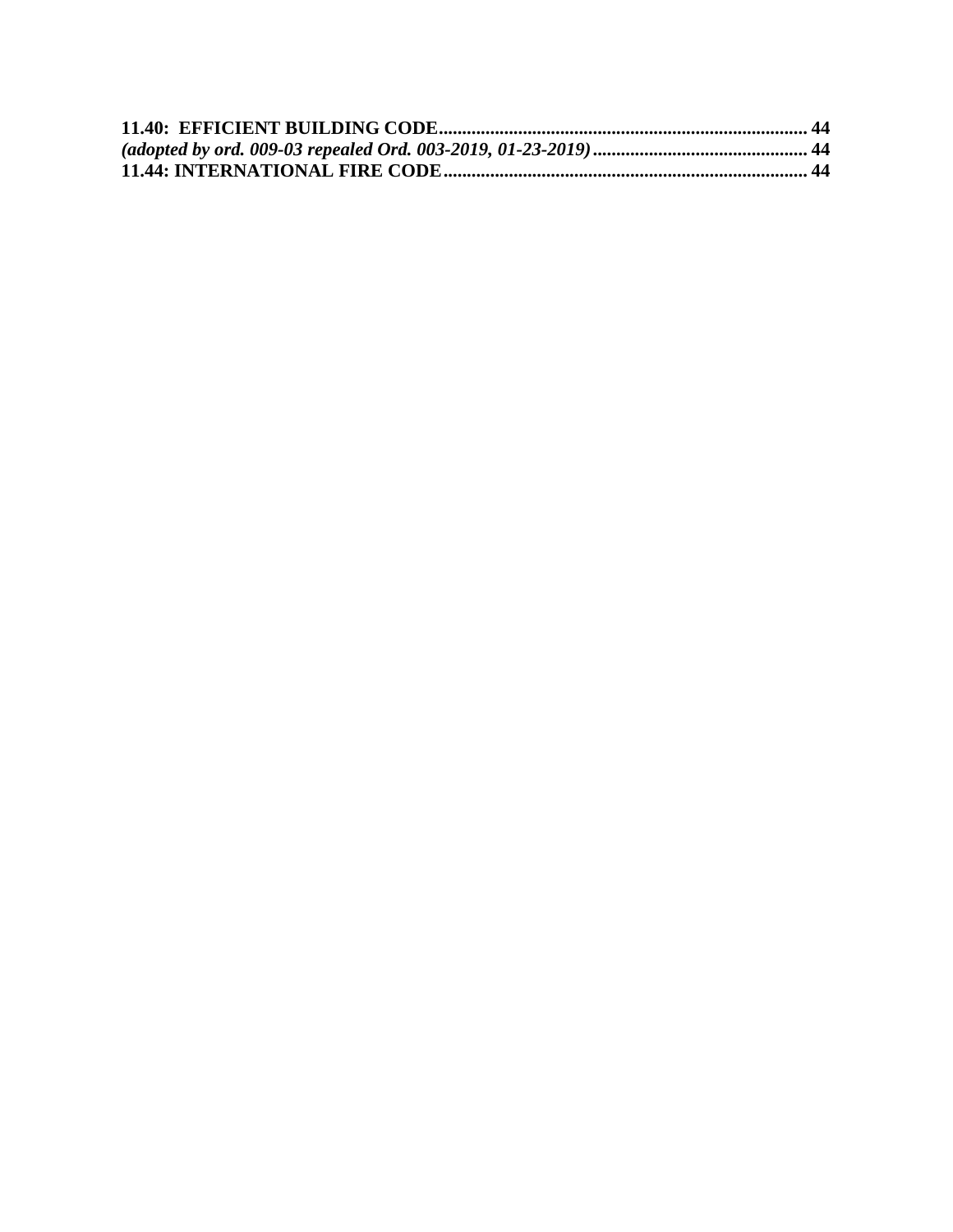**11.40: EFFICIENT BUILDING CODE** ........................................................................... 44
***(adopted by ord. 009-03 repealed Ord. 003-2019, 01-23-2019)*** ............................................ 44
**11.44: INTERNATIONAL FIRE CODE** ........................................................................... 44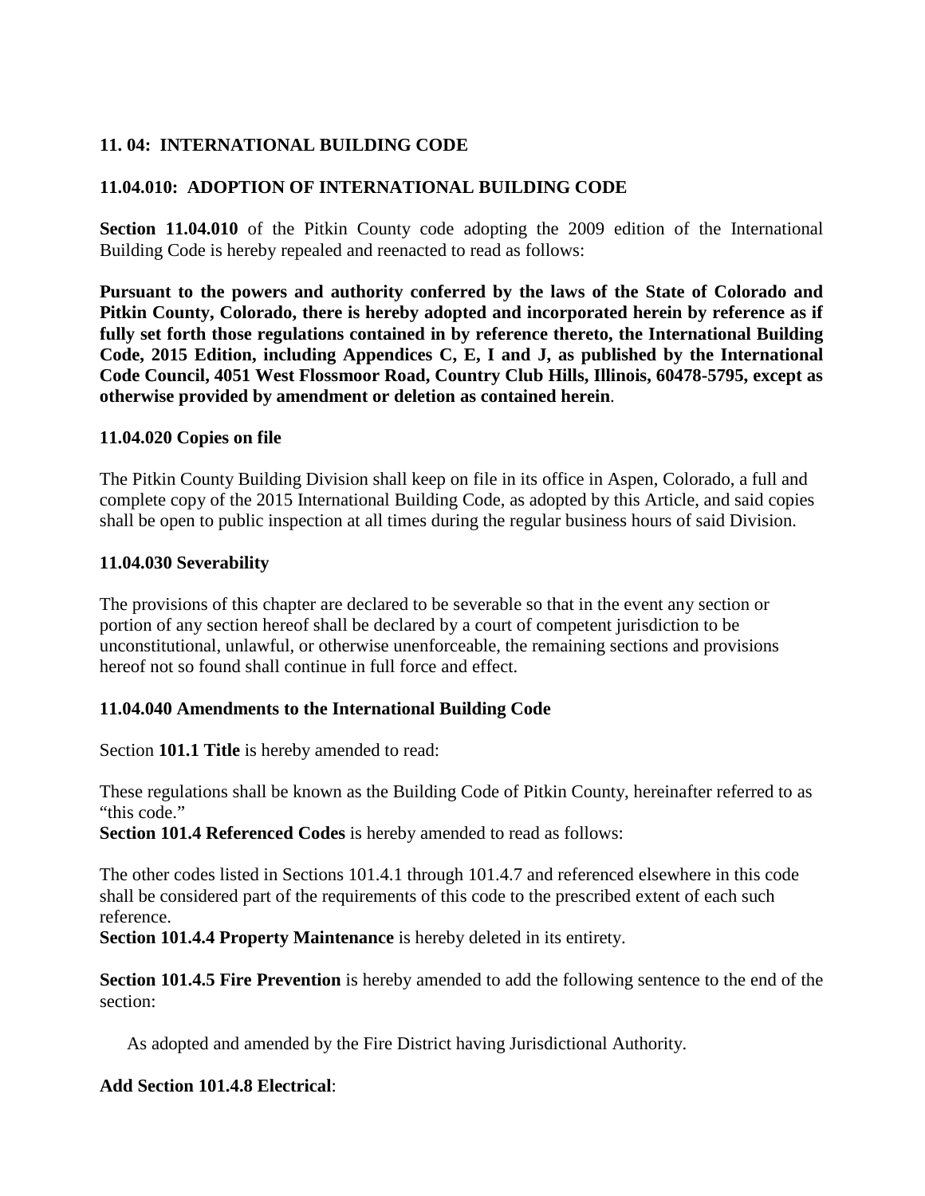## 11. 04: INTERNATIONAL BUILDING CODE

### 11.04.010: ADOPTION OF INTERNATIONAL BUILDING CODE

**Section 11.04.010** of the Pitkin County code adopting the 2009 edition of the International Building Code is hereby repealed and reenacted to read as follows:

**Pursuant to the powers and authority conferred by the laws of the State of Colorado and Pitkin County, Colorado, there is hereby adopted and incorporated herein by reference as if fully set forth those regulations contained in by reference thereto, the International Building Code, 2015 Edition, including Appendices C, E, I and J, as published by the International Code Council, 4051 West Flossmoor Road, Country Club Hills, Illinois, 60478-5795, except as otherwise provided by amendment or deletion as contained herein**.

### 11.04.020 Copies on file

The Pitkin County Building Division shall keep on file in its office in Aspen, Colorado, a full and complete copy of the 2015 International Building Code, as adopted by this Article, and said copies shall be open to public inspection at all times during the regular business hours of said Division.

### 11.04.030 Severability

The provisions of this chapter are declared to be severable so that in the event any section or portion of any section hereof shall be declared by a court of competent jurisdiction to be unconstitutional, unlawful, or otherwise unenforceable, the remaining sections and provisions hereof not so found shall continue in full force and effect.

### 11.04.040 Amendments to the International Building Code

Section **101.1 Title** is hereby amended to read:

These regulations shall be known as the Building Code of Pitkin County, hereinafter referred to as "this code."

**Section 101.4 Referenced Codes** is hereby amended to read as follows:

The other codes listed in Sections 101.4.1 through 101.4.7 and referenced elsewhere in this code shall be considered part of the requirements of this code to the prescribed extent of each such reference.

**Section 101.4.4 Property Maintenance** is hereby deleted in its entirety.

**Section 101.4.5 Fire Prevention** is hereby amended to add the following sentence to the end of the section:

As adopted and amended by the Fire District having Jurisdictional Authority.

**Add Section 101.4.8 Electrical**: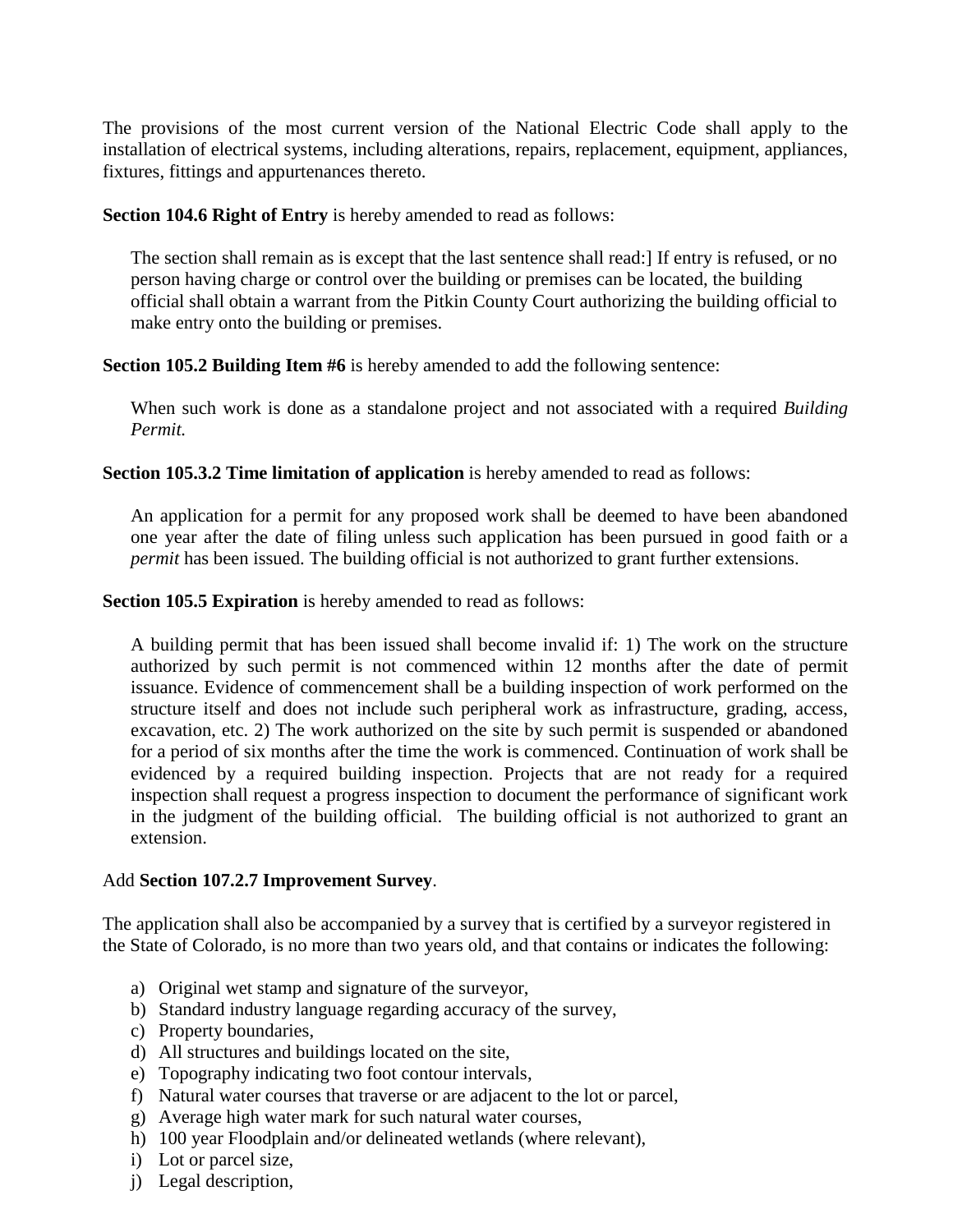The provisions of the most current version of the National Electric Code shall apply to the installation of electrical systems, including alterations, repairs, replacement, equipment, appliances, fixtures, fittings and appurtenances thereto.

**Section 104.6 Right of Entry** is hereby amended to read as follows:

> The section shall remain as is except that the last sentence shall read:] If entry is refused, or no person having charge or control over the building or premises can be located, the building official shall obtain a warrant from the Pitkin County Court authorizing the building official to make entry onto the building or premises.

**Section 105.2 Building Item #6** is hereby amended to add the following sentence:

> When such work is done as a standalone project and not associated with a required *Building Permit.*

**Section 105.3.2 Time limitation of application** is hereby amended to read as follows:

> An application for a permit for any proposed work shall be deemed to have been abandoned one year after the date of filing unless such application has been pursued in good faith or a *permit* has been issued. The building official is not authorized to grant further extensions.

**Section 105.5 Expiration** is hereby amended to read as follows:

> A building permit that has been issued shall become invalid if: 1) The work on the structure authorized by such permit is not commenced within 12 months after the date of permit issuance. Evidence of commencement shall be a building inspection of work performed on the structure itself and does not include such peripheral work as infrastructure, grading, access, excavation, etc. 2) The work authorized on the site by such permit is suspended or abandoned for a period of six months after the time the work is commenced. Continuation of work shall be evidenced by a required building inspection. Projects that are not ready for a required inspection shall request a progress inspection to document the performance of significant work in the judgment of the building official. The building official is not authorized to grant an extension.

Add **Section 107.2.7 Improvement Survey**.

The application shall also be accompanied by a survey that is certified by a surveyor registered in the State of Colorado, is no more than two years old, and that contains or indicates the following:

a) Original wet stamp and signature of the surveyor,
b) Standard industry language regarding accuracy of the survey,
c) Property boundaries,
d) All structures and buildings located on the site,
e) Topography indicating two foot contour intervals,
f) Natural water courses that traverse or are adjacent to the lot or parcel,
g) Average high water mark for such natural water courses,
h) 100 year Floodplain and/or delineated wetlands (where relevant),
i) Lot or parcel size,
j) Legal description,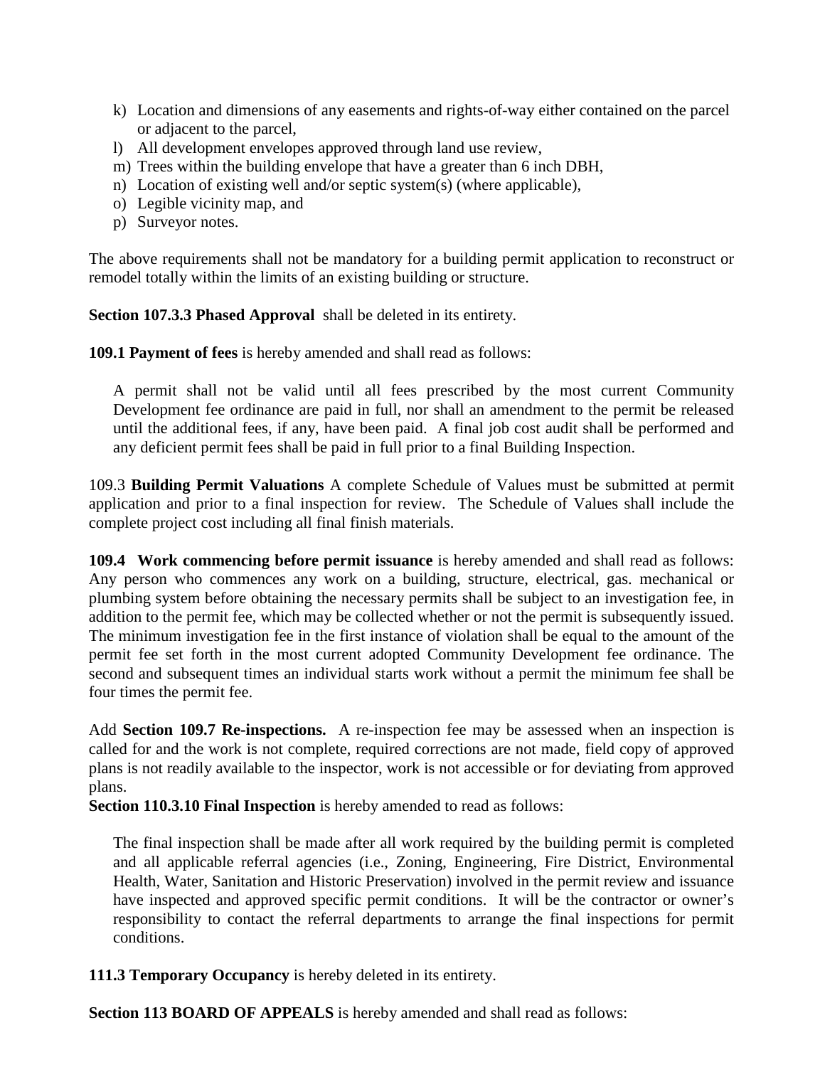k) Location and dimensions of any easements and rights-of-way either contained on the parcel or adjacent to the parcel,
l) All development envelopes approved through land use review,
m) Trees within the building envelope that have a greater than 6 inch DBH,
n) Location of existing well and/or septic system(s) (where applicable),
o) Legible vicinity map, and
p) Surveyor notes.

The above requirements shall not be mandatory for a building permit application to reconstruct or remodel totally within the limits of an existing building or structure.

**Section 107.3.3 Phased Approval** shall be deleted in its entirety.

**109.1 Payment of fees** is hereby amended and shall read as follows:

> A permit shall not be valid until all fees prescribed by the most current Community Development fee ordinance are paid in full, nor shall an amendment to the permit be released until the additional fees, if any, have been paid. A final job cost audit shall be performed and any deficient permit fees shall be paid in full prior to a final Building Inspection.

109.3 **Building Permit Valuations** A complete Schedule of Values must be submitted at permit application and prior to a final inspection for review. The Schedule of Values shall include the complete project cost including all final finish materials.

**109.4 Work commencing before permit issuance** is hereby amended and shall read as follows: Any person who commences any work on a building, structure, electrical, gas. mechanical or plumbing system before obtaining the necessary permits shall be subject to an investigation fee, in addition to the permit fee, which may be collected whether or not the permit is subsequently issued. The minimum investigation fee in the first instance of violation shall be equal to the amount of the permit fee set forth in the most current adopted Community Development fee ordinance. The second and subsequent times an individual starts work without a permit the minimum fee shall be four times the permit fee.

Add **Section 109.7 Re-inspections.** A re-inspection fee may be assessed when an inspection is called for and the work is not complete, required corrections are not made, field copy of approved plans is not readily available to the inspector, work is not accessible or for deviating from approved plans.

**Section 110.3.10 Final Inspection** is hereby amended to read as follows:

> The final inspection shall be made after all work required by the building permit is completed and all applicable referral agencies (i.e., Zoning, Engineering, Fire District, Environmental Health, Water, Sanitation and Historic Preservation) involved in the permit review and issuance have inspected and approved specific permit conditions. It will be the contractor or owner's responsibility to contact the referral departments to arrange the final inspections for permit conditions.

**111.3 Temporary Occupancy** is hereby deleted in its entirety.

**Section 113 BOARD OF APPEALS** is hereby amended and shall read as follows: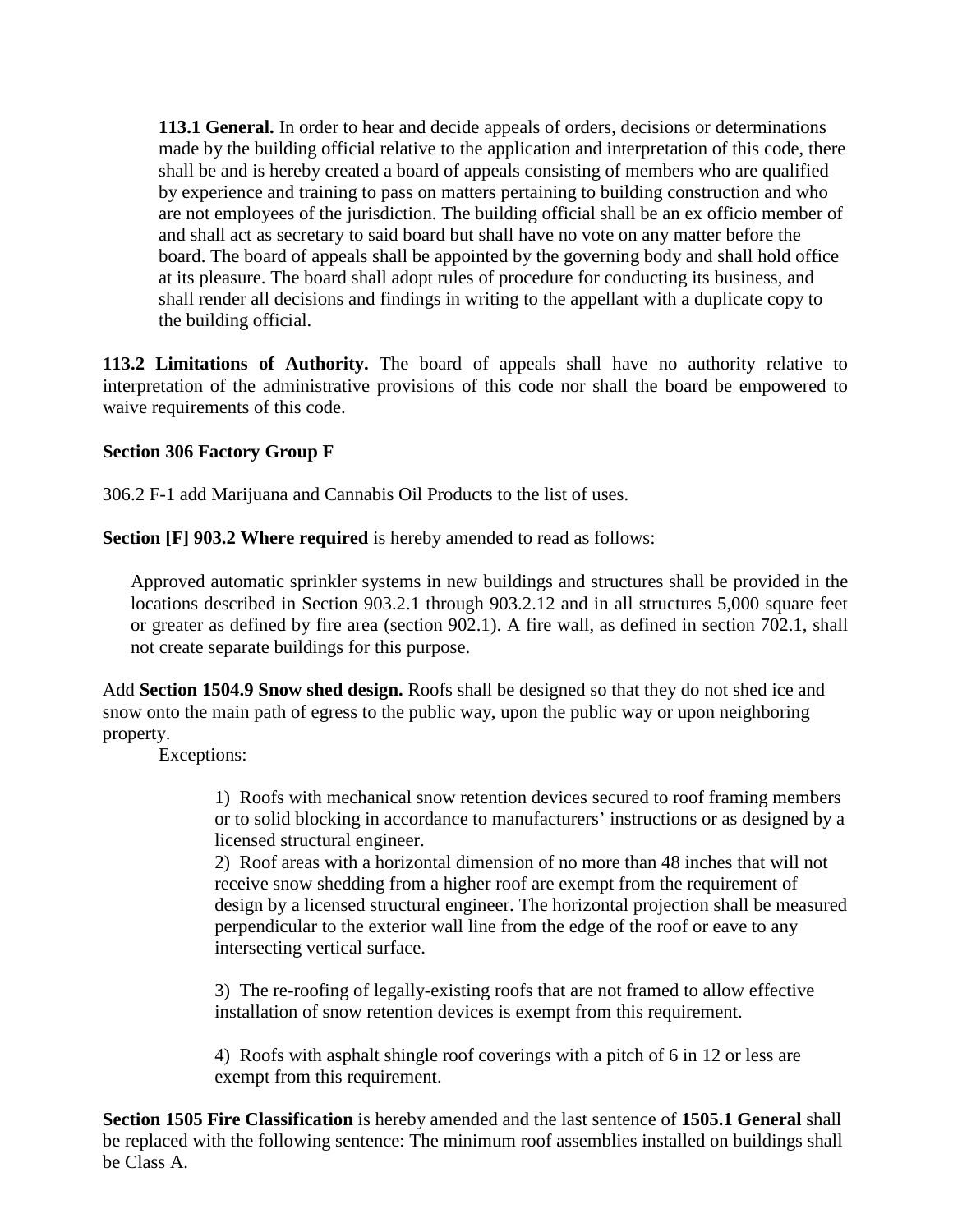**113.1 General.** In order to hear and decide appeals of orders, decisions or determinations made by the building official relative to the application and interpretation of this code, there shall be and is hereby created a board of appeals consisting of members who are qualified by experience and training to pass on matters pertaining to building construction and who are not employees of the jurisdiction. The building official shall be an ex officio member of and shall act as secretary to said board but shall have no vote on any matter before the board. The board of appeals shall be appointed by the governing body and shall hold office at its pleasure. The board shall adopt rules of procedure for conducting its business, and shall render all decisions and findings in writing to the appellant with a duplicate copy to the building official.

**113.2 Limitations of Authority.** The board of appeals shall have no authority relative to interpretation of the administrative provisions of this code nor shall the board be empowered to waive requirements of this code.

**Section 306 Factory Group F**

306.2 F-1 add Marijuana and Cannabis Oil Products to the list of uses.

**Section [F] 903.2 Where required** is hereby amended to read as follows:

Approved automatic sprinkler systems in new buildings and structures shall be provided in the locations described in Section 903.2.1 through 903.2.12 and in all structures 5,000 square feet or greater as defined by fire area (section 902.1). A fire wall, as defined in section 702.1, shall not create separate buildings for this purpose.

Add **Section 1504.9 Snow shed design.** Roofs shall be designed so that they do not shed ice and snow onto the main path of egress to the public way, upon the public way or upon neighboring property.

Exceptions:

1) Roofs with mechanical snow retention devices secured to roof framing members or to solid blocking in accordance to manufacturers' instructions or as designed by a licensed structural engineer.
2) Roof areas with a horizontal dimension of no more than 48 inches that will not receive snow shedding from a higher roof are exempt from the requirement of design by a licensed structural engineer. The horizontal projection shall be measured perpendicular to the exterior wall line from the edge of the roof or eave to any intersecting vertical surface.

3) The re-roofing of legally-existing roofs that are not framed to allow effective installation of snow retention devices is exempt from this requirement.

4) Roofs with asphalt shingle roof coverings with a pitch of 6 in 12 or less are exempt from this requirement.

**Section 1505 Fire Classification** is hereby amended and the last sentence of **1505.1 General** shall be replaced with the following sentence: The minimum roof assemblies installed on buildings shall be Class A.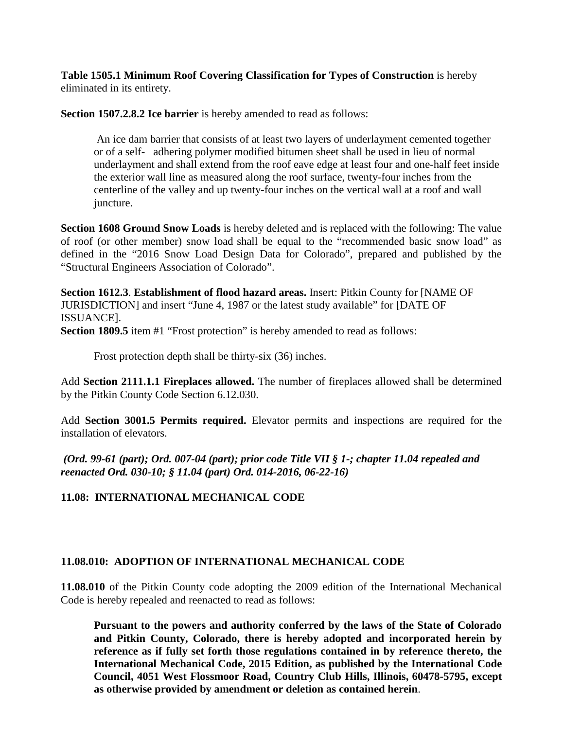**Table 1505.1 Minimum Roof Covering Classification for Types of Construction** is hereby eliminated in its entirety.

**Section 1507.2.8.2 Ice barrier** is hereby amended to read as follows:

> An ice dam barrier that consists of at least two layers of underlayment cemented together or of a self- adhering polymer modified bitumen sheet shall be used in lieu of normal underlayment and shall extend from the roof eave edge at least four and one-half feet inside the exterior wall line as measured along the roof surface, twenty-four inches from the centerline of the valley and up twenty-four inches on the vertical wall at a roof and wall juncture.

**Section 1608 Ground Snow Loads** is hereby deleted and is replaced with the following: The value of roof (or other member) snow load shall be equal to the "recommended basic snow load" as defined in the "2016 Snow Load Design Data for Colorado", prepared and published by the "Structural Engineers Association of Colorado".

**Section 1612.3**. **Establishment of flood hazard areas.** Insert: Pitkin County for [NAME OF JURISDICTION] and insert "June 4, 1987 or the latest study available" for [DATE OF ISSUANCE].

**Section 1809.5** item #1 "Frost protection" is hereby amended to read as follows:

> Frost protection depth shall be thirty-six (36) inches.

Add **Section 2111.1.1 Fireplaces allowed.** The number of fireplaces allowed shall be determined by the Pitkin County Code Section 6.12.030.

Add **Section 3001.5 Permits required.** Elevator permits and inspections are required for the installation of elevators.

***(Ord. 99-61 (part); Ord. 007-04 (part); prior code Title VII § 1-; chapter 11.04 repealed and reenacted Ord. 030-10; § 11.04 (part) Ord. 014-2016, 06-22-16)***

## 11.08: INTERNATIONAL MECHANICAL CODE

### 11.08.010: ADOPTION OF INTERNATIONAL MECHANICAL CODE

**11.08.010** of the Pitkin County code adopting the 2009 edition of the International Mechanical Code is hereby repealed and reenacted to read as follows:

> **Pursuant to the powers and authority conferred by the laws of the State of Colorado and Pitkin County, Colorado, there is hereby adopted and incorporated herein by reference as if fully set forth those regulations contained in by reference thereto, the International Mechanical Code, 2015 Edition, as published by the International Code Council, 4051 West Flossmoor Road, Country Club Hills, Illinois, 60478-5795, except as otherwise provided by amendment or deletion as contained herein**.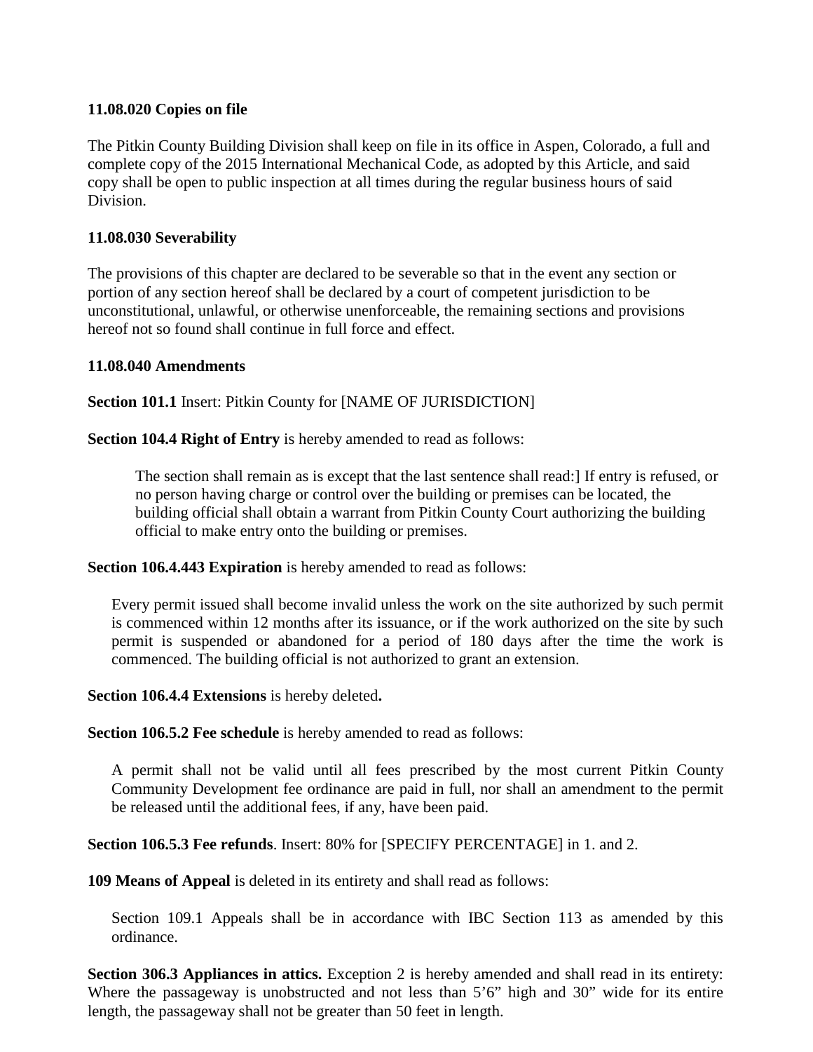**11.08.020 Copies on file**

The Pitkin County Building Division shall keep on file in its office in Aspen, Colorado, a full and complete copy of the 2015 International Mechanical Code, as adopted by this Article, and said copy shall be open to public inspection at all times during the regular business hours of said Division.

**11.08.030 Severability**

The provisions of this chapter are declared to be severable so that in the event any section or portion of any section hereof shall be declared by a court of competent jurisdiction to be unconstitutional, unlawful, or otherwise unenforceable, the remaining sections and provisions hereof not so found shall continue in full force and effect.

**11.08.040 Amendments**

**Section 101.1** Insert: Pitkin County for [NAME OF JURISDICTION]

**Section 104.4 Right of Entry** is hereby amended to read as follows:

> The section shall remain as is except that the last sentence shall read:] If entry is refused, or no person having charge or control over the building or premises can be located, the building official shall obtain a warrant from Pitkin County Court authorizing the building official to make entry onto the building or premises.

**Section 106.4.443 Expiration** is hereby amended to read as follows:

> Every permit issued shall become invalid unless the work on the site authorized by such permit is commenced within 12 months after its issuance, or if the work authorized on the site by such permit is suspended or abandoned for a period of 180 days after the time the work is commenced. The building official is not authorized to grant an extension.

**Section 106.4.4 Extensions** is hereby deleted**.**

**Section 106.5.2 Fee schedule** is hereby amended to read as follows:

> A permit shall not be valid until all fees prescribed by the most current Pitkin County Community Development fee ordinance are paid in full, nor shall an amendment to the permit be released until the additional fees, if any, have been paid.

**Section 106.5.3 Fee refunds**. Insert: 80% for [SPECIFY PERCENTAGE] in 1. and 2.

**109 Means of Appeal** is deleted in its entirety and shall read as follows:

> Section 109.1 Appeals shall be in accordance with IBC Section 113 as amended by this ordinance.

**Section 306.3 Appliances in attics.** Exception 2 is hereby amended and shall read in its entirety: Where the passageway is unobstructed and not less than 5'6" high and 30" wide for its entire length, the passageway shall not be greater than 50 feet in length.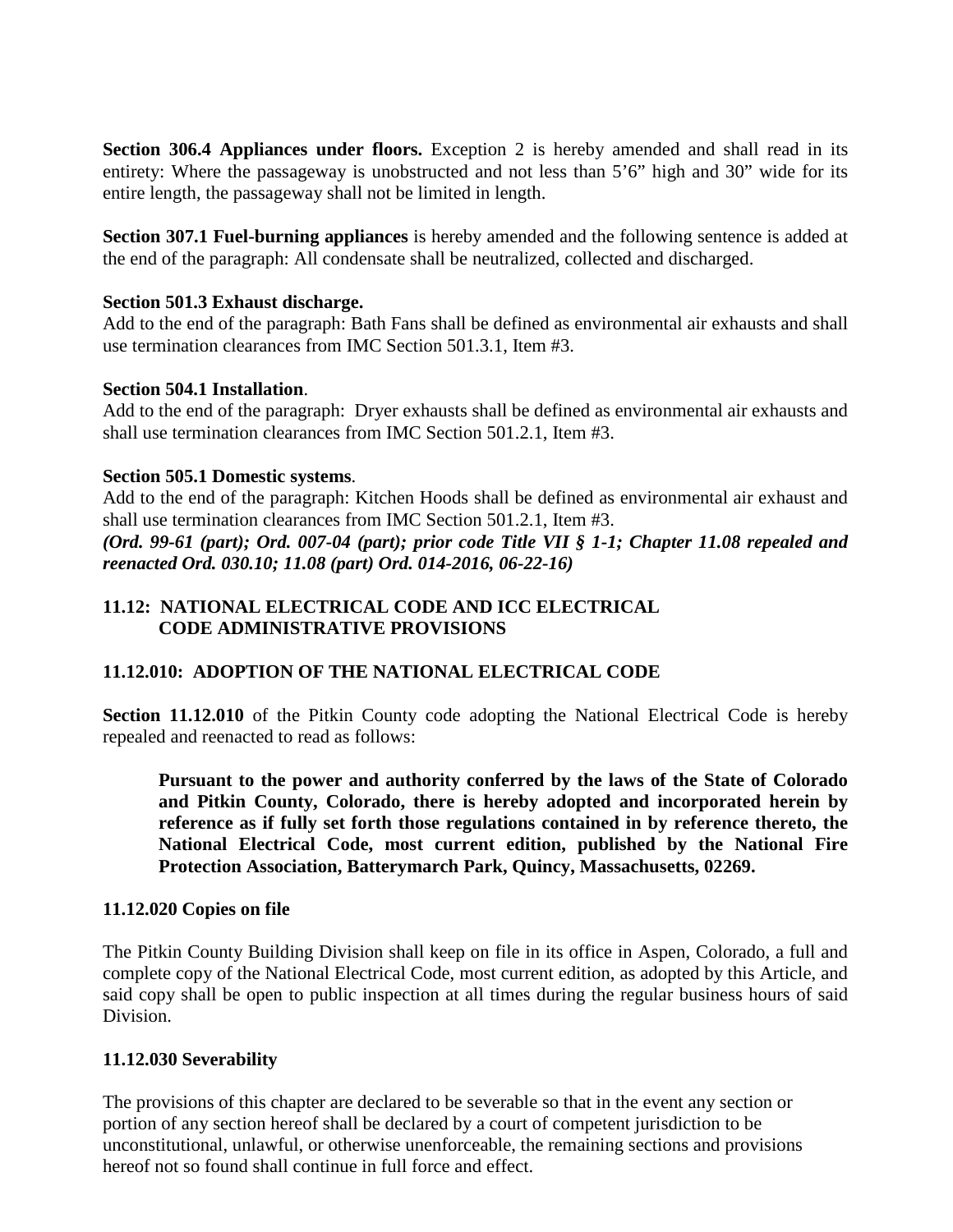**Section 306.4 Appliances under floors.** Exception 2 is hereby amended and shall read in its entirety: Where the passageway is unobstructed and not less than 5'6" high and 30" wide for its entire length, the passageway shall not be limited in length.

**Section 307.1 Fuel-burning appliances** is hereby amended and the following sentence is added at the end of the paragraph: All condensate shall be neutralized, collected and discharged.

**Section 501.3 Exhaust discharge.**
Add to the end of the paragraph: Bath Fans shall be defined as environmental air exhausts and shall use termination clearances from IMC Section 501.3.1, Item #3.

**Section 504.1 Installation**.
Add to the end of the paragraph: Dryer exhausts shall be defined as environmental air exhausts and shall use termination clearances from IMC Section 501.2.1, Item #3.

**Section 505.1 Domestic systems**.
Add to the end of the paragraph: Kitchen Hoods shall be defined as environmental air exhaust and shall use termination clearances from IMC Section 501.2.1, Item #3.
***(Ord. 99-61 (part); Ord. 007-04 (part); prior code Title VII § 1-1; Chapter 11.08 repealed and reenacted Ord. 030.10; 11.08 (part) Ord. 014-2016, 06-22-16)***

## 11.12: NATIONAL ELECTRICAL CODE AND ICC ELECTRICAL CODE ADMINISTRATIVE PROVISIONS

### 11.12.010: ADOPTION OF THE NATIONAL ELECTRICAL CODE

**Section 11.12.010** of the Pitkin County code adopting the National Electrical Code is hereby repealed and reenacted to read as follows:

> **Pursuant to the power and authority conferred by the laws of the State of Colorado and Pitkin County, Colorado, there is hereby adopted and incorporated herein by reference as if fully set forth those regulations contained in by reference thereto, the National Electrical Code, most current edition, published by the National Fire Protection Association, Batterymarch Park, Quincy, Massachusetts, 02269.**

### 11.12.020 Copies on file

The Pitkin County Building Division shall keep on file in its office in Aspen, Colorado, a full and complete copy of the National Electrical Code, most current edition, as adopted by this Article, and said copy shall be open to public inspection at all times during the regular business hours of said Division.

### 11.12.030 Severability

The provisions of this chapter are declared to be severable so that in the event any section or portion of any section hereof shall be declared by a court of competent jurisdiction to be unconstitutional, unlawful, or otherwise unenforceable, the remaining sections and provisions hereof not so found shall continue in full force and effect.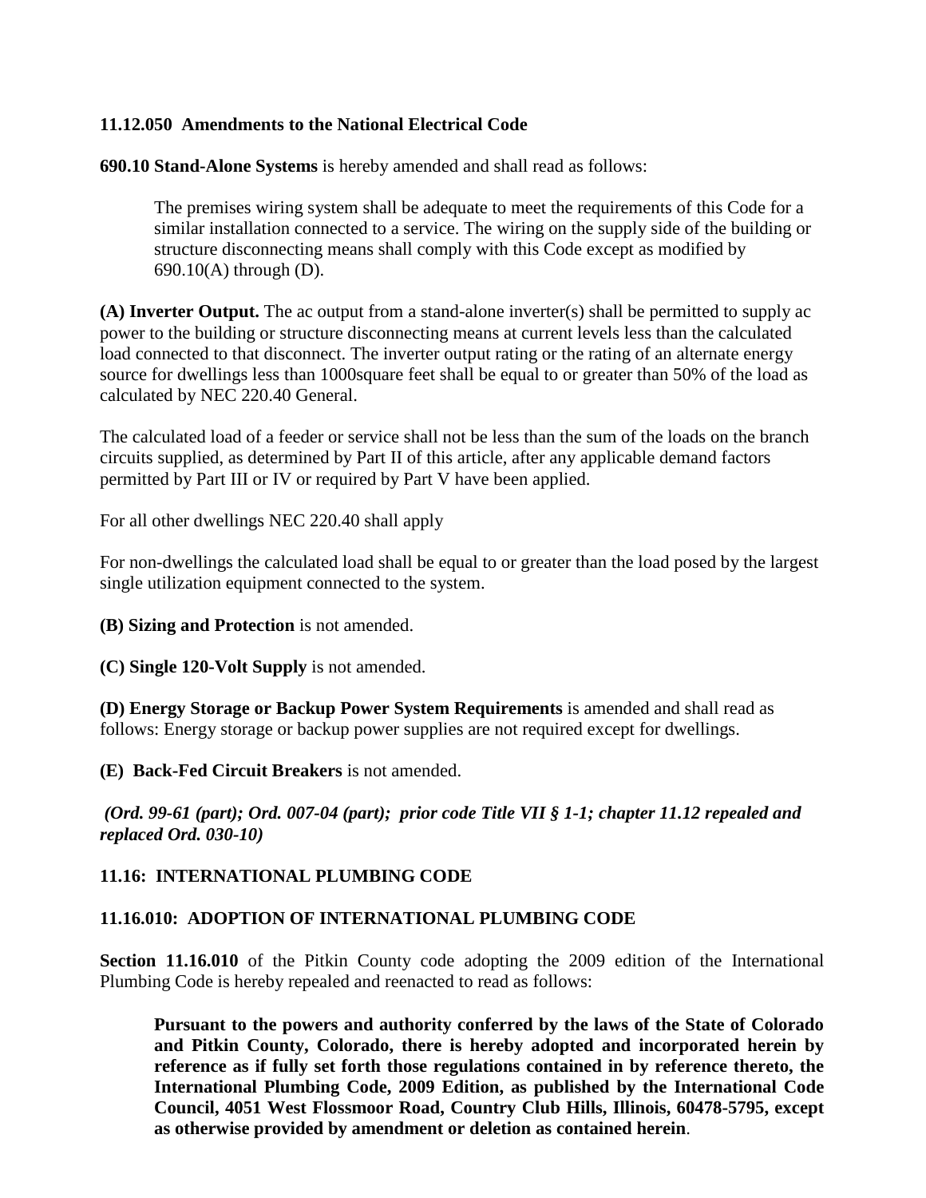**11.12.050 Amendments to the National Electrical Code**

**690.10 Stand-Alone Systems** is hereby amended and shall read as follows:

> The premises wiring system shall be adequate to meet the requirements of this Code for a similar installation connected to a service. The wiring on the supply side of the building or structure disconnecting means shall comply with this Code except as modified by 690.10(A) through (D).

**(A) Inverter Output.** The ac output from a stand-alone inverter(s) shall be permitted to supply ac power to the building or structure disconnecting means at current levels less than the calculated load connected to that disconnect. The inverter output rating or the rating of an alternate energy source for dwellings less than 1000square feet shall be equal to or greater than 50% of the load as calculated by NEC 220.40 General.

The calculated load of a feeder or service shall not be less than the sum of the loads on the branch circuits supplied, as determined by Part II of this article, after any applicable demand factors permitted by Part III or IV or required by Part V have been applied.

For all other dwellings NEC 220.40 shall apply

For non-dwellings the calculated load shall be equal to or greater than the load posed by the largest single utilization equipment connected to the system.

**(B) Sizing and Protection** is not amended.

**(C) Single 120-Volt Supply** is not amended.

**(D) Energy Storage or Backup Power System Requirements** is amended and shall read as follows: Energy storage or backup power supplies are not required except for dwellings.

**(E) Back-Fed Circuit Breakers** is not amended.

***(Ord. 99-61 (part); Ord. 007-04 (part); prior code Title VII § 1-1; chapter 11.12 repealed and replaced Ord. 030-10)***

**11.16: INTERNATIONAL PLUMBING CODE**

**11.16.010: ADOPTION OF INTERNATIONAL PLUMBING CODE**

**Section 11.16.010** of the Pitkin County code adopting the 2009 edition of the International Plumbing Code is hereby repealed and reenacted to read as follows:

> **Pursuant to the powers and authority conferred by the laws of the State of Colorado and Pitkin County, Colorado, there is hereby adopted and incorporated herein by reference as if fully set forth those regulations contained in by reference thereto, the International Plumbing Code, 2009 Edition, as published by the International Code Council, 4051 West Flossmoor Road, Country Club Hills, Illinois, 60478-5795, except as otherwise provided by amendment or deletion as contained herein**.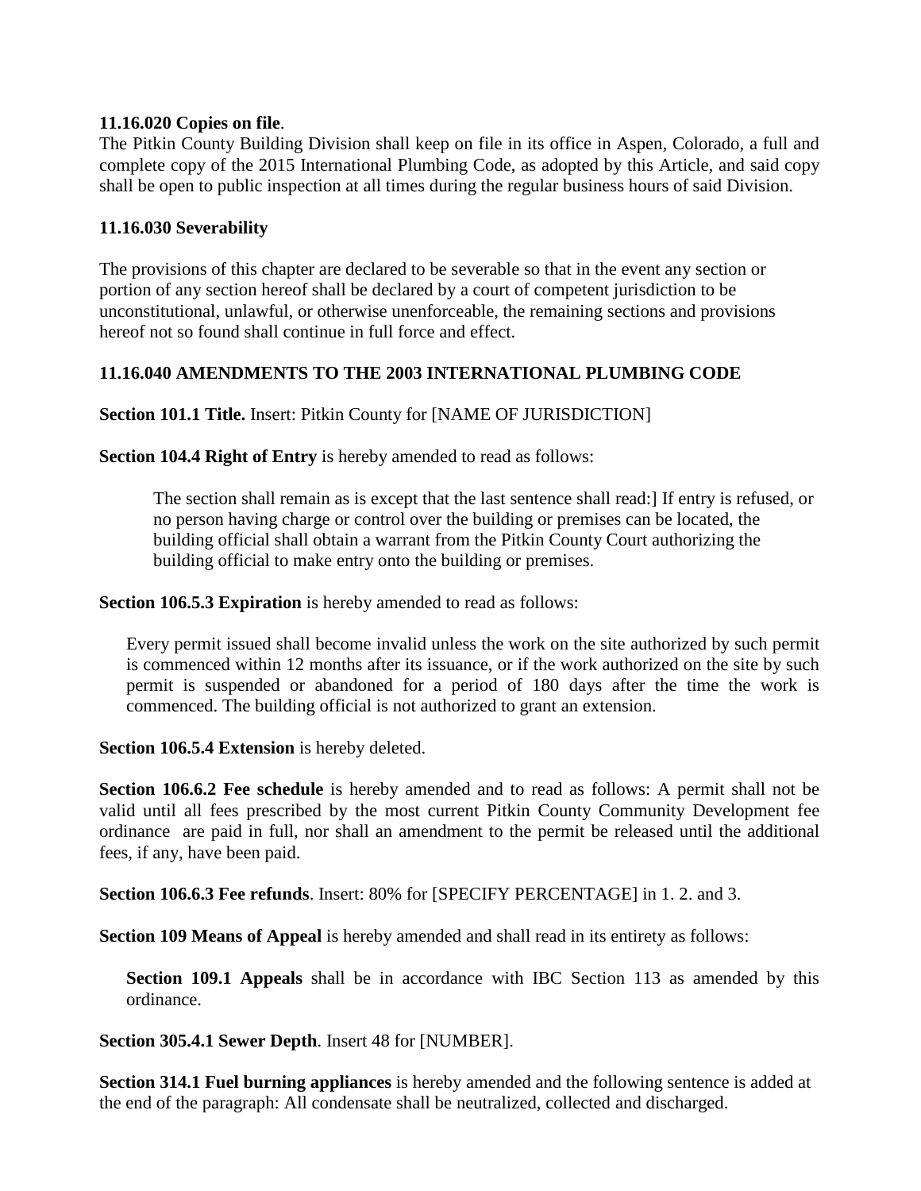**11.16.020 Copies on file**.

The Pitkin County Building Division shall keep on file in its office in Aspen, Colorado, a full and complete copy of the 2015 International Plumbing Code, as adopted by this Article, and said copy shall be open to public inspection at all times during the regular business hours of said Division.

**11.16.030 Severability**

The provisions of this chapter are declared to be severable so that in the event any section or portion of any section hereof shall be declared by a court of competent jurisdiction to be unconstitutional, unlawful, or otherwise unenforceable, the remaining sections and provisions hereof not so found shall continue in full force and effect.

**11.16.040 AMENDMENTS TO THE 2003 INTERNATIONAL PLUMBING CODE**

**Section 101.1 Title.** Insert: Pitkin County for [NAME OF JURISDICTION]

**Section 104.4 Right of Entry** is hereby amended to read as follows:

> The section shall remain as is except that the last sentence shall read:] If entry is refused, or no person having charge or control over the building or premises can be located, the building official shall obtain a warrant from the Pitkin County Court authorizing the building official to make entry onto the building or premises.

**Section 106.5.3 Expiration** is hereby amended to read as follows:

> Every permit issued shall become invalid unless the work on the site authorized by such permit is commenced within 12 months after its issuance, or if the work authorized on the site by such permit is suspended or abandoned for a period of 180 days after the time the work is commenced. The building official is not authorized to grant an extension.

**Section 106.5.4 Extension** is hereby deleted.

**Section 106.6.2 Fee schedule** is hereby amended and to read as follows: A permit shall not be valid until all fees prescribed by the most current Pitkin County Community Development fee ordinance are paid in full, nor shall an amendment to the permit be released until the additional fees, if any, have been paid.

**Section 106.6.3 Fee refunds**. Insert: 80% for [SPECIFY PERCENTAGE] in 1. 2. and 3.

**Section 109 Means of Appeal** is hereby amended and shall read in its entirety as follows:

> **Section 109.1 Appeals** shall be in accordance with IBC Section 113 as amended by this ordinance.

**Section 305.4.1 Sewer Depth**. Insert 48 for [NUMBER].

**Section 314.1 Fuel burning appliances** is hereby amended and the following sentence is added at the end of the paragraph: All condensate shall be neutralized, collected and discharged.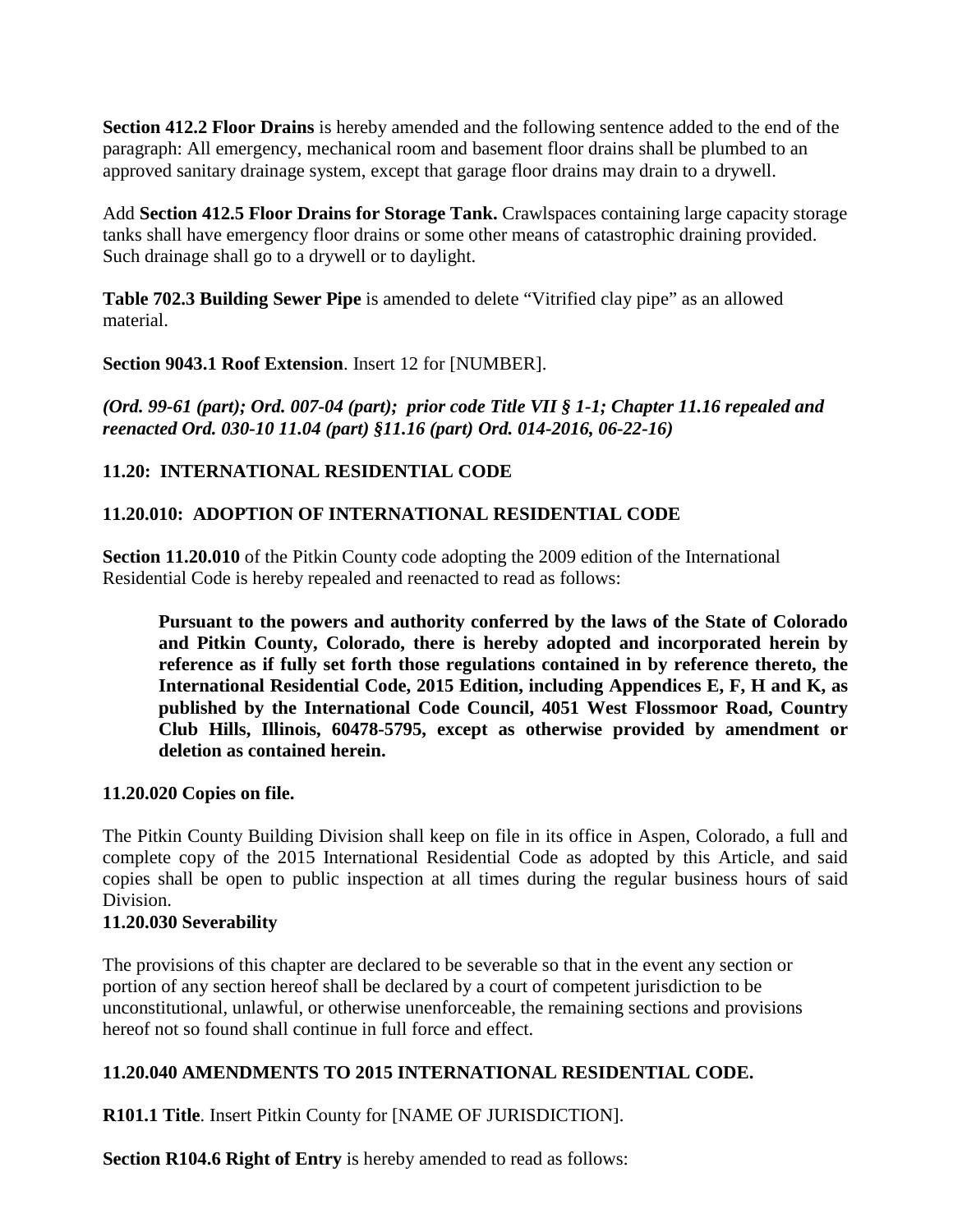**Section 412.2 Floor Drains** is hereby amended and the following sentence added to the end of the paragraph: All emergency, mechanical room and basement floor drains shall be plumbed to an approved sanitary drainage system, except that garage floor drains may drain to a drywell.

Add **Section 412.5 Floor Drains for Storage Tank.** Crawlspaces containing large capacity storage tanks shall have emergency floor drains or some other means of catastrophic draining provided. Such drainage shall go to a drywell or to daylight.

**Table 702.3 Building Sewer Pipe** is amended to delete "Vitrified clay pipe" as an allowed material.

**Section 9043.1 Roof Extension**. Insert 12 for [NUMBER].

***(Ord. 99-61 (part); Ord. 007-04 (part); prior code Title VII § 1-1; Chapter 11.16 repealed and reenacted Ord. 030-10 11.04 (part) §11.16 (part) Ord. 014-2016, 06-22-16)***

## 11.20: INTERNATIONAL RESIDENTIAL CODE

### 11.20.010: ADOPTION OF INTERNATIONAL RESIDENTIAL CODE

**Section 11.20.010** of the Pitkin County code adopting the 2009 edition of the International Residential Code is hereby repealed and reenacted to read as follows:

> **Pursuant to the powers and authority conferred by the laws of the State of Colorado and Pitkin County, Colorado, there is hereby adopted and incorporated herein by reference as if fully set forth those regulations contained in by reference thereto, the International Residential Code, 2015 Edition, including Appendices E, F, H and K, as published by the International Code Council, 4051 West Flossmoor Road, Country Club Hills, Illinois, 60478-5795, except as otherwise provided by amendment or deletion as contained herein.**

### 11.20.020 Copies on file.

The Pitkin County Building Division shall keep on file in its office in Aspen, Colorado, a full and complete copy of the 2015 International Residential Code as adopted by this Article, and said copies shall be open to public inspection at all times during the regular business hours of said Division.

### 11.20.030 Severability

The provisions of this chapter are declared to be severable so that in the event any section or portion of any section hereof shall be declared by a court of competent jurisdiction to be unconstitutional, unlawful, or otherwise unenforceable, the remaining sections and provisions hereof not so found shall continue in full force and effect.

### 11.20.040 AMENDMENTS TO 2015 INTERNATIONAL RESIDENTIAL CODE.

**R101.1 Title**. Insert Pitkin County for [NAME OF JURISDICTION].

**Section R104.6 Right of Entry** is hereby amended to read as follows: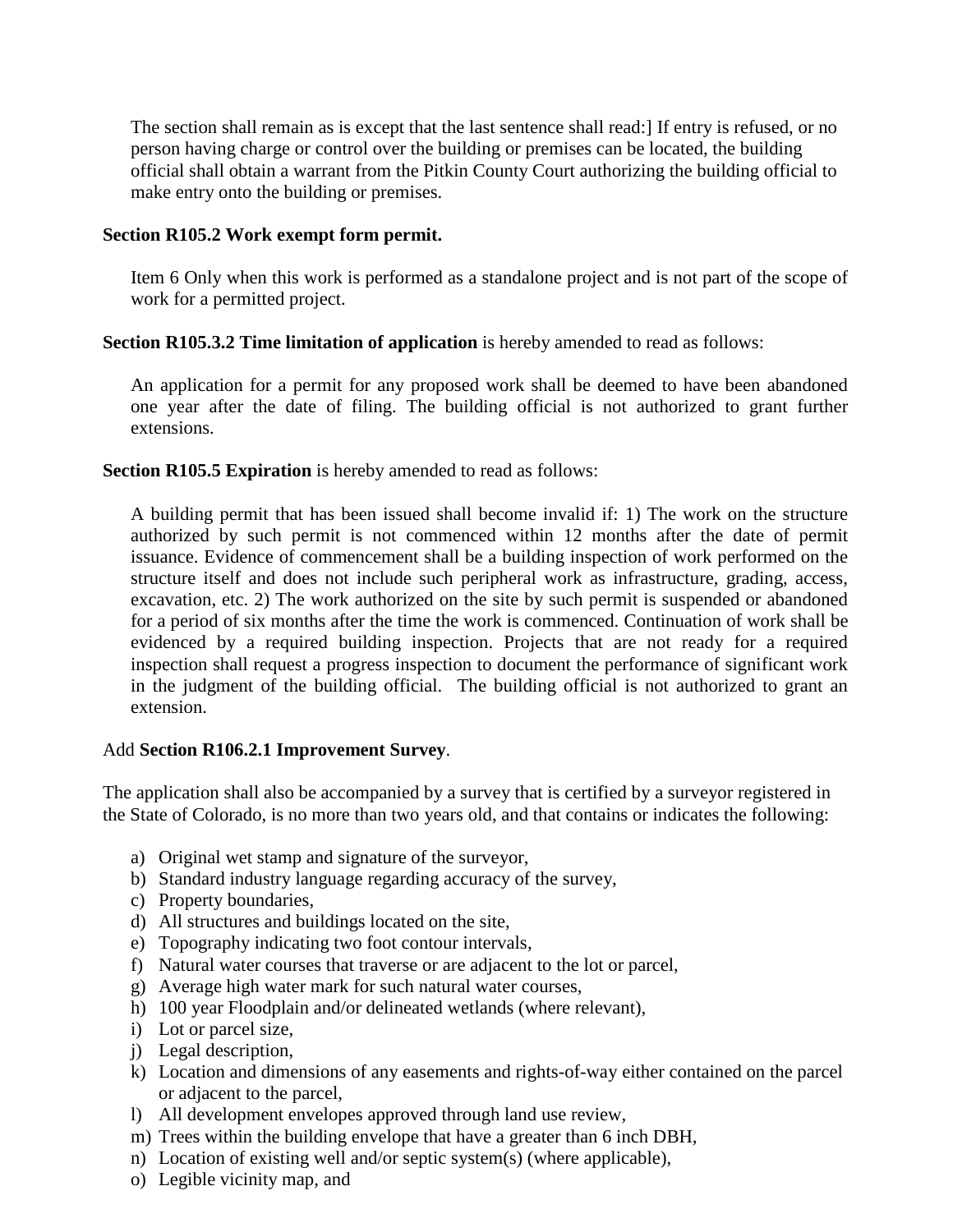The section shall remain as is except that the last sentence shall read:] If entry is refused, or no person having charge or control over the building or premises can be located, the building official shall obtain a warrant from the Pitkin County Court authorizing the building official to make entry onto the building or premises.

**Section R105.2 Work exempt form permit.**

Item 6 Only when this work is performed as a standalone project and is not part of the scope of work for a permitted project.

**Section R105.3.2 Time limitation of application** is hereby amended to read as follows:

An application for a permit for any proposed work shall be deemed to have been abandoned one year after the date of filing. The building official is not authorized to grant further extensions.

**Section R105.5 Expiration** is hereby amended to read as follows:

A building permit that has been issued shall become invalid if: 1) The work on the structure authorized by such permit is not commenced within 12 months after the date of permit issuance. Evidence of commencement shall be a building inspection of work performed on the structure itself and does not include such peripheral work as infrastructure, grading, access, excavation, etc. 2) The work authorized on the site by such permit is suspended or abandoned for a period of six months after the time the work is commenced. Continuation of work shall be evidenced by a required building inspection. Projects that are not ready for a required inspection shall request a progress inspection to document the performance of significant work in the judgment of the building official. The building official is not authorized to grant an extension.

Add **Section R106.2.1 Improvement Survey**.

The application shall also be accompanied by a survey that is certified by a surveyor registered in the State of Colorado, is no more than two years old, and that contains or indicates the following:

a) Original wet stamp and signature of the surveyor,
b) Standard industry language regarding accuracy of the survey,
c) Property boundaries,
d) All structures and buildings located on the site,
e) Topography indicating two foot contour intervals,
f) Natural water courses that traverse or are adjacent to the lot or parcel,
g) Average high water mark for such natural water courses,
h) 100 year Floodplain and/or delineated wetlands (where relevant),
i) Lot or parcel size,
j) Legal description,
k) Location and dimensions of any easements and rights-of-way either contained on the parcel or adjacent to the parcel,
l) All development envelopes approved through land use review,
m) Trees within the building envelope that have a greater than 6 inch DBH,
n) Location of existing well and/or septic system(s) (where applicable),
o) Legible vicinity map, and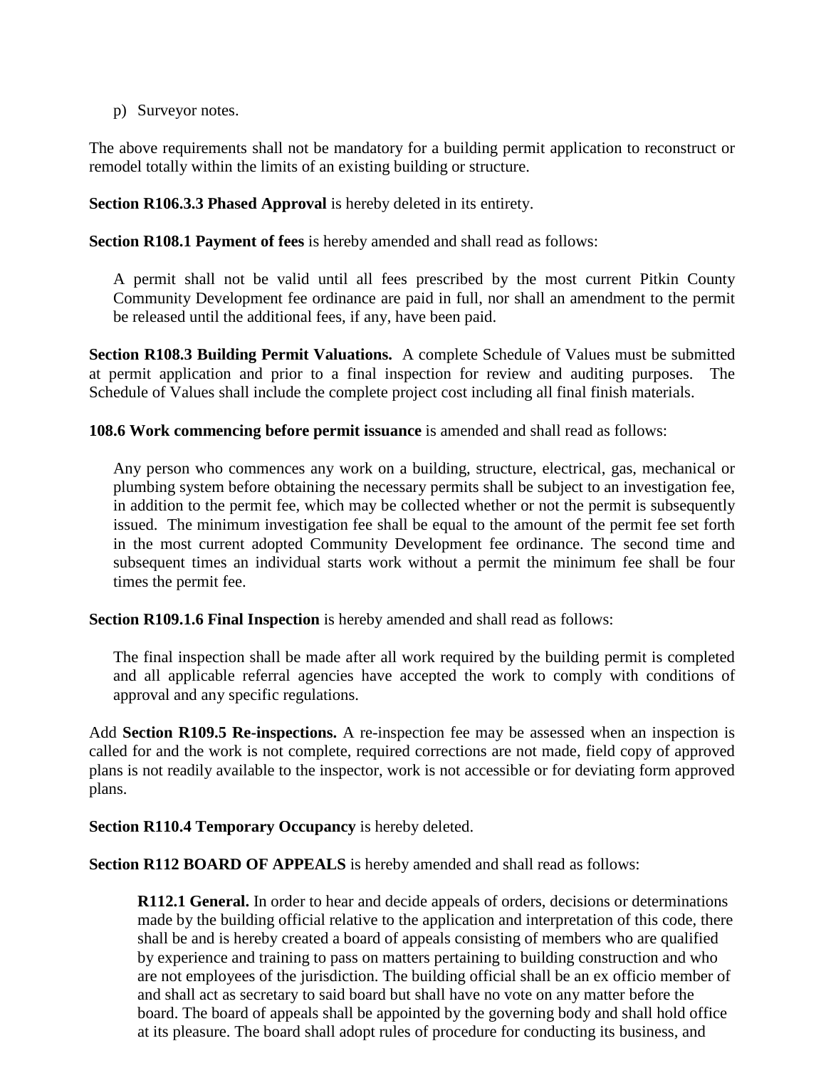p) Surveyor notes.

The above requirements shall not be mandatory for a building permit application to reconstruct or remodel totally within the limits of an existing building or structure.

**Section R106.3.3 Phased Approval** is hereby deleted in its entirety.

**Section R108.1 Payment of fees** is hereby amended and shall read as follows:

> A permit shall not be valid until all fees prescribed by the most current Pitkin County Community Development fee ordinance are paid in full, nor shall an amendment to the permit be released until the additional fees, if any, have been paid.

**Section R108.3 Building Permit Valuations.** A complete Schedule of Values must be submitted at permit application and prior to a final inspection for review and auditing purposes. The Schedule of Values shall include the complete project cost including all final finish materials.

**108.6 Work commencing before permit issuance** is amended and shall read as follows:

> Any person who commences any work on a building, structure, electrical, gas, mechanical or plumbing system before obtaining the necessary permits shall be subject to an investigation fee, in addition to the permit fee, which may be collected whether or not the permit is subsequently issued. The minimum investigation fee shall be equal to the amount of the permit fee set forth in the most current adopted Community Development fee ordinance. The second time and subsequent times an individual starts work without a permit the minimum fee shall be four times the permit fee.

**Section R109.1.6 Final Inspection** is hereby amended and shall read as follows:

> The final inspection shall be made after all work required by the building permit is completed and all applicable referral agencies have accepted the work to comply with conditions of approval and any specific regulations.

Add **Section R109.5 Re-inspections.** A re-inspection fee may be assessed when an inspection is called for and the work is not complete, required corrections are not made, field copy of approved plans is not readily available to the inspector, work is not accessible or for deviating form approved plans.

**Section R110.4 Temporary Occupancy** is hereby deleted.

**Section R112 BOARD OF APPEALS** is hereby amended and shall read as follows:

> **R112.1 General.** In order to hear and decide appeals of orders, decisions or determinations made by the building official relative to the application and interpretation of this code, there shall be and is hereby created a board of appeals consisting of members who are qualified by experience and training to pass on matters pertaining to building construction and who are not employees of the jurisdiction. The building official shall be an ex officio member of and shall act as secretary to said board but shall have no vote on any matter before the board. The board of appeals shall be appointed by the governing body and shall hold office at its pleasure. The board shall adopt rules of procedure for conducting its business, and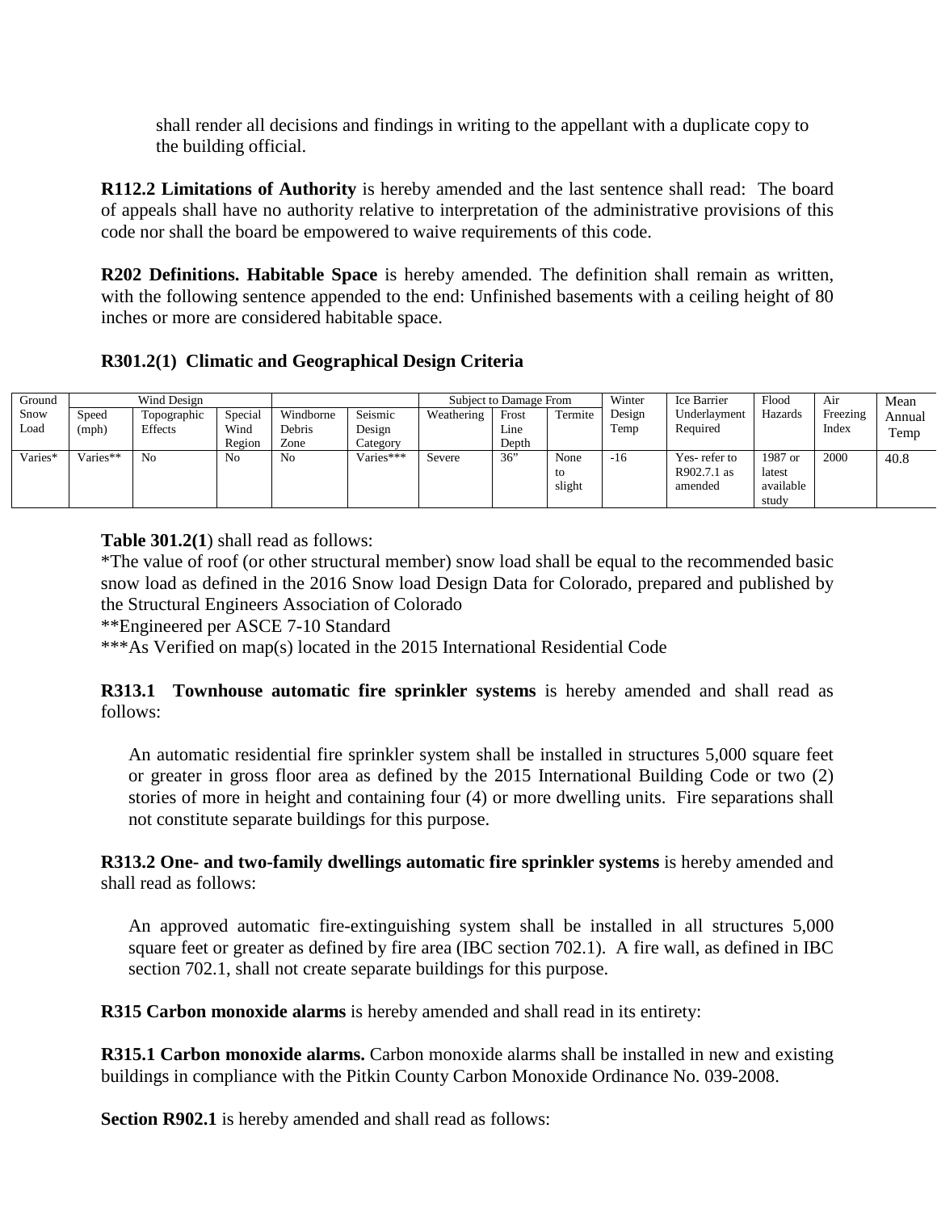shall render all decisions and findings in writing to the appellant with a duplicate copy to the building official.

**R112.2 Limitations of Authority** is hereby amended and the last sentence shall read: The board of appeals shall have no authority relative to interpretation of the administrative provisions of this code nor shall the board be empowered to waive requirements of this code.

**R202 Definitions. Habitable Space** is hereby amended. The definition shall remain as written, with the following sentence appended to the end: Unfinished basements with a ceiling height of 80 inches or more are considered habitable space.

**R301.2(1) Climatic and Geographical Design Criteria**

| Ground Snow Load | Wind Design | | | | Seismic Design Category | Subject to Damage From | | | Winter Design Temp | Ice Barrier Underlayment Required | Flood Hazards | Air Freezing Index | Mean Annual Temp |
|---|---|---|---|---|---|---|---|---|---|---|---|---|---|
| | Speed (mph) | Topographic Effects | Special Wind Region | Windborne Debris Zone | | Weathering | Frost Line Depth | Termite | | | | | |
| Varies* | Varies** | No | No | No | Varies*** | Severe | 36" | None to slight | -16 | Yes- refer to R902.7.1 as amended | 1987 or latest available study | 2000 | 40.8 |

**Table 301.2(1**) shall read as follows:
*The value of roof (or other structural member) snow load shall be equal to the recommended basic snow load as defined in the 2016 Snow load Design Data for Colorado, prepared and published by the Structural Engineers Association of Colorado
**Engineered per ASCE 7-10 Standard
***As Verified on map(s) located in the 2015 International Residential Code

**R313.1 Townhouse automatic fire sprinkler systems** is hereby amended and shall read as follows:

> An automatic residential fire sprinkler system shall be installed in structures 5,000 square feet or greater in gross floor area as defined by the 2015 International Building Code or two (2) stories of more in height and containing four (4) or more dwelling units. Fire separations shall not constitute separate buildings for this purpose.

**R313.2 One- and two-family dwellings automatic fire sprinkler systems** is hereby amended and shall read as follows:

> An approved automatic fire-extinguishing system shall be installed in all structures 5,000 square feet or greater as defined by fire area (IBC section 702.1). A fire wall, as defined in IBC section 702.1, shall not create separate buildings for this purpose.

**R315 Carbon monoxide alarms** is hereby amended and shall read in its entirety:

**R315.1 Carbon monoxide alarms.** Carbon monoxide alarms shall be installed in new and existing buildings in compliance with the Pitkin County Carbon Monoxide Ordinance No. 039-2008.

**Section R902.1** is hereby amended and shall read as follows: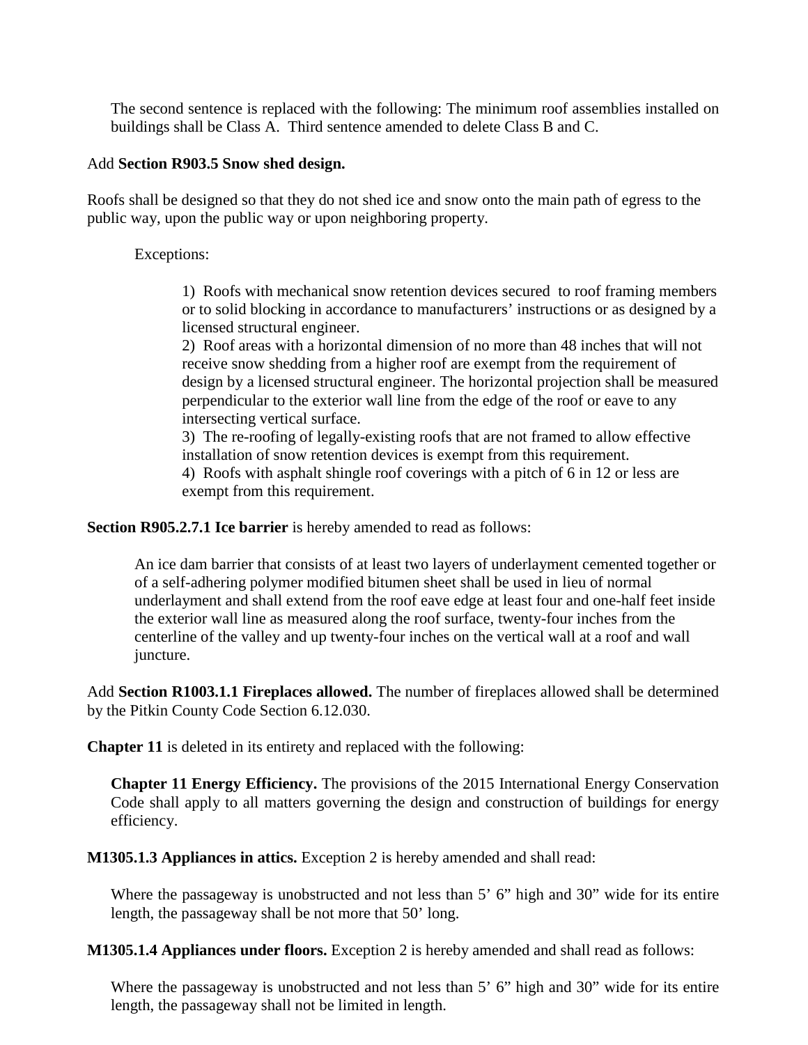The second sentence is replaced with the following: The minimum roof assemblies installed on buildings shall be Class A. Third sentence amended to delete Class B and C.

Add **Section R903.5 Snow shed design.**

Roofs shall be designed so that they do not shed ice and snow onto the main path of egress to the public way, upon the public way or upon neighboring property.

Exceptions:

1) Roofs with mechanical snow retention devices secured to roof framing members or to solid blocking in accordance to manufacturers' instructions or as designed by a licensed structural engineer.
2) Roof areas with a horizontal dimension of no more than 48 inches that will not receive snow shedding from a higher roof are exempt from the requirement of design by a licensed structural engineer. The horizontal projection shall be measured perpendicular to the exterior wall line from the edge of the roof or eave to any intersecting vertical surface.
3) The re-roofing of legally-existing roofs that are not framed to allow effective installation of snow retention devices is exempt from this requirement.
4) Roofs with asphalt shingle roof coverings with a pitch of 6 in 12 or less are exempt from this requirement.

**Section R905.2.7.1 Ice barrier** is hereby amended to read as follows:

An ice dam barrier that consists of at least two layers of underlayment cemented together or of a self-adhering polymer modified bitumen sheet shall be used in lieu of normal underlayment and shall extend from the roof eave edge at least four and one-half feet inside the exterior wall line as measured along the roof surface, twenty-four inches from the centerline of the valley and up twenty-four inches on the vertical wall at a roof and wall juncture.

Add **Section R1003.1.1 Fireplaces allowed.** The number of fireplaces allowed shall be determined by the Pitkin County Code Section 6.12.030.

**Chapter 11** is deleted in its entirety and replaced with the following:

**Chapter 11 Energy Efficiency.** The provisions of the 2015 International Energy Conservation Code shall apply to all matters governing the design and construction of buildings for energy efficiency.

**M1305.1.3 Appliances in attics.** Exception 2 is hereby amended and shall read:

Where the passageway is unobstructed and not less than 5' 6" high and 30" wide for its entire length, the passageway shall be not more that 50' long.

**M1305.1.4 Appliances under floors.** Exception 2 is hereby amended and shall read as follows:

Where the passageway is unobstructed and not less than 5' 6" high and 30" wide for its entire length, the passageway shall not be limited in length.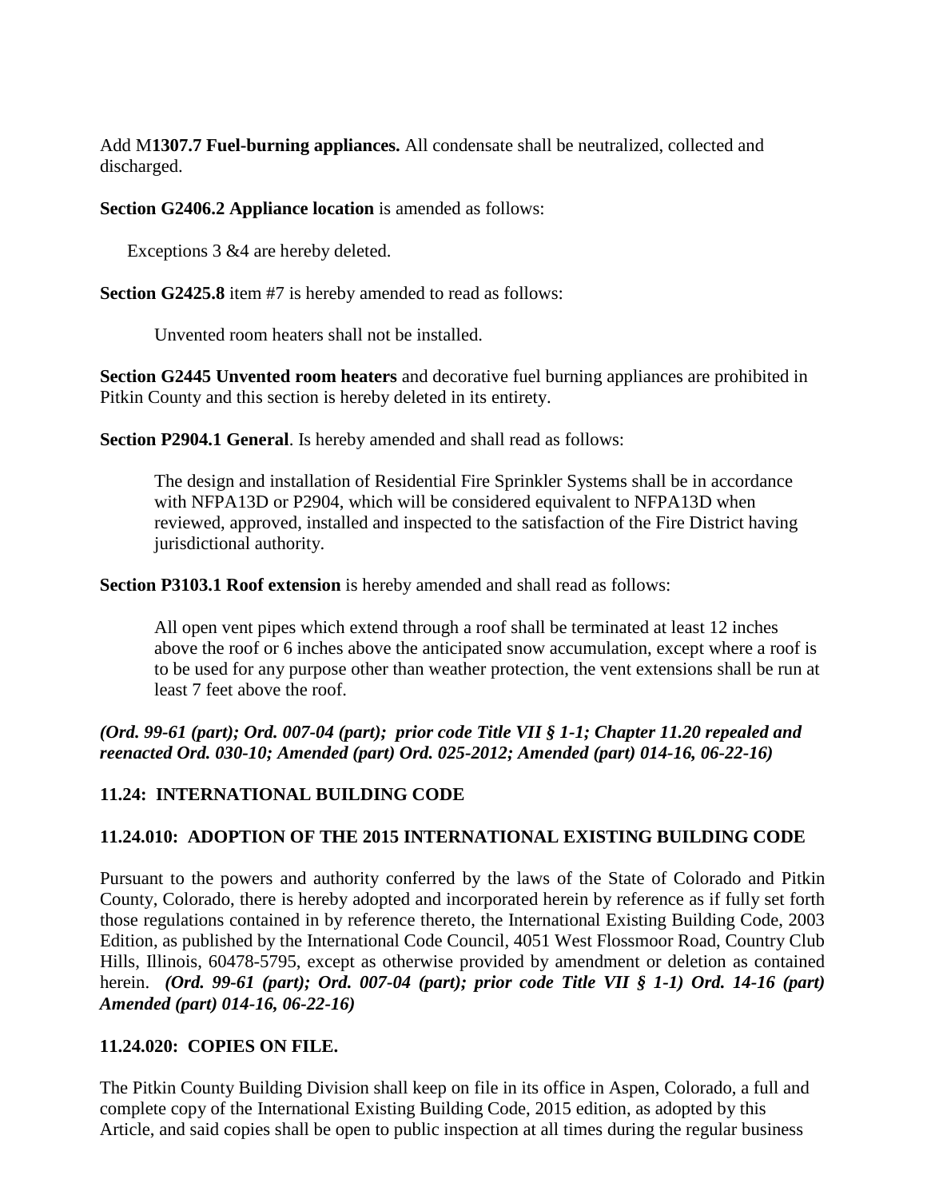Add M**1307.7 Fuel-burning appliances.** All condensate shall be neutralized, collected and discharged.

**Section G2406.2 Appliance location** is amended as follows:

Exceptions 3 &4 are hereby deleted.

**Section G2425.8** item #7 is hereby amended to read as follows:

Unvented room heaters shall not be installed.

**Section G2445 Unvented room heaters** and decorative fuel burning appliances are prohibited in Pitkin County and this section is hereby deleted in its entirety.

**Section P2904.1 General**. Is hereby amended and shall read as follows:

The design and installation of Residential Fire Sprinkler Systems shall be in accordance with NFPA13D or P2904, which will be considered equivalent to NFPA13D when reviewed, approved, installed and inspected to the satisfaction of the Fire District having jurisdictional authority.

**Section P3103.1 Roof extension** is hereby amended and shall read as follows:

All open vent pipes which extend through a roof shall be terminated at least 12 inches above the roof or 6 inches above the anticipated snow accumulation, except where a roof is to be used for any purpose other than weather protection, the vent extensions shall be run at least 7 feet above the roof.

***(Ord. 99-61 (part); Ord. 007-04 (part); prior code Title VII § 1-1; Chapter 11.20 repealed and reenacted Ord. 030-10; Amended (part) Ord. 025-2012; Amended (part) 014-16, 06-22-16)***

## 11.24: INTERNATIONAL BUILDING CODE

### 11.24.010: ADOPTION OF THE 2015 INTERNATIONAL EXISTING BUILDING CODE

Pursuant to the powers and authority conferred by the laws of the State of Colorado and Pitkin County, Colorado, there is hereby adopted and incorporated herein by reference as if fully set forth those regulations contained in by reference thereto, the International Existing Building Code, 2003 Edition, as published by the International Code Council, 4051 West Flossmoor Road, Country Club Hills, Illinois, 60478-5795, except as otherwise provided by amendment or deletion as contained herein. ***(Ord. 99-61 (part); Ord. 007-04 (part); prior code Title VII § 1-1) Ord. 14-16 (part) Amended (part) 014-16, 06-22-16)***

### 11.24.020: COPIES ON FILE.

The Pitkin County Building Division shall keep on file in its office in Aspen, Colorado, a full and complete copy of the International Existing Building Code, 2015 edition, as adopted by this Article, and said copies shall be open to public inspection at all times during the regular business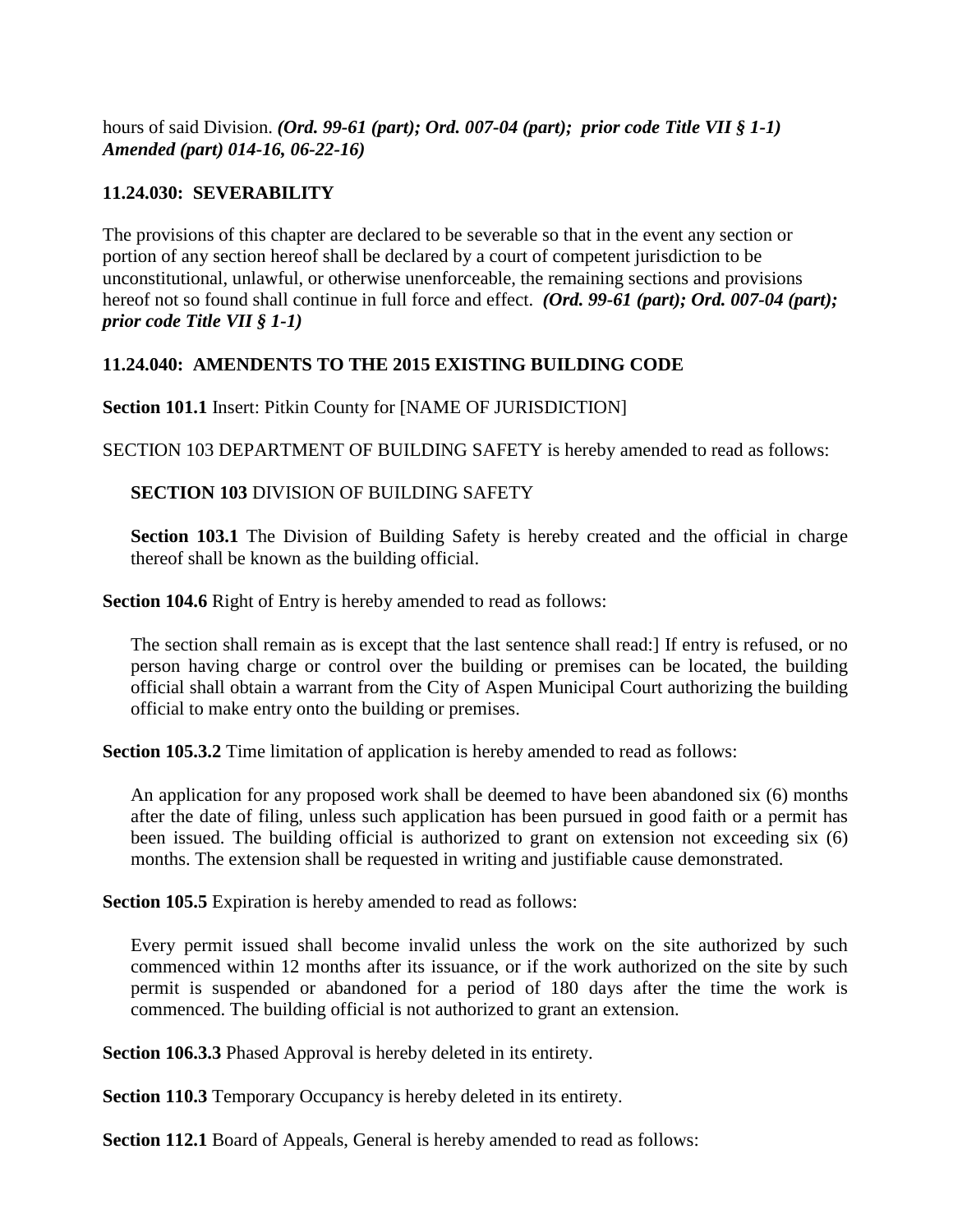hours of said Division. ***(Ord. 99-61 (part); Ord. 007-04 (part); prior code Title VII § 1-1) Amended (part) 014-16, 06-22-16)***

### 11.24.030: SEVERABILITY

The provisions of this chapter are declared to be severable so that in the event any section or portion of any section hereof shall be declared by a court of competent jurisdiction to be unconstitutional, unlawful, or otherwise unenforceable, the remaining sections and provisions hereof not so found shall continue in full force and effect. ***(Ord. 99-61 (part); Ord. 007-04 (part); prior code Title VII § 1-1)***

### 11.24.040: AMENDENTS TO THE 2015 EXISTING BUILDING CODE

**Section 101.1** Insert: Pitkin County for [NAME OF JURISDICTION]

SECTION 103 DEPARTMENT OF BUILDING SAFETY is hereby amended to read as follows:

> **SECTION 103** DIVISION OF BUILDING SAFETY
>
> **Section 103.1** The Division of Building Safety is hereby created and the official in charge thereof shall be known as the building official.

**Section 104.6** Right of Entry is hereby amended to read as follows:

> The section shall remain as is except that the last sentence shall read:] If entry is refused, or no person having charge or control over the building or premises can be located, the building official shall obtain a warrant from the City of Aspen Municipal Court authorizing the building official to make entry onto the building or premises.

**Section 105.3.2** Time limitation of application is hereby amended to read as follows:

> An application for any proposed work shall be deemed to have been abandoned six (6) months after the date of filing, unless such application has been pursued in good faith or a permit has been issued. The building official is authorized to grant on extension not exceeding six (6) months. The extension shall be requested in writing and justifiable cause demonstrated.

**Section 105.5** Expiration is hereby amended to read as follows:

> Every permit issued shall become invalid unless the work on the site authorized by such commenced within 12 months after its issuance, or if the work authorized on the site by such permit is suspended or abandoned for a period of 180 days after the time the work is commenced. The building official is not authorized to grant an extension.

**Section 106.3.3** Phased Approval is hereby deleted in its entirety.

**Section 110.3** Temporary Occupancy is hereby deleted in its entirety.

**Section 112.1** Board of Appeals, General is hereby amended to read as follows: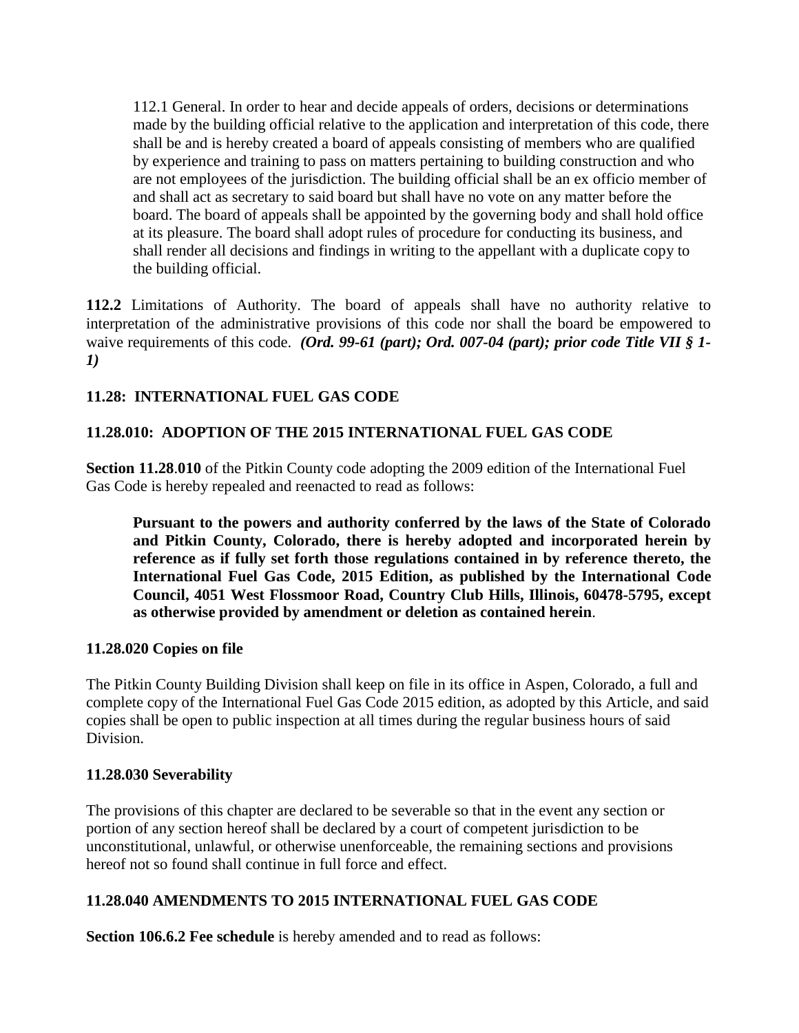112.1 General. In order to hear and decide appeals of orders, decisions or determinations made by the building official relative to the application and interpretation of this code, there shall be and is hereby created a board of appeals consisting of members who are qualified by experience and training to pass on matters pertaining to building construction and who are not employees of the jurisdiction. The building official shall be an ex officio member of and shall act as secretary to said board but shall have no vote on any matter before the board. The board of appeals shall be appointed by the governing body and shall hold office at its pleasure. The board shall adopt rules of procedure for conducting its business, and shall render all decisions and findings in writing to the appellant with a duplicate copy to the building official.

**112.2** Limitations of Authority. The board of appeals shall have no authority relative to interpretation of the administrative provisions of this code nor shall the board be empowered to waive requirements of this code. ***(Ord. 99-61 (part); Ord. 007-04 (part); prior code Title VII § 1-1)***

**11.28: INTERNATIONAL FUEL GAS CODE**

**11.28.010: ADOPTION OF THE 2015 INTERNATIONAL FUEL GAS CODE**

**Section 11.28.010** of the Pitkin County code adopting the 2009 edition of the International Fuel Gas Code is hereby repealed and reenacted to read as follows:

> **Pursuant to the powers and authority conferred by the laws of the State of Colorado and Pitkin County, Colorado, there is hereby adopted and incorporated herein by reference as if fully set forth those regulations contained in by reference thereto, the International Fuel Gas Code, 2015 Edition, as published by the International Code Council, 4051 West Flossmoor Road, Country Club Hills, Illinois, 60478-5795, except as otherwise provided by amendment or deletion as contained herein**.

**11.28.020 Copies on file**

The Pitkin County Building Division shall keep on file in its office in Aspen, Colorado, a full and complete copy of the International Fuel Gas Code 2015 edition, as adopted by this Article, and said copies shall be open to public inspection at all times during the regular business hours of said Division.

**11.28.030 Severability**

The provisions of this chapter are declared to be severable so that in the event any section or portion of any section hereof shall be declared by a court of competent jurisdiction to be unconstitutional, unlawful, or otherwise unenforceable, the remaining sections and provisions hereof not so found shall continue in full force and effect.

**11.28.040 AMENDMENTS TO 2015 INTERNATIONAL FUEL GAS CODE**

**Section 106.6.2 Fee schedule** is hereby amended and to read as follows: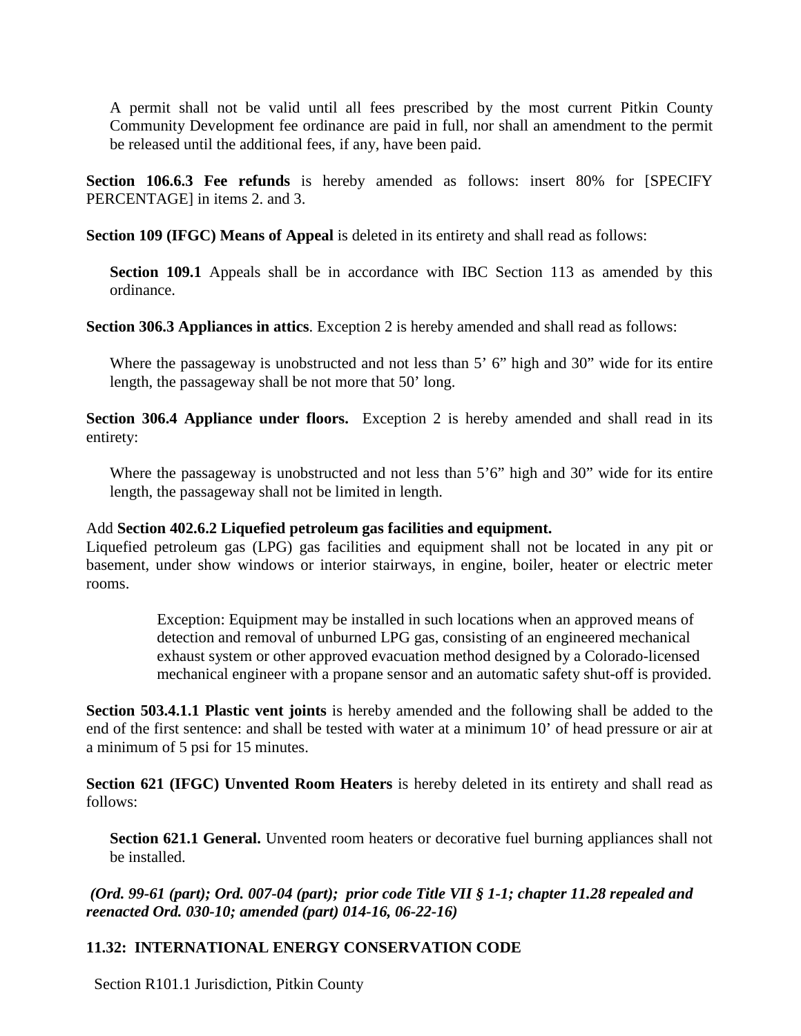A permit shall not be valid until all fees prescribed by the most current Pitkin County Community Development fee ordinance are paid in full, nor shall an amendment to the permit be released until the additional fees, if any, have been paid.

**Section 106.6.3 Fee refunds** is hereby amended as follows: insert 80% for [SPECIFY PERCENTAGE] in items 2. and 3.

**Section 109 (IFGC) Means of Appeal** is deleted in its entirety and shall read as follows:

**Section 109.1** Appeals shall be in accordance with IBC Section 113 as amended by this ordinance.

**Section 306.3 Appliances in attics**. Exception 2 is hereby amended and shall read as follows:

Where the passageway is unobstructed and not less than 5' 6" high and 30" wide for its entire length, the passageway shall be not more that 50' long.

**Section 306.4 Appliance under floors.** Exception 2 is hereby amended and shall read in its entirety:

Where the passageway is unobstructed and not less than 5'6" high and 30" wide for its entire length, the passageway shall not be limited in length.

Add **Section 402.6.2 Liquefied petroleum gas facilities and equipment.**
Liquefied petroleum gas (LPG) gas facilities and equipment shall not be located in any pit or basement, under show windows or interior stairways, in engine, boiler, heater or electric meter rooms.

Exception: Equipment may be installed in such locations when an approved means of detection and removal of unburned LPG gas, consisting of an engineered mechanical exhaust system or other approved evacuation method designed by a Colorado-licensed mechanical engineer with a propane sensor and an automatic safety shut-off is provided.

**Section 503.4.1.1 Plastic vent joints** is hereby amended and the following shall be added to the end of the first sentence: and shall be tested with water at a minimum 10' of head pressure or air at a minimum of 5 psi for 15 minutes.

**Section 621 (IFGC) Unvented Room Heaters** is hereby deleted in its entirety and shall read as follows:

**Section 621.1 General.** Unvented room heaters or decorative fuel burning appliances shall not be installed.

***(Ord. 99-61 (part); Ord. 007-04 (part); prior code Title VII § 1-1; chapter 11.28 repealed and reenacted Ord. 030-10; amended (part) 014-16, 06-22-16)***

## 11.32: INTERNATIONAL ENERGY CONSERVATION CODE

Section R101.1 Jurisdiction, Pitkin County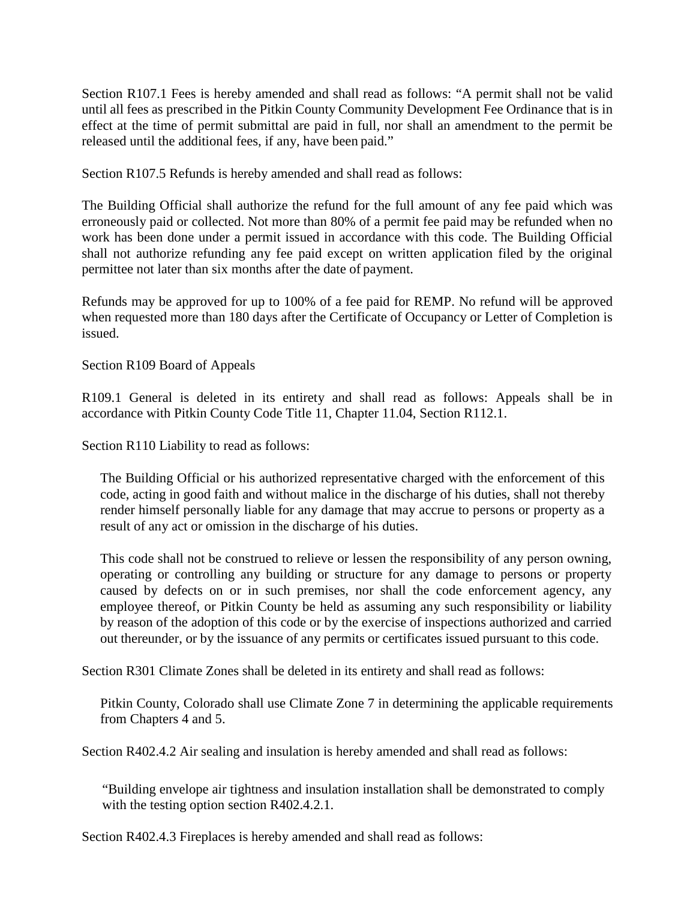Section R107.1 Fees is hereby amended and shall read as follows: “A permit shall not be valid until all fees as prescribed in the Pitkin County Community Development Fee Ordinance that is in effect at the time of permit submittal are paid in full, nor shall an amendment to the permit be released until the additional fees, if any, have been paid.”

Section R107.5 Refunds is hereby amended and shall read as follows:

The Building Official shall authorize the refund for the full amount of any fee paid which was erroneously paid or collected. Not more than 80% of a permit fee paid may be refunded when no work has been done under a permit issued in accordance with this code. The Building Official shall not authorize refunding any fee paid except on written application filed by the original permittee not later than six months after the date of payment.

Refunds may be approved for up to 100% of a fee paid for REMP. No refund will be approved when requested more than 180 days after the Certificate of Occupancy or Letter of Completion is issued.

Section R109 Board of Appeals

R109.1 General is deleted in its entirety and shall read as follows: Appeals shall be in accordance with Pitkin County Code Title 11, Chapter 11.04, Section R112.1.

Section R110 Liability to read as follows:

> The Building Official or his authorized representative charged with the enforcement of this code, acting in good faith and without malice in the discharge of his duties, shall not thereby render himself personally liable for any damage that may accrue to persons or property as a result of any act or omission in the discharge of his duties.
>
> This code shall not be construed to relieve or lessen the responsibility of any person owning, operating or controlling any building or structure for any damage to persons or property caused by defects on or in such premises, nor shall the code enforcement agency, any employee thereof, or Pitkin County be held as assuming any such responsibility or liability by reason of the adoption of this code or by the exercise of inspections authorized and carried out thereunder, or by the issuance of any permits or certificates issued pursuant to this code.

Section R301 Climate Zones shall be deleted in its entirety and shall read as follows:

> Pitkin County, Colorado shall use Climate Zone 7 in determining the applicable requirements from Chapters 4 and 5.

Section R402.4.2 Air sealing and insulation is hereby amended and shall read as follows:

> “Building envelope air tightness and insulation installation shall be demonstrated to comply with the testing option section R402.4.2.1.

Section R402.4.3 Fireplaces is hereby amended and shall read as follows: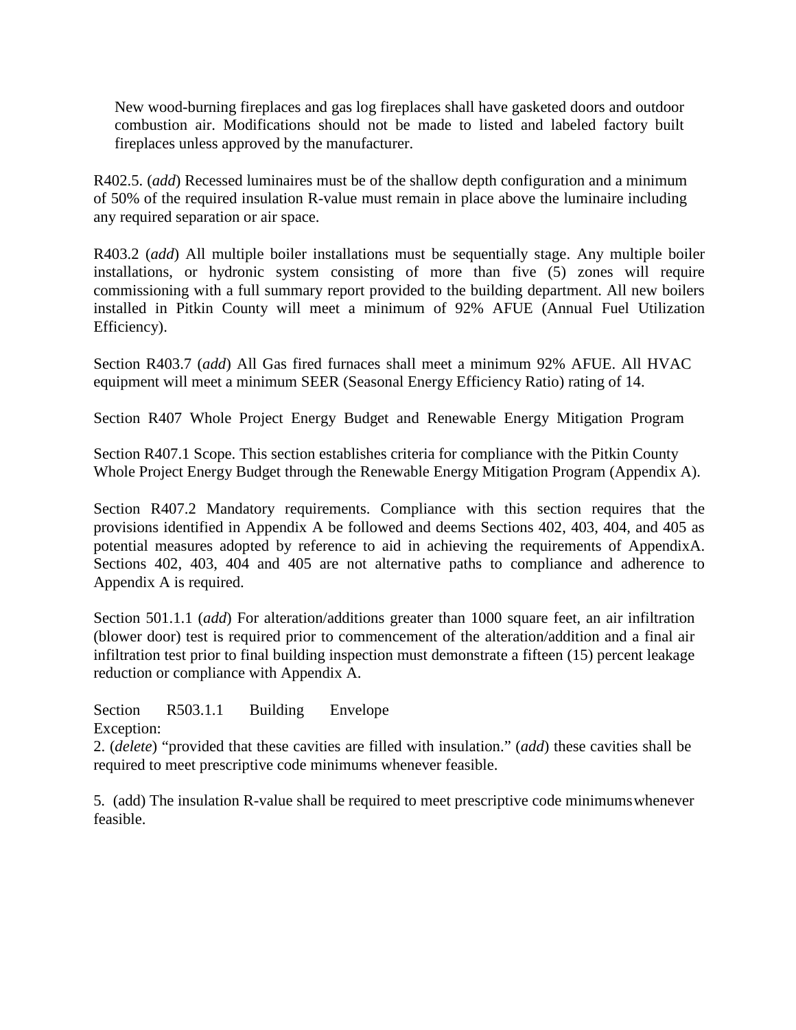New wood-burning fireplaces and gas log fireplaces shall have gasketed doors and outdoor combustion air. Modifications should not be made to listed and labeled factory built fireplaces unless approved by the manufacturer.

R402.5. (*add*) Recessed luminaires must be of the shallow depth configuration and a minimum of 50% of the required insulation R-value must remain in place above the luminaire including any required separation or air space.

R403.2 (*add*) All multiple boiler installations must be sequentially stage. Any multiple boiler installations, or hydronic system consisting of more than five (5) zones will require commissioning with a full summary report provided to the building department. All new boilers installed in Pitkin County will meet a minimum of 92% AFUE (Annual Fuel Utilization Efficiency).

Section R403.7 (*add*) All Gas fired furnaces shall meet a minimum 92% AFUE. All HVAC equipment will meet a minimum SEER (Seasonal Energy Efficiency Ratio) rating of 14.

Section R407 Whole Project Energy Budget and Renewable Energy Mitigation Program

Section R407.1 Scope. This section establishes criteria for compliance with the Pitkin County Whole Project Energy Budget through the Renewable Energy Mitigation Program (Appendix A).

Section R407.2 Mandatory requirements. Compliance with this section requires that the provisions identified in Appendix A be followed and deems Sections 402, 403, 404, and 405 as potential measures adopted by reference to aid in achieving the requirements of AppendixA. Sections 402, 403, 404 and 405 are not alternative paths to compliance and adherence to Appendix A is required.

Section 501.1.1 (*add*) For alteration/additions greater than 1000 square feet, an air infiltration (blower door) test is required prior to commencement of the alteration/addition and a final air infiltration test prior to final building inspection must demonstrate a fifteen (15) percent leakage reduction or compliance with Appendix A.

Section R503.1.1 Building Envelope
Exception:
2. (*delete*) "provided that these cavities are filled with insulation." (*add*) these cavities shall be required to meet prescriptive code minimums whenever feasible.

5. (add) The insulation R-value shall be required to meet prescriptive code minimums whenever feasible.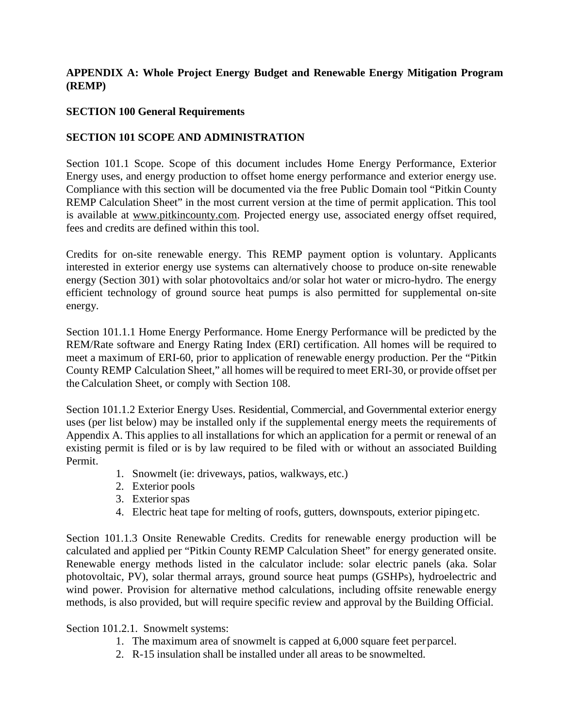## APPENDIX A: Whole Project Energy Budget and Renewable Energy Mitigation Program (REMP)

### SECTION 100 General Requirements

### SECTION 101 SCOPE AND ADMINISTRATION

Section 101.1 Scope. Scope of this document includes Home Energy Performance, Exterior Energy uses, and energy production to offset home energy performance and exterior energy use. Compliance with this section will be documented via the free Public Domain tool "Pitkin County REMP Calculation Sheet" in the most current version at the time of permit application. This tool is available at www.pitkincounty.com. Projected energy use, associated energy offset required, fees and credits are defined within this tool.

Credits for on-site renewable energy. This REMP payment option is voluntary. Applicants interested in exterior energy use systems can alternatively choose to produce on-site renewable energy (Section 301) with solar photovoltaics and/or solar hot water or micro-hydro. The energy efficient technology of ground source heat pumps is also permitted for supplemental on-site energy.

Section 101.1.1 Home Energy Performance. Home Energy Performance will be predicted by the REM/Rate software and Energy Rating Index (ERI) certification. All homes will be required to meet a maximum of ERI-60, prior to application of renewable energy production. Per the "Pitkin County REMP Calculation Sheet," all homes will be required to meet ERI-30, or provide offset per the Calculation Sheet, or comply with Section 108.

Section 101.1.2 Exterior Energy Uses. Residential, Commercial, and Governmental exterior energy uses (per list below) may be installed only if the supplemental energy meets the requirements of Appendix A. This applies to all installations for which an application for a permit or renewal of an existing permit is filed or is by law required to be filed with or without an associated Building Permit.

1. Snowmelt (ie: driveways, patios, walkways, etc.)
2. Exterior pools
3. Exterior spas
4. Electric heat tape for melting of roofs, gutters, downspouts, exterior piping etc.

Section 101.1.3 Onsite Renewable Credits. Credits for renewable energy production will be calculated and applied per "Pitkin County REMP Calculation Sheet" for energy generated onsite. Renewable energy methods listed in the calculator include: solar electric panels (aka. Solar photovoltaic, PV), solar thermal arrays, ground source heat pumps (GSHPs), hydroelectric and wind power. Provision for alternative method calculations, including offsite renewable energy methods, is also provided, but will require specific review and approval by the Building Official.

Section 101.2.1. Snowmelt systems:

1. The maximum area of snowmelt is capped at 6,000 square feet per parcel.
2. R-15 insulation shall be installed under all areas to be snowmelted.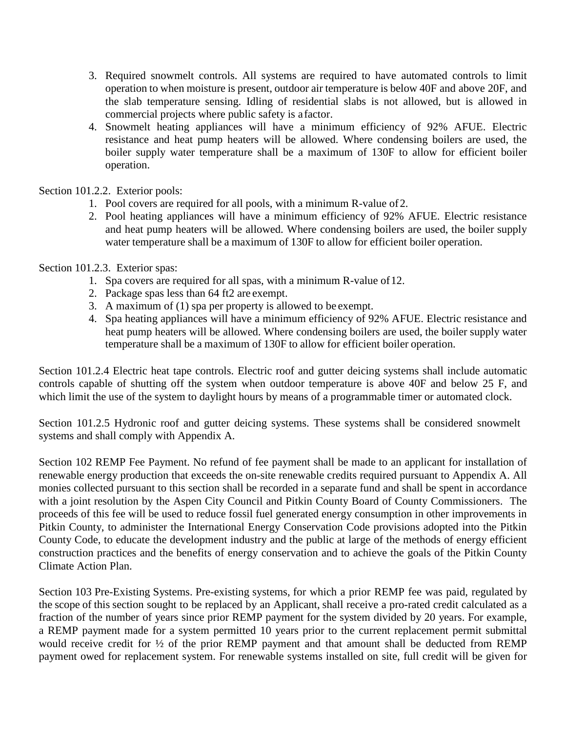3. Required snowmelt controls. All systems are required to have automated controls to limit operation to when moisture is present, outdoor air temperature is below 40F and above 20F, and the slab temperature sensing. Idling of residential slabs is not allowed, but is allowed in commercial projects where public safety is a factor.
4. Snowmelt heating appliances will have a minimum efficiency of 92% AFUE. Electric resistance and heat pump heaters will be allowed. Where condensing boilers are used, the boiler supply water temperature shall be a maximum of 130F to allow for efficient boiler operation.

Section 101.2.2. Exterior pools:

1. Pool covers are required for all pools, with a minimum R-value of 2.
2. Pool heating appliances will have a minimum efficiency of 92% AFUE. Electric resistance and heat pump heaters will be allowed. Where condensing boilers are used, the boiler supply water temperature shall be a maximum of 130F to allow for efficient boiler operation.

Section 101.2.3. Exterior spas:

1. Spa covers are required for all spas, with a minimum R-value of 12.
2. Package spas less than 64 ft2 are exempt.
3. A maximum of (1) spa per property is allowed to be exempt.
4. Spa heating appliances will have a minimum efficiency of 92% AFUE. Electric resistance and heat pump heaters will be allowed. Where condensing boilers are used, the boiler supply water temperature shall be a maximum of 130F to allow for efficient boiler operation.

Section 101.2.4 Electric heat tape controls. Electric roof and gutter deicing systems shall include automatic controls capable of shutting off the system when outdoor temperature is above 40F and below 25 F, and which limit the use of the system to daylight hours by means of a programmable timer or automated clock.

Section 101.2.5 Hydronic roof and gutter deicing systems. These systems shall be considered snowmelt systems and shall comply with Appendix A.

Section 102 REMP Fee Payment. No refund of fee payment shall be made to an applicant for installation of renewable energy production that exceeds the on-site renewable credits required pursuant to Appendix A. All monies collected pursuant to this section shall be recorded in a separate fund and shall be spent in accordance with a joint resolution by the Aspen City Council and Pitkin County Board of County Commissioners. The proceeds of this fee will be used to reduce fossil fuel generated energy consumption in other improvements in Pitkin County, to administer the International Energy Conservation Code provisions adopted into the Pitkin County Code, to educate the development industry and the public at large of the methods of energy efficient construction practices and the benefits of energy conservation and to achieve the goals of the Pitkin County Climate Action Plan.

Section 103 Pre-Existing Systems. Pre-existing systems, for which a prior REMP fee was paid, regulated by the scope of this section sought to be replaced by an Applicant, shall receive a pro-rated credit calculated as a fraction of the number of years since prior REMP payment for the system divided by 20 years. For example, a REMP payment made for a system permitted 10 years prior to the current replacement permit submittal would receive credit for ½ of the prior REMP payment and that amount shall be deducted from REMP payment owed for replacement system. For renewable systems installed on site, full credit will be given for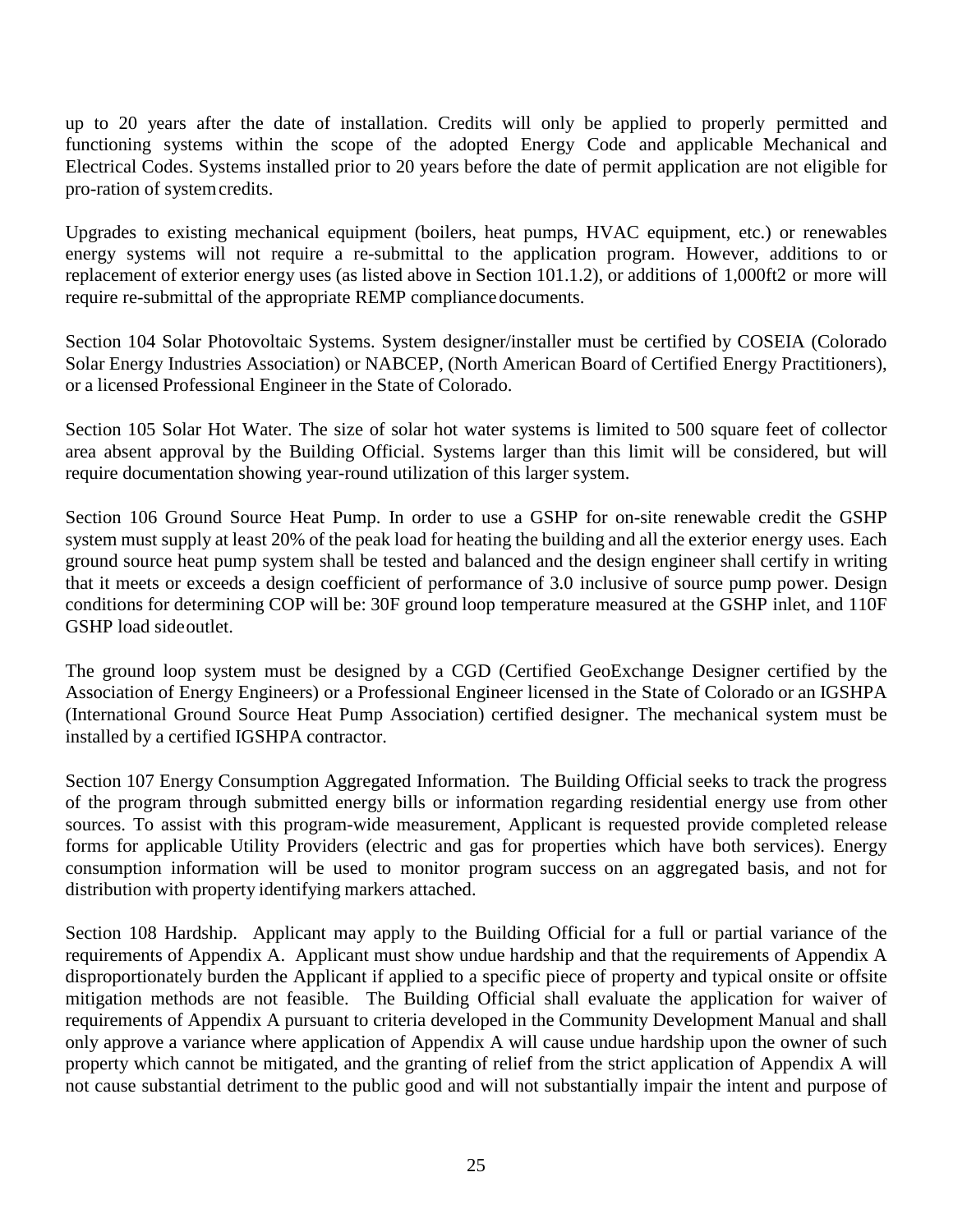up to 20 years after the date of installation. Credits will only be applied to properly permitted and functioning systems within the scope of the adopted Energy Code and applicable Mechanical and Electrical Codes. Systems installed prior to 20 years before the date of permit application are not eligible for pro-ration of system credits.

Upgrades to existing mechanical equipment (boilers, heat pumps, HVAC equipment, etc.) or renewables energy systems will not require a re-submittal to the application program. However, additions to or replacement of exterior energy uses (as listed above in Section 101.1.2), or additions of 1,000ft2 or more will require re-submittal of the appropriate REMP compliance documents.

Section 104 Solar Photovoltaic Systems. System designer/installer must be certified by COSEIA (Colorado Solar Energy Industries Association) or NABCEP, (North American Board of Certified Energy Practitioners), or a licensed Professional Engineer in the State of Colorado.

Section 105 Solar Hot Water. The size of solar hot water systems is limited to 500 square feet of collector area absent approval by the Building Official. Systems larger than this limit will be considered, but will require documentation showing year-round utilization of this larger system.

Section 106 Ground Source Heat Pump. In order to use a GSHP for on-site renewable credit the GSHP system must supply at least 20% of the peak load for heating the building and all the exterior energy uses. Each ground source heat pump system shall be tested and balanced and the design engineer shall certify in writing that it meets or exceeds a design coefficient of performance of 3.0 inclusive of source pump power. Design conditions for determining COP will be: 30F ground loop temperature measured at the GSHP inlet, and 110F GSHP load side outlet.

The ground loop system must be designed by a CGD (Certified GeoExchange Designer certified by the Association of Energy Engineers) or a Professional Engineer licensed in the State of Colorado or an IGSHPA (International Ground Source Heat Pump Association) certified designer. The mechanical system must be installed by a certified IGSHPA contractor.

Section 107 Energy Consumption Aggregated Information. The Building Official seeks to track the progress of the program through submitted energy bills or information regarding residential energy use from other sources. To assist with this program-wide measurement, Applicant is requested provide completed release forms for applicable Utility Providers (electric and gas for properties which have both services). Energy consumption information will be used to monitor program success on an aggregated basis, and not for distribution with property identifying markers attached.

Section 108 Hardship. Applicant may apply to the Building Official for a full or partial variance of the requirements of Appendix A. Applicant must show undue hardship and that the requirements of Appendix A disproportionately burden the Applicant if applied to a specific piece of property and typical onsite or offsite mitigation methods are not feasible. The Building Official shall evaluate the application for waiver of requirements of Appendix A pursuant to criteria developed in the Community Development Manual and shall only approve a variance where application of Appendix A will cause undue hardship upon the owner of such property which cannot be mitigated, and the granting of relief from the strict application of Appendix A will not cause substantial detriment to the public good and will not substantially impair the intent and purpose of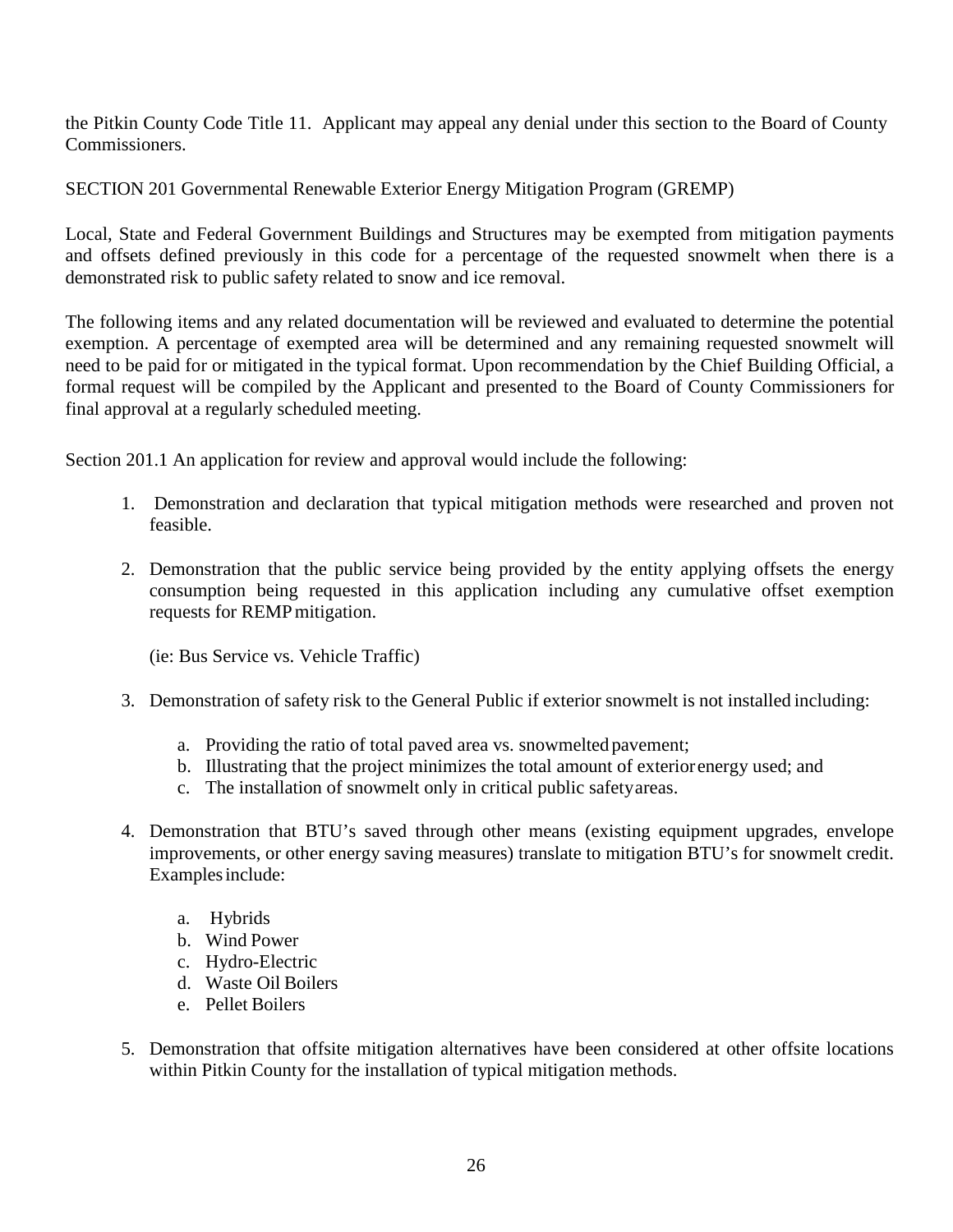the Pitkin County Code Title 11. Applicant may appeal any denial under this section to the Board of County Commissioners.

## SECTION 201 Governmental Renewable Exterior Energy Mitigation Program (GREMP)

Local, State and Federal Government Buildings and Structures may be exempted from mitigation payments and offsets defined previously in this code for a percentage of the requested snowmelt when there is a demonstrated risk to public safety related to snow and ice removal.

The following items and any related documentation will be reviewed and evaluated to determine the potential exemption. A percentage of exempted area will be determined and any remaining requested snowmelt will need to be paid for or mitigated in the typical format. Upon recommendation by the Chief Building Official, a formal request will be compiled by the Applicant and presented to the Board of County Commissioners for final approval at a regularly scheduled meeting.

Section 201.1 An application for review and approval would include the following:

1. Demonstration and declaration that typical mitigation methods were researched and proven not feasible.

2. Demonstration that the public service being provided by the entity applying offsets the energy consumption being requested in this application including any cumulative offset exemption requests for REMP mitigation.

   (ie: Bus Service vs. Vehicle Traffic)

3. Demonstration of safety risk to the General Public if exterior snowmelt is not installed including:

   a. Providing the ratio of total paved area vs. snowmelted pavement;
   b. Illustrating that the project minimizes the total amount of exterior energy used; and
   c. The installation of snowmelt only in critical public safety areas.

4. Demonstration that BTU's saved through other means (existing equipment upgrades, envelope improvements, or other energy saving measures) translate to mitigation BTU's for snowmelt credit. Examples include:

   a. Hybrids
   b. Wind Power
   c. Hydro-Electric
   d. Waste Oil Boilers
   e. Pellet Boilers

5. Demonstration that offsite mitigation alternatives have been considered at other offsite locations within Pitkin County for the installation of typical mitigation methods.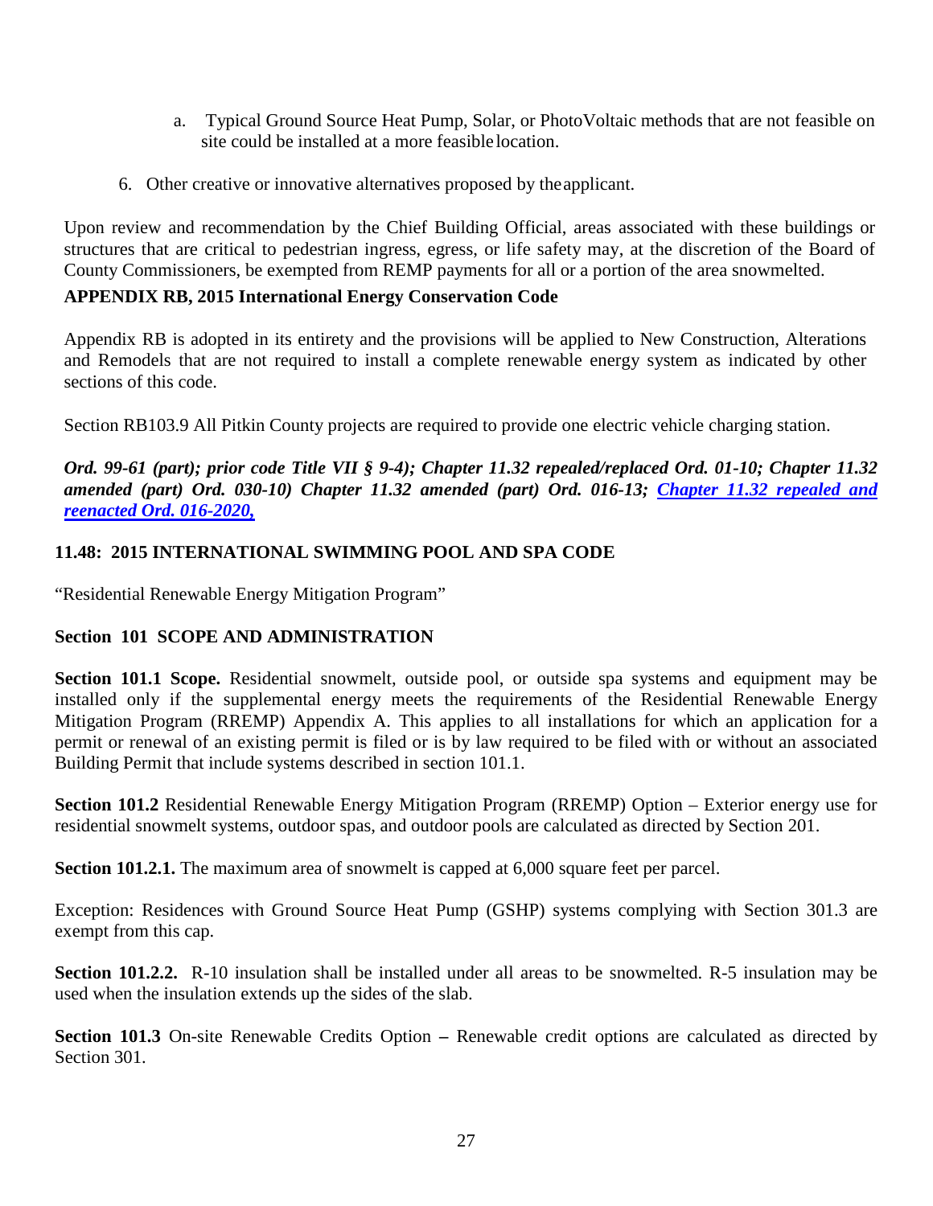a. Typical Ground Source Heat Pump, Solar, or PhotoVoltaic methods that are not feasible on site could be installed at a more feasible location.

6. Other creative or innovative alternatives proposed by the applicant.

Upon review and recommendation by the Chief Building Official, areas associated with these buildings or structures that are critical to pedestrian ingress, egress, or life safety may, at the discretion of the Board of County Commissioners, be exempted from REMP payments for all or a portion of the area snowmelted.

**APPENDIX RB, 2015 International Energy Conservation Code**

Appendix RB is adopted in its entirety and the provisions will be applied to New Construction, Alterations and Remodels that are not required to install a complete renewable energy system as indicated by other sections of this code.

Section RB103.9 All Pitkin County projects are required to provide one electric vehicle charging station.

***Ord. 99-61 (part); prior code Title VII § 9-4); Chapter 11.32 repealed/replaced Ord. 01-10; Chapter 11.32 amended (part) Ord. 030-10) Chapter 11.32 amended (part) Ord. 016-13; Chapter 11.32 repealed and reenacted Ord. 016-2020,***

## 11.48: 2015 INTERNATIONAL SWIMMING POOL AND SPA CODE

"Residential Renewable Energy Mitigation Program"

### Section 101 SCOPE AND ADMINISTRATION

**Section 101.1 Scope.** Residential snowmelt, outside pool, or outside spa systems and equipment may be installed only if the supplemental energy meets the requirements of the Residential Renewable Energy Mitigation Program (RREMP) Appendix A. This applies to all installations for which an application for a permit or renewal of an existing permit is filed or is by law required to be filed with or without an associated Building Permit that include systems described in section 101.1.

**Section 101.2** Residential Renewable Energy Mitigation Program (RREMP) Option – Exterior energy use for residential snowmelt systems, outdoor spas, and outdoor pools are calculated as directed by Section 201.

**Section 101.2.1.** The maximum area of snowmelt is capped at 6,000 square feet per parcel.

Exception: Residences with Ground Source Heat Pump (GSHP) systems complying with Section 301.3 are exempt from this cap.

**Section 101.2.2.** R-10 insulation shall be installed under all areas to be snowmelted. R-5 insulation may be used when the insulation extends up the sides of the slab.

**Section 101.3** On-site Renewable Credits Option **–** Renewable credit options are calculated as directed by Section 301.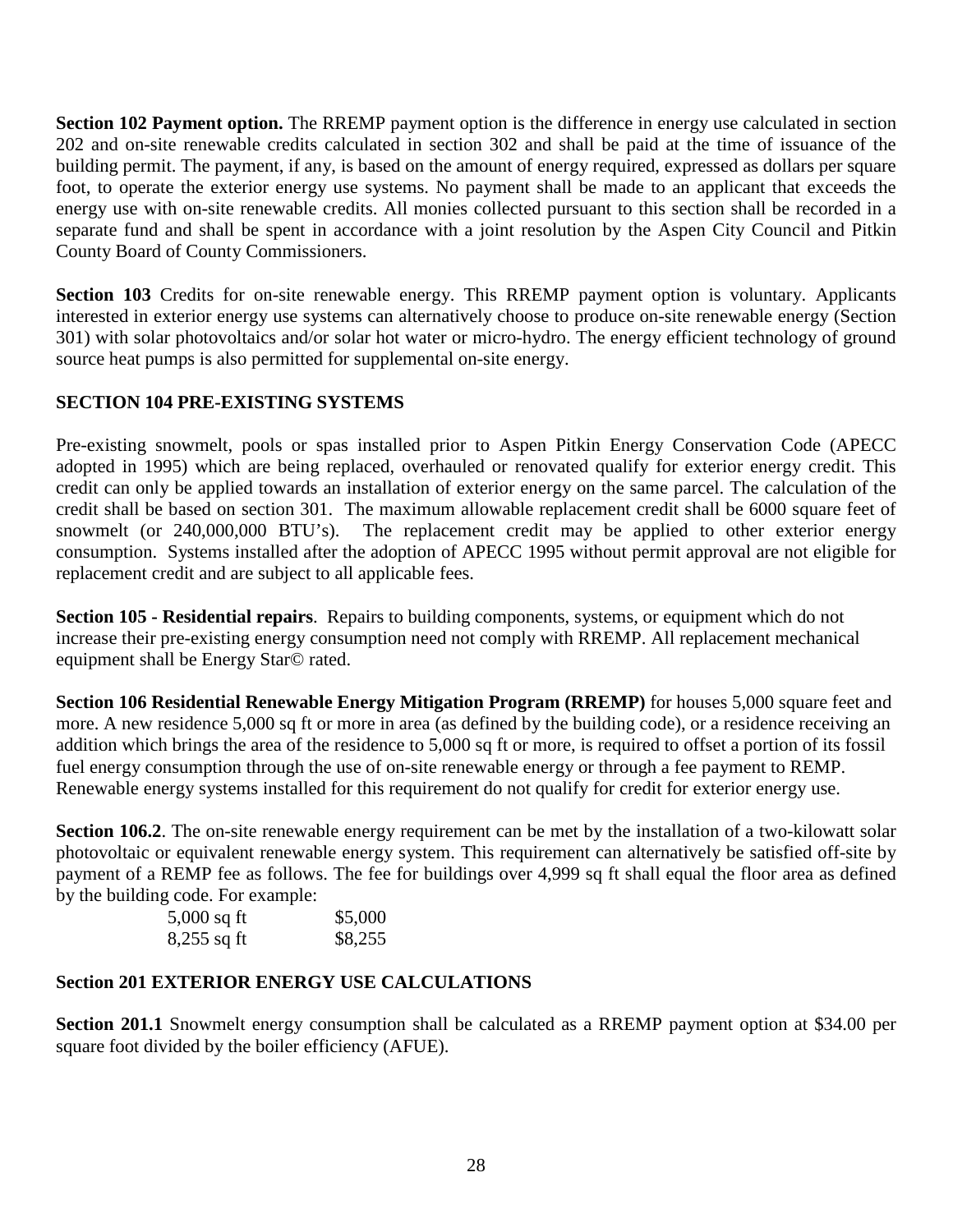**Section 102 Payment option.** The RREMP payment option is the difference in energy use calculated in section 202 and on-site renewable credits calculated in section 302 and shall be paid at the time of issuance of the building permit. The payment, if any, is based on the amount of energy required, expressed as dollars per square foot, to operate the exterior energy use systems. No payment shall be made to an applicant that exceeds the energy use with on-site renewable credits. All monies collected pursuant to this section shall be recorded in a separate fund and shall be spent in accordance with a joint resolution by the Aspen City Council and Pitkin County Board of County Commissioners.

**Section 103** Credits for on-site renewable energy. This RREMP payment option is voluntary. Applicants interested in exterior energy use systems can alternatively choose to produce on-site renewable energy (Section 301) with solar photovoltaics and/or solar hot water or micro-hydro. The energy efficient technology of ground source heat pumps is also permitted for supplemental on-site energy.

## SECTION 104 PRE-EXISTING SYSTEMS

Pre-existing snowmelt, pools or spas installed prior to Aspen Pitkin Energy Conservation Code (APECC adopted in 1995) which are being replaced, overhauled or renovated qualify for exterior energy credit. This credit can only be applied towards an installation of exterior energy on the same parcel. The calculation of the credit shall be based on section 301. The maximum allowable replacement credit shall be 6000 square feet of snowmelt (or 240,000,000 BTU's). The replacement credit may be applied to other exterior energy consumption. Systems installed after the adoption of APECC 1995 without permit approval are not eligible for replacement credit and are subject to all applicable fees.

**Section 105 - Residential repairs**. Repairs to building components, systems, or equipment which do not increase their pre-existing energy consumption need not comply with RREMP. All replacement mechanical equipment shall be Energy Star© rated.

**Section 106 Residential Renewable Energy Mitigation Program (RREMP)** for houses 5,000 square feet and more. A new residence 5,000 sq ft or more in area (as defined by the building code), or a residence receiving an addition which brings the area of the residence to 5,000 sq ft or more, is required to offset a portion of its fossil fuel energy consumption through the use of on-site renewable energy or through a fee payment to REMP. Renewable energy systems installed for this requirement do not qualify for credit for exterior energy use.

**Section 106.2**. The on-site renewable energy requirement can be met by the installation of a two-kilowatt solar photovoltaic or equivalent renewable energy system. This requirement can alternatively be satisfied off-site by payment of a REMP fee as follows. The fee for buildings over 4,999 sq ft shall equal the floor area as defined by the building code. For example:

| | |
|---|---|
| 5,000 sq ft | \$5,000 |
| 8,255 sq ft | \$8,255 |

## Section 201 EXTERIOR ENERGY USE CALCULATIONS

**Section 201.1** Snowmelt energy consumption shall be calculated as a RREMP payment option at \$34.00 per square foot divided by the boiler efficiency (AFUE).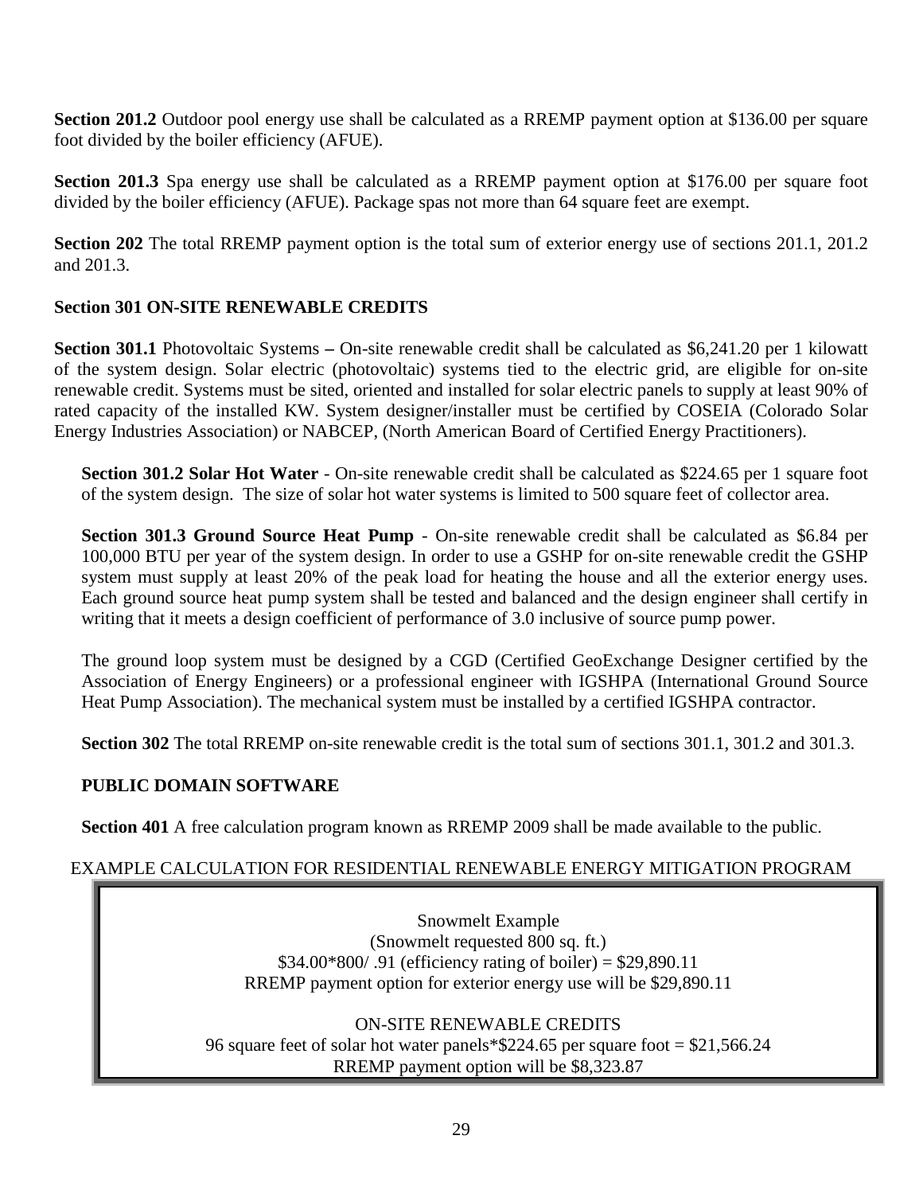**Section 201.2** Outdoor pool energy use shall be calculated as a RREMP payment option at $136.00 per square foot divided by the boiler efficiency (AFUE).

**Section 201.3** Spa energy use shall be calculated as a RREMP payment option at $176.00 per square foot divided by the boiler efficiency (AFUE). Package spas not more than 64 square feet are exempt.

**Section 202** The total RREMP payment option is the total sum of exterior energy use of sections 201.1, 201.2 and 201.3.

**Section 301 ON-SITE RENEWABLE CREDITS**

**Section 301.1** Photovoltaic Systems **–** On-site renewable credit shall be calculated as $6,241.20 per 1 kilowatt of the system design. Solar electric (photovoltaic) systems tied to the electric grid, are eligible for on-site renewable credit. Systems must be sited, oriented and installed for solar electric panels to supply at least 90% of rated capacity of the installed KW. System designer/installer must be certified by COSEIA (Colorado Solar Energy Industries Association) or NABCEP, (North American Board of Certified Energy Practitioners).

**Section 301.2 Solar Hot Water** - On-site renewable credit shall be calculated as $224.65 per 1 square foot of the system design. The size of solar hot water systems is limited to 500 square feet of collector area.

**Section 301.3 Ground Source Heat Pump** - On-site renewable credit shall be calculated as $6.84 per 100,000 BTU per year of the system design. In order to use a GSHP for on-site renewable credit the GSHP system must supply at least 20% of the peak load for heating the house and all the exterior energy uses. Each ground source heat pump system shall be tested and balanced and the design engineer shall certify in writing that it meets a design coefficient of performance of 3.0 inclusive of source pump power.

The ground loop system must be designed by a CGD (Certified GeoExchange Designer certified by the Association of Energy Engineers) or a professional engineer with IGSHPA (International Ground Source Heat Pump Association). The mechanical system must be installed by a certified IGSHPA contractor.

**Section 302** The total RREMP on-site renewable credit is the total sum of sections 301.1, 301.2 and 301.3.

**PUBLIC DOMAIN SOFTWARE**

**Section 401** A free calculation program known as RREMP 2009 shall be made available to the public.

EXAMPLE CALCULATION FOR RESIDENTIAL RENEWABLE ENERGY MITIGATION PROGRAM

Snowmelt Example
(Snowmelt requested 800 sq. ft.)
$34.00*800/ .91 (efficiency rating of boiler) = $29,890.11
RREMP payment option for exterior energy use will be $29,890.11

ON-SITE RENEWABLE CREDITS
96 square feet of solar hot water panels*$224.65 per square foot = $21,566.24
RREMP payment option will be $8,323.87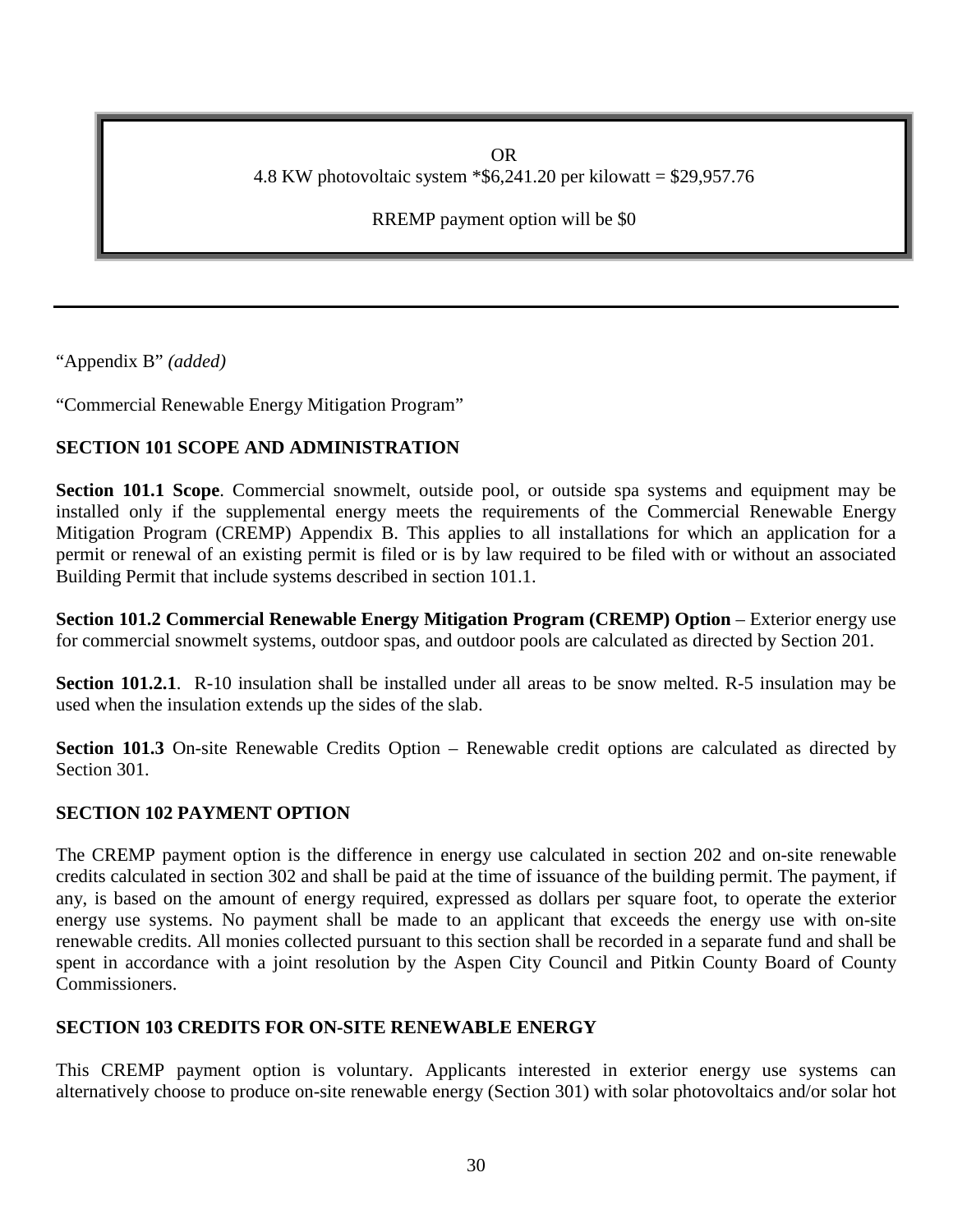OR
4.8 KW photovoltaic system *$6,241.20 per kilowatt = $29,957.76

RREMP payment option will be $0

---

"Appendix B" *(added)*

"Commercial Renewable Energy Mitigation Program"

**SECTION 101 SCOPE AND ADMINISTRATION**

**Section 101.1 Scope**. Commercial snowmelt, outside pool, or outside spa systems and equipment may be installed only if the supplemental energy meets the requirements of the Commercial Renewable Energy Mitigation Program (CREMP) Appendix B. This applies to all installations for which an application for a permit or renewal of an existing permit is filed or is by law required to be filed with or without an associated Building Permit that include systems described in section 101.1.

**Section 101.2 Commercial Renewable Energy Mitigation Program (CREMP) Option** – Exterior energy use for commercial snowmelt systems, outdoor spas, and outdoor pools are calculated as directed by Section 201.

**Section 101.2.1**. R-10 insulation shall be installed under all areas to be snow melted. R-5 insulation may be used when the insulation extends up the sides of the slab.

**Section 101.3** On-site Renewable Credits Option – Renewable credit options are calculated as directed by Section 301.

**SECTION 102 PAYMENT OPTION**

The CREMP payment option is the difference in energy use calculated in section 202 and on-site renewable credits calculated in section 302 and shall be paid at the time of issuance of the building permit. The payment, if any, is based on the amount of energy required, expressed as dollars per square foot, to operate the exterior energy use systems. No payment shall be made to an applicant that exceeds the energy use with on-site renewable credits. All monies collected pursuant to this section shall be recorded in a separate fund and shall be spent in accordance with a joint resolution by the Aspen City Council and Pitkin County Board of County Commissioners.

**SECTION 103 CREDITS FOR ON-SITE RENEWABLE ENERGY**

This CREMP payment option is voluntary. Applicants interested in exterior energy use systems can alternatively choose to produce on-site renewable energy (Section 301) with solar photovoltaics and/or solar hot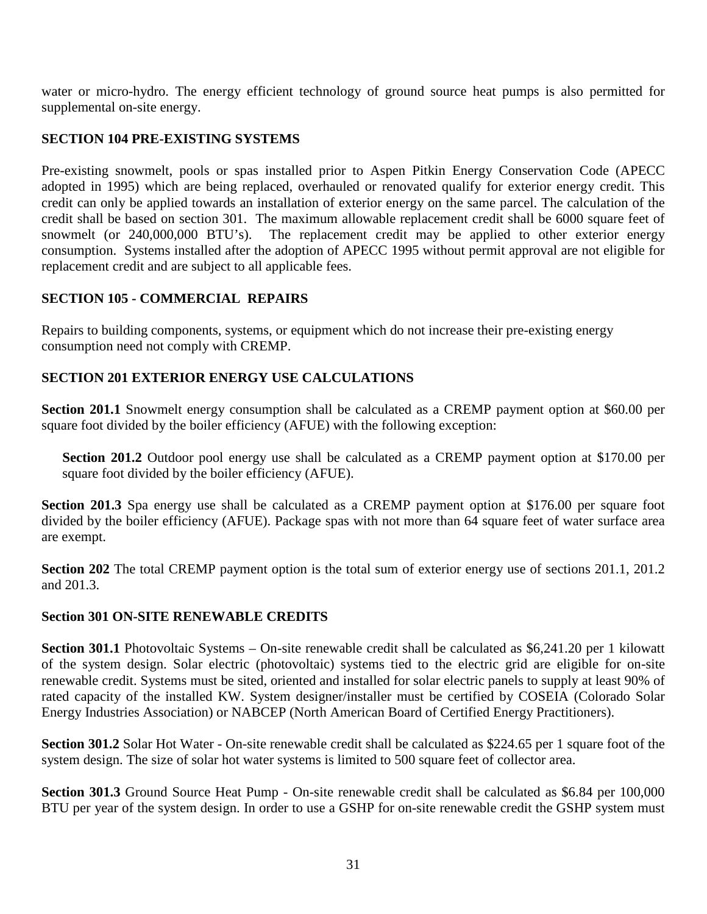water or micro-hydro. The energy efficient technology of ground source heat pumps is also permitted for supplemental on-site energy.

### SECTION 104 PRE-EXISTING SYSTEMS

Pre-existing snowmelt, pools or spas installed prior to Aspen Pitkin Energy Conservation Code (APECC adopted in 1995) which are being replaced, overhauled or renovated qualify for exterior energy credit. This credit can only be applied towards an installation of exterior energy on the same parcel. The calculation of the credit shall be based on section 301. The maximum allowable replacement credit shall be 6000 square feet of snowmelt (or 240,000,000 BTU's). The replacement credit may be applied to other exterior energy consumption. Systems installed after the adoption of APECC 1995 without permit approval are not eligible for replacement credit and are subject to all applicable fees.

### SECTION 105 - COMMERCIAL REPAIRS

Repairs to building components, systems, or equipment which do not increase their pre-existing energy consumption need not comply with CREMP.

### SECTION 201 EXTERIOR ENERGY USE CALCULATIONS

**Section 201.1** Snowmelt energy consumption shall be calculated as a CREMP payment option at $60.00 per square foot divided by the boiler efficiency (AFUE) with the following exception:

**Section 201.2** Outdoor pool energy use shall be calculated as a CREMP payment option at $170.00 per square foot divided by the boiler efficiency (AFUE).

**Section 201.3** Spa energy use shall be calculated as a CREMP payment option at $176.00 per square foot divided by the boiler efficiency (AFUE). Package spas with not more than 64 square feet of water surface area are exempt.

**Section 202** The total CREMP payment option is the total sum of exterior energy use of sections 201.1, 201.2 and 201.3.

### Section 301 ON-SITE RENEWABLE CREDITS

**Section 301.1** Photovoltaic Systems – On-site renewable credit shall be calculated as $6,241.20 per 1 kilowatt of the system design. Solar electric (photovoltaic) systems tied to the electric grid are eligible for on-site renewable credit. Systems must be sited, oriented and installed for solar electric panels to supply at least 90% of rated capacity of the installed KW. System designer/installer must be certified by COSEIA (Colorado Solar Energy Industries Association) or NABCEP (North American Board of Certified Energy Practitioners).

**Section 301.2** Solar Hot Water - On-site renewable credit shall be calculated as $224.65 per 1 square foot of the system design. The size of solar hot water systems is limited to 500 square feet of collector area.

**Section 301.3** Ground Source Heat Pump - On-site renewable credit shall be calculated as $6.84 per 100,000 BTU per year of the system design. In order to use a GSHP for on-site renewable credit the GSHP system must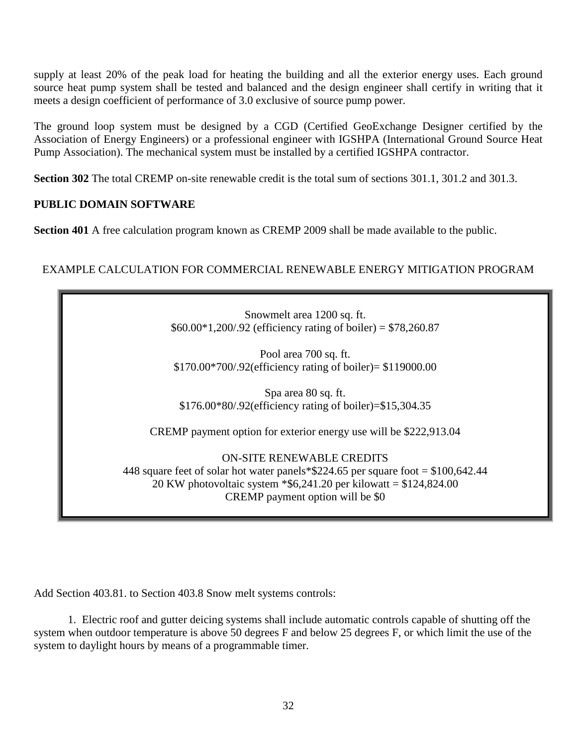supply at least 20% of the peak load for heating the building and all the exterior energy uses. Each ground source heat pump system shall be tested and balanced and the design engineer shall certify in writing that it meets a design coefficient of performance of 3.0 exclusive of source pump power.

The ground loop system must be designed by a CGD (Certified GeoExchange Designer certified by the Association of Energy Engineers) or a professional engineer with IGSHPA (International Ground Source Heat Pump Association). The mechanical system must be installed by a certified IGSHPA contractor.

**Section 302** The total CREMP on-site renewable credit is the total sum of sections 301.1, 301.2 and 301.3.

**PUBLIC DOMAIN SOFTWARE**

**Section 401** A free calculation program known as CREMP 2009 shall be made available to the public.

EXAMPLE CALCULATION FOR COMMERCIAL RENEWABLE ENERGY MITIGATION PROGRAM

Snowmelt area 1200 sq. ft.
$60.00*1,200/.92 (efficiency rating of boiler) = $78,260.87

Pool area 700 sq. ft.
$170.00*700/.92(efficiency rating of boiler)= $119000.00

Spa area 80 sq. ft.
$176.00*80/.92(efficiency rating of boiler)=$15,304.35

CREMP payment option for exterior energy use will be $222,913.04

ON-SITE RENEWABLE CREDITS
448 square feet of solar hot water panels*$224.65 per square foot = $100,642.44
20 KW photovoltaic system *$6,241.20 per kilowatt = $124,824.00
CREMP payment option will be $0

Add Section 403.81. to Section 403.8 Snow melt systems controls:

1. Electric roof and gutter deicing systems shall include automatic controls capable of shutting off the system when outdoor temperature is above 50 degrees F and below 25 degrees F, or which limit the use of the system to daylight hours by means of a programmable timer.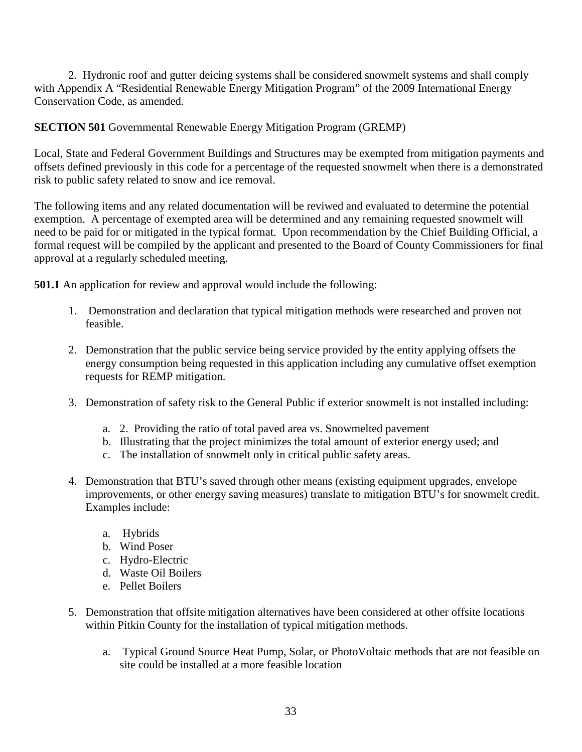2. Hydronic roof and gutter deicing systems shall be considered snowmelt systems and shall comply with Appendix A "Residential Renewable Energy Mitigation Program" of the 2009 International Energy Conservation Code, as amended.

**SECTION 501** Governmental Renewable Energy Mitigation Program (GREMP)

Local, State and Federal Government Buildings and Structures may be exempted from mitigation payments and offsets defined previously in this code for a percentage of the requested snowmelt when there is a demonstrated risk to public safety related to snow and ice removal.

The following items and any related documentation will be reviwed and evaluated to determine the potential exemption. A percentage of exempted area will be determined and any remaining requested snowmelt will need to be paid for or mitigated in the typical format. Upon recommendation by the Chief Building Official, a formal request will be compiled by the applicant and presented to the Board of County Commissioners for final approval at a regularly scheduled meeting.

**501.1** An application for review and approval would include the following:

1. Demonstration and declaration that typical mitigation methods were researched and proven not feasible.

2. Demonstration that the public service being service provided by the entity applying offsets the energy consumption being requested in this application including any cumulative offset exemption requests for REMP mitigation.

3. Demonstration of safety risk to the General Public if exterior snowmelt is not installed including:

    a. 2. Providing the ratio of total paved area vs. Snowmelted pavement
    b. Illustrating that the project minimizes the total amount of exterior energy used; and
    c. The installation of snowmelt only in critical public safety areas.

4. Demonstration that BTU's saved through other means (existing equipment upgrades, envelope improvements, or other energy saving measures) translate to mitigation BTU's for snowmelt credit. Examples include:

    a. Hybrids
    b. Wind Poser
    c. Hydro-Electric
    d. Waste Oil Boilers
    e. Pellet Boilers

5. Demonstration that offsite mitigation alternatives have been considered at other offsite locations within Pitkin County for the installation of typical mitigation methods.

    a. Typical Ground Source Heat Pump, Solar, or PhotoVoltaic methods that are not feasible on site could be installed at a more feasible location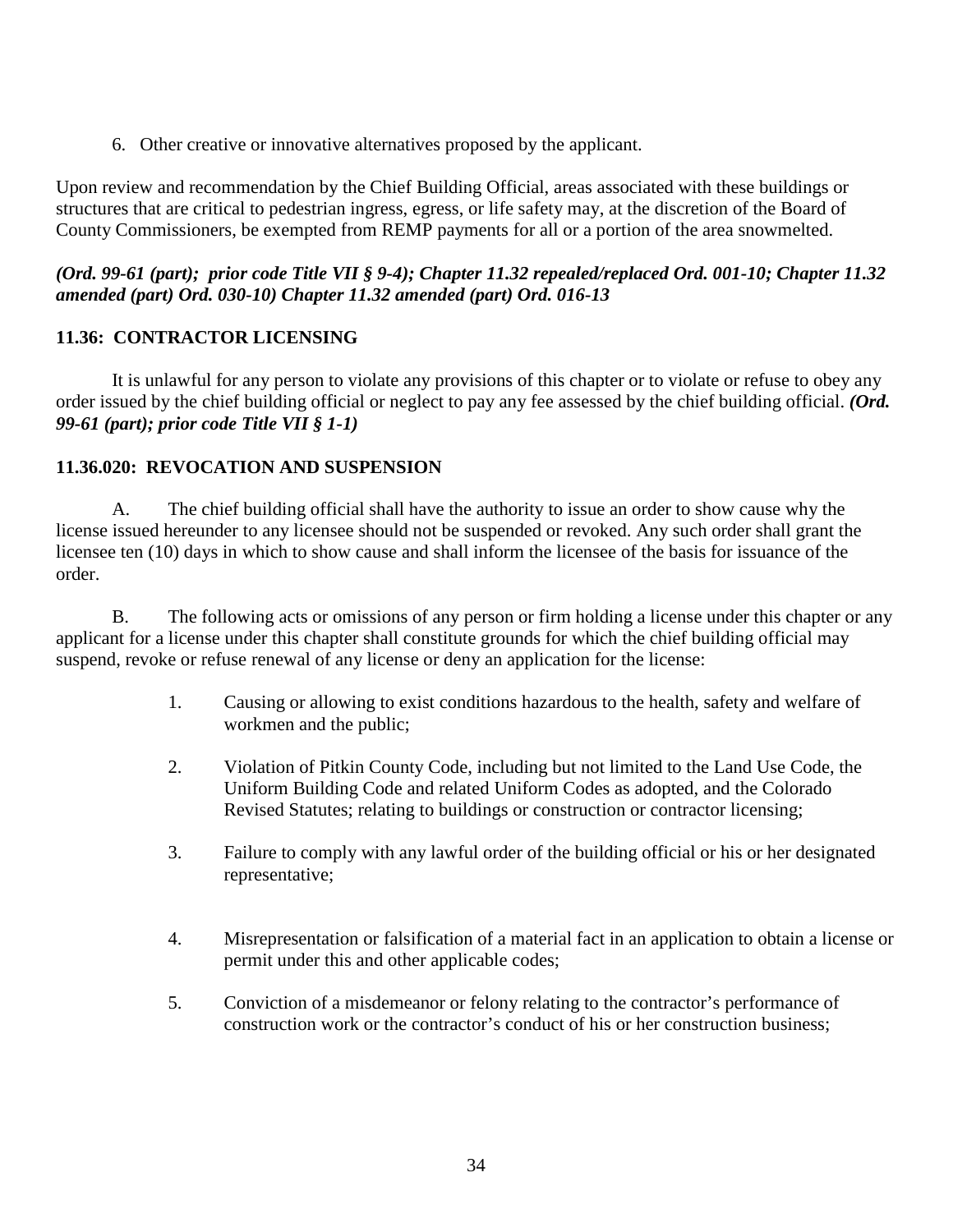6. Other creative or innovative alternatives proposed by the applicant.

Upon review and recommendation by the Chief Building Official, areas associated with these buildings or structures that are critical to pedestrian ingress, egress, or life safety may, at the discretion of the Board of County Commissioners, be exempted from REMP payments for all or a portion of the area snowmelted.

***(Ord. 99-61 (part); prior code Title VII § 9-4); Chapter 11.32 repealed/replaced Ord. 001-10; Chapter 11.32 amended (part) Ord. 030-10) Chapter 11.32 amended (part) Ord. 016-13***

### 11.36: CONTRACTOR LICENSING

It is unlawful for any person to violate any provisions of this chapter or to violate or refuse to obey any order issued by the chief building official or neglect to pay any fee assessed by the chief building official. ***(Ord. 99-61 (part); prior code Title VII § 1-1)***

### 11.36.020: REVOCATION AND SUSPENSION

A. The chief building official shall have the authority to issue an order to show cause why the license issued hereunder to any licensee should not be suspended or revoked. Any such order shall grant the licensee ten (10) days in which to show cause and shall inform the licensee of the basis for issuance of the order.

B. The following acts or omissions of any person or firm holding a license under this chapter or any applicant for a license under this chapter shall constitute grounds for which the chief building official may suspend, revoke or refuse renewal of any license or deny an application for the license:

1. Causing or allowing to exist conditions hazardous to the health, safety and welfare of workmen and the public;

2. Violation of Pitkin County Code, including but not limited to the Land Use Code, the Uniform Building Code and related Uniform Codes as adopted, and the Colorado Revised Statutes; relating to buildings or construction or contractor licensing;

3. Failure to comply with any lawful order of the building official or his or her designated representative;

4. Misrepresentation or falsification of a material fact in an application to obtain a license or permit under this and other applicable codes;

5. Conviction of a misdemeanor or felony relating to the contractor's performance of construction work or the contractor's conduct of his or her construction business;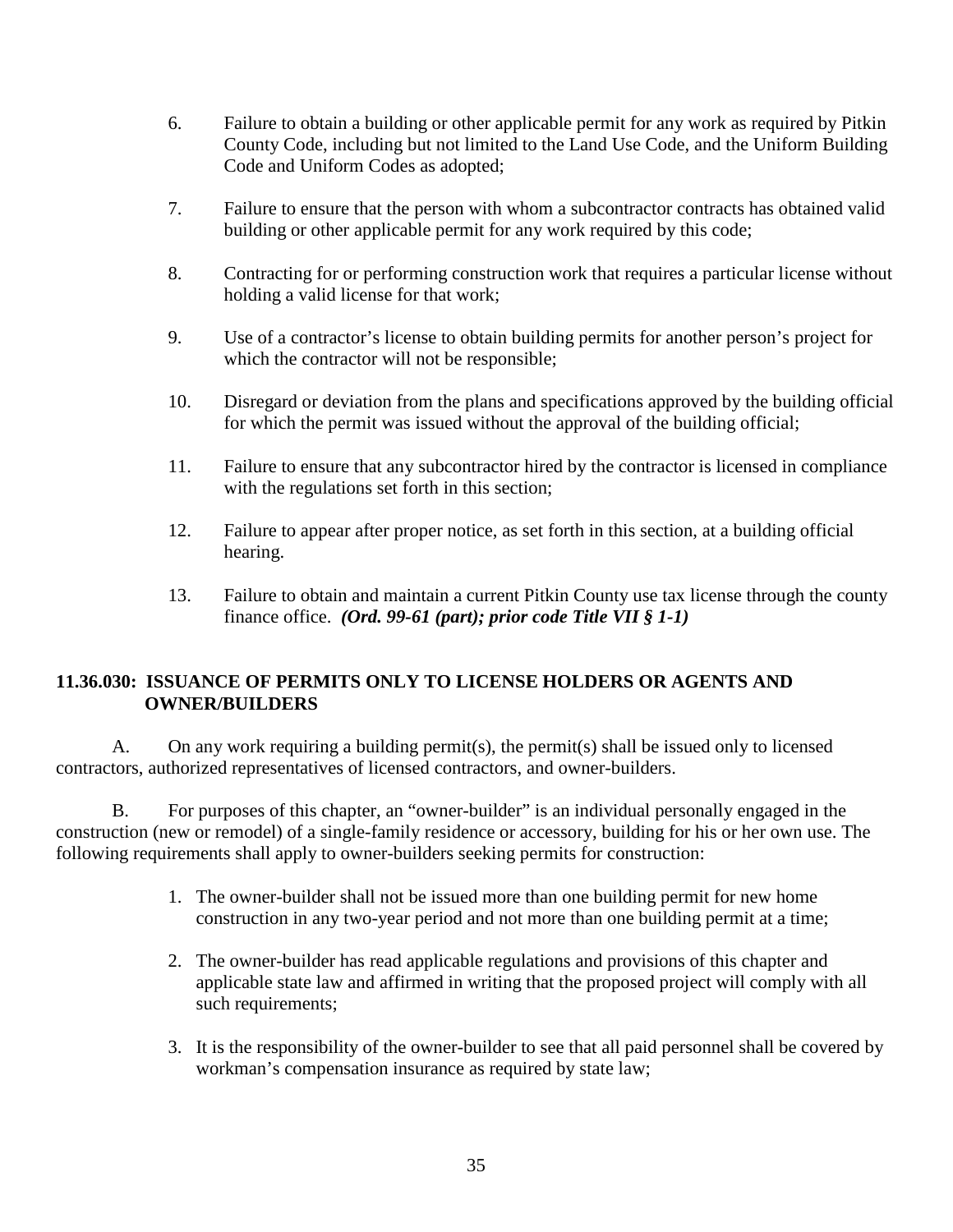6. Failure to obtain a building or other applicable permit for any work as required by Pitkin County Code, including but not limited to the Land Use Code, and the Uniform Building Code and Uniform Codes as adopted;

7. Failure to ensure that the person with whom a subcontractor contracts has obtained valid building or other applicable permit for any work required by this code;

8. Contracting for or performing construction work that requires a particular license without holding a valid license for that work;

9. Use of a contractor's license to obtain building permits for another person's project for which the contractor will not be responsible;

10. Disregard or deviation from the plans and specifications approved by the building official for which the permit was issued without the approval of the building official;

11. Failure to ensure that any subcontractor hired by the contractor is licensed in compliance with the regulations set forth in this section;

12. Failure to appear after proper notice, as set forth in this section, at a building official hearing.

13. Failure to obtain and maintain a current Pitkin County use tax license through the county finance office. ***(Ord. 99-61 (part); prior code Title VII § 1-1)***

### 11.36.030: ISSUANCE OF PERMITS ONLY TO LICENSE HOLDERS OR AGENTS AND OWNER/BUILDERS

A. On any work requiring a building permit(s), the permit(s) shall be issued only to licensed contractors, authorized representatives of licensed contractors, and owner-builders.

B. For purposes of this chapter, an "owner-builder" is an individual personally engaged in the construction (new or remodel) of a single-family residence or accessory, building for his or her own use. The following requirements shall apply to owner-builders seeking permits for construction:

1. The owner-builder shall not be issued more than one building permit for new home construction in any two-year period and not more than one building permit at a time;

2. The owner-builder has read applicable regulations and provisions of this chapter and applicable state law and affirmed in writing that the proposed project will comply with all such requirements;

3. It is the responsibility of the owner-builder to see that all paid personnel shall be covered by workman's compensation insurance as required by state law;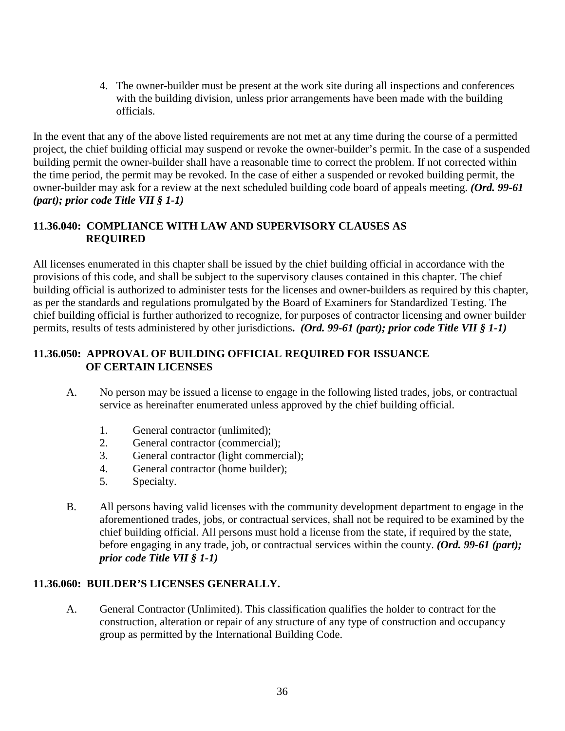4. The owner-builder must be present at the work site during all inspections and conferences with the building division, unless prior arrangements have been made with the building officials.

In the event that any of the above listed requirements are not met at any time during the course of a permitted project, the chief building official may suspend or revoke the owner-builder's permit. In the case of a suspended building permit the owner-builder shall have a reasonable time to correct the problem. If not corrected within the time period, the permit may be revoked. In the case of either a suspended or revoked building permit, the owner-builder may ask for a review at the next scheduled building code board of appeals meeting. ***(Ord. 99-61 (part); prior code Title VII § 1-1)***

### 11.36.040: COMPLIANCE WITH LAW AND SUPERVISORY CLAUSES AS REQUIRED

All licenses enumerated in this chapter shall be issued by the chief building official in accordance with the provisions of this code, and shall be subject to the supervisory clauses contained in this chapter. The chief building official is authorized to administer tests for the licenses and owner-builders as required by this chapter, as per the standards and regulations promulgated by the Board of Examiners for Standardized Testing. The chief building official is further authorized to recognize, for purposes of contractor licensing and owner builder permits, results of tests administered by other jurisdictions**.** ***(Ord. 99-61 (part); prior code Title VII § 1-1)***

### 11.36.050: APPROVAL OF BUILDING OFFICIAL REQUIRED FOR ISSUANCE OF CERTAIN LICENSES

A. No person may be issued a license to engage in the following listed trades, jobs, or contractual service as hereinafter enumerated unless approved by the chief building official.

1. General contractor (unlimited);
2. General contractor (commercial);
3. General contractor (light commercial);
4. General contractor (home builder);
5. Specialty.

B. All persons having valid licenses with the community development department to engage in the aforementioned trades, jobs, or contractual services, shall not be required to be examined by the chief building official. All persons must hold a license from the state, if required by the state, before engaging in any trade, job, or contractual services within the county. ***(Ord. 99-61 (part); prior code Title VII § 1-1)***

### 11.36.060: BUILDER'S LICENSES GENERALLY.

A. General Contractor (Unlimited). This classification qualifies the holder to contract for the construction, alteration or repair of any structure of any type of construction and occupancy group as permitted by the International Building Code.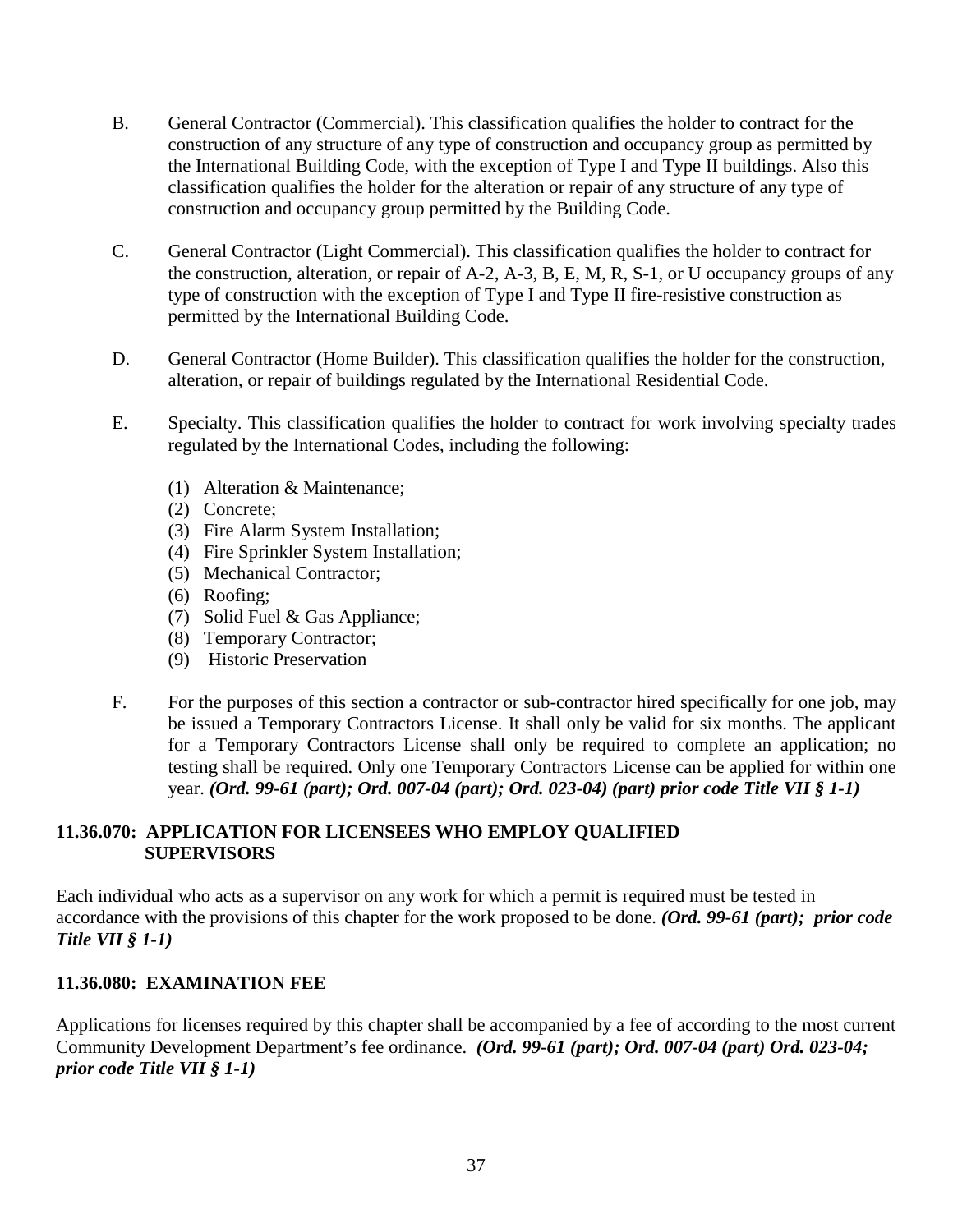B. General Contractor (Commercial). This classification qualifies the holder to contract for the construction of any structure of any type of construction and occupancy group as permitted by the International Building Code, with the exception of Type I and Type II buildings. Also this classification qualifies the holder for the alteration or repair of any structure of any type of construction and occupancy group permitted by the Building Code.

C. General Contractor (Light Commercial). This classification qualifies the holder to contract for the construction, alteration, or repair of A-2, A-3, B, E, M, R, S-1, or U occupancy groups of any type of construction with the exception of Type I and Type II fire-resistive construction as permitted by the International Building Code.

D. General Contractor (Home Builder). This classification qualifies the holder for the construction, alteration, or repair of buildings regulated by the International Residential Code.

E. Specialty. This classification qualifies the holder to contract for work involving specialty trades regulated by the International Codes, including the following:

(1) Alteration & Maintenance;
(2) Concrete;
(3) Fire Alarm System Installation;
(4) Fire Sprinkler System Installation;
(5) Mechanical Contractor;
(6) Roofing;
(7) Solid Fuel & Gas Appliance;
(8) Temporary Contractor;
(9) Historic Preservation

F. For the purposes of this section a contractor or sub-contractor hired specifically for one job, may be issued a Temporary Contractors License. It shall only be valid for six months. The applicant for a Temporary Contractors License shall only be required to complete an application; no testing shall be required. Only one Temporary Contractors License can be applied for within one year. ***(Ord. 99-61 (part); Ord. 007-04 (part); Ord. 023-04) (part) prior code Title VII § 1-1)***

### 11.36.070: APPLICATION FOR LICENSEES WHO EMPLOY QUALIFIED SUPERVISORS

Each individual who acts as a supervisor on any work for which a permit is required must be tested in accordance with the provisions of this chapter for the work proposed to be done. ***(Ord. 99-61 (part); prior code Title VII § 1-1)***

### 11.36.080: EXAMINATION FEE

Applications for licenses required by this chapter shall be accompanied by a fee of according to the most current Community Development Department's fee ordinance. ***(Ord. 99-61 (part); Ord. 007-04 (part) Ord. 023-04; prior code Title VII § 1-1)***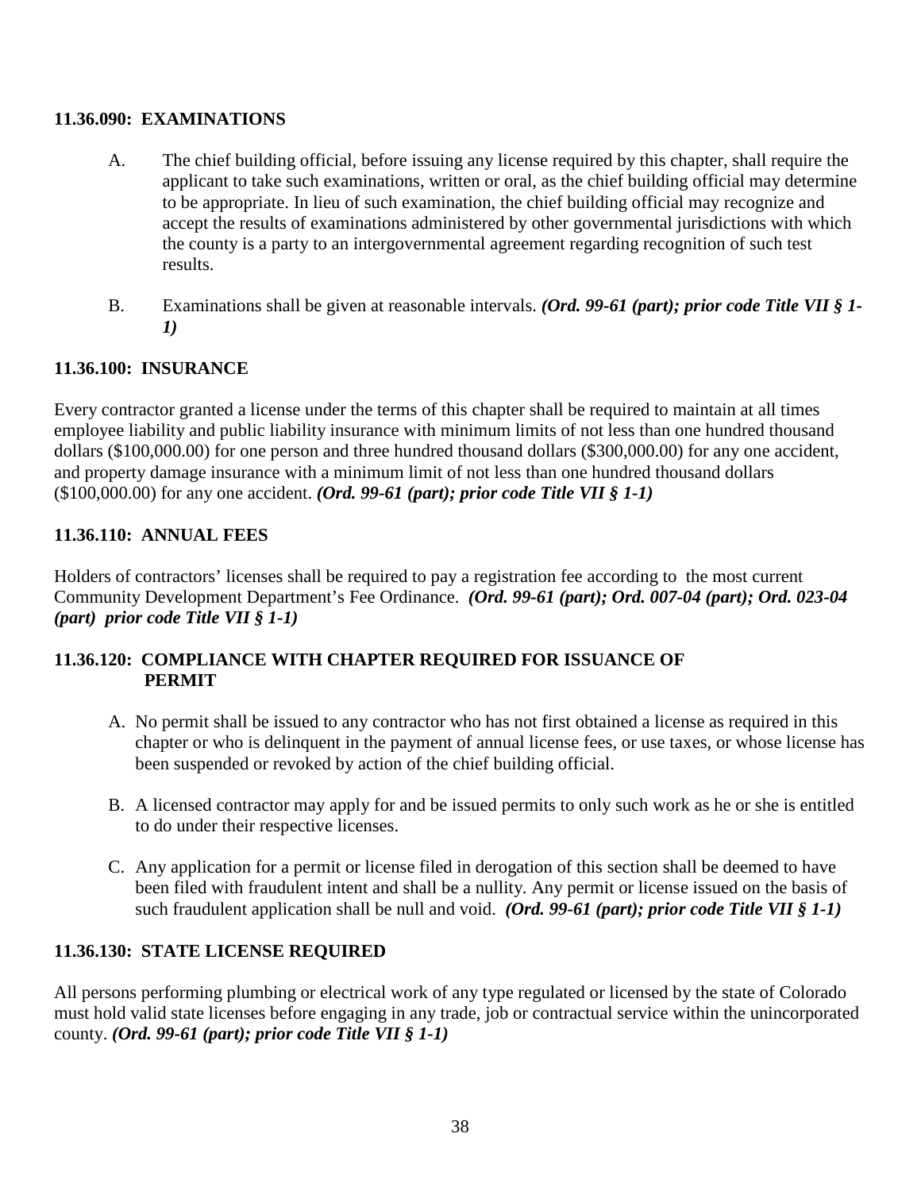### 11.36.090: EXAMINATIONS

A. The chief building official, before issuing any license required by this chapter, shall require the applicant to take such examinations, written or oral, as the chief building official may determine to be appropriate. In lieu of such examination, the chief building official may recognize and accept the results of examinations administered by other governmental jurisdictions with which the county is a party to an intergovernmental agreement regarding recognition of such test results.

B. Examinations shall be given at reasonable intervals. ***(Ord. 99-61 (part); prior code Title VII § 1-1)***

### 11.36.100: INSURANCE

Every contractor granted a license under the terms of this chapter shall be required to maintain at all times employee liability and public liability insurance with minimum limits of not less than one hundred thousand dollars ($100,000.00) for one person and three hundred thousand dollars ($300,000.00) for any one accident, and property damage insurance with a minimum limit of not less than one hundred thousand dollars ($100,000.00) for any one accident. ***(Ord. 99-61 (part); prior code Title VII § 1-1)***

### 11.36.110: ANNUAL FEES

Holders of contractors' licenses shall be required to pay a registration fee according to the most current Community Development Department's Fee Ordinance. ***(Ord. 99-61 (part); Ord. 007-04 (part); Ord. 023-04 (part) prior code Title VII § 1-1)***

### 11.36.120: COMPLIANCE WITH CHAPTER REQUIRED FOR ISSUANCE OF PERMIT

A. No permit shall be issued to any contractor who has not first obtained a license as required in this chapter or who is delinquent in the payment of annual license fees, or use taxes, or whose license has been suspended or revoked by action of the chief building official.

B. A licensed contractor may apply for and be issued permits to only such work as he or she is entitled to do under their respective licenses.

C. Any application for a permit or license filed in derogation of this section shall be deemed to have been filed with fraudulent intent and shall be a nullity. Any permit or license issued on the basis of such fraudulent application shall be null and void. ***(Ord. 99-61 (part); prior code Title VII § 1-1)***

### 11.36.130: STATE LICENSE REQUIRED

All persons performing plumbing or electrical work of any type regulated or licensed by the state of Colorado must hold valid state licenses before engaging in any trade, job or contractual service within the unincorporated county. ***(Ord. 99-61 (part); prior code Title VII § 1-1)***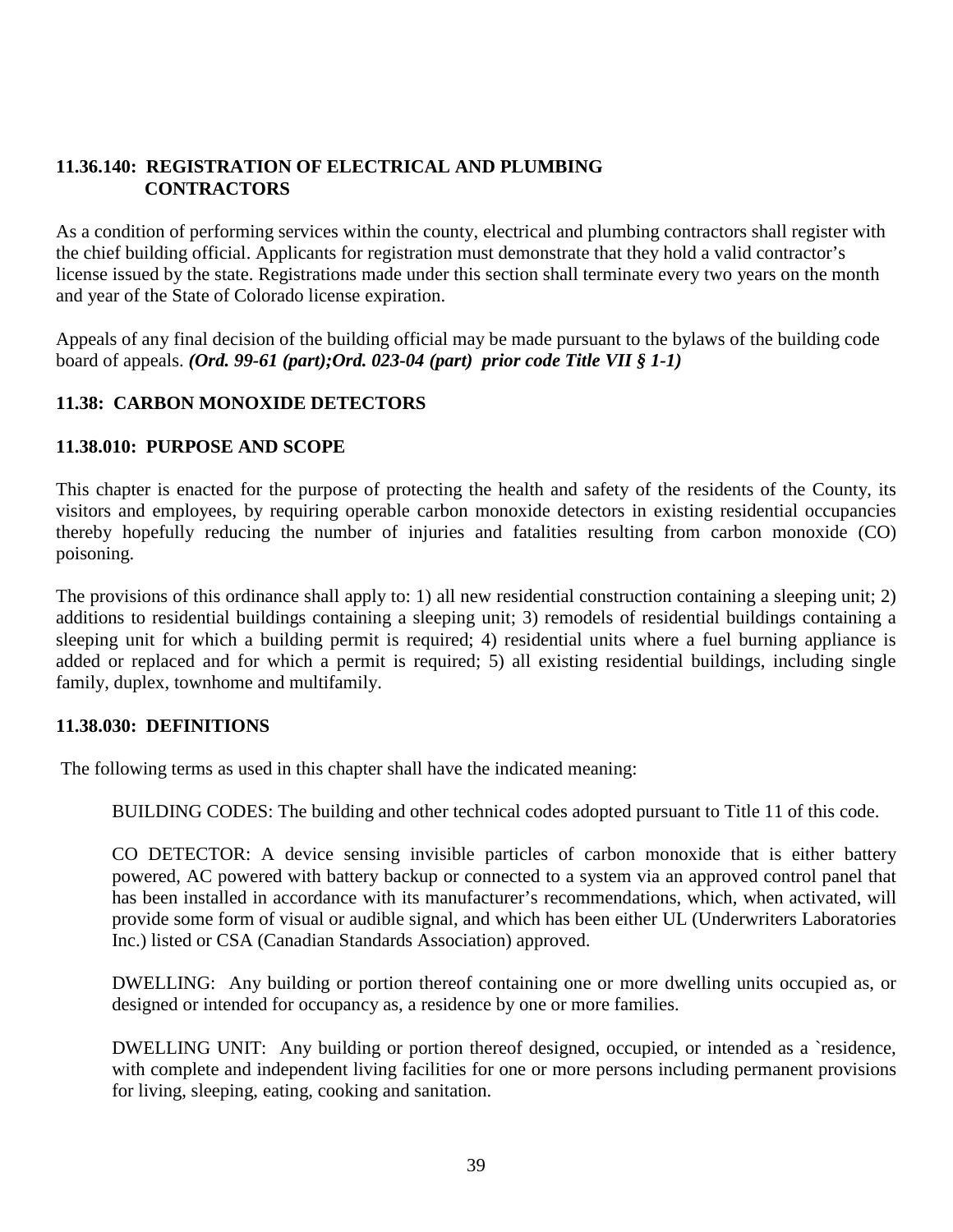### 11.36.140: REGISTRATION OF ELECTRICAL AND PLUMBING CONTRACTORS

As a condition of performing services within the county, electrical and plumbing contractors shall register with the chief building official. Applicants for registration must demonstrate that they hold a valid contractor's license issued by the state. Registrations made under this section shall terminate every two years on the month and year of the State of Colorado license expiration.

Appeals of any final decision of the building official may be made pursuant to the bylaws of the building code board of appeals. ***(Ord. 99-61 (part);Ord. 023-04 (part) prior code Title VII § 1-1)***

## 11.38: CARBON MONOXIDE DETECTORS

### 11.38.010: PURPOSE AND SCOPE

This chapter is enacted for the purpose of protecting the health and safety of the residents of the County, its visitors and employees, by requiring operable carbon monoxide detectors in existing residential occupancies thereby hopefully reducing the number of injuries and fatalities resulting from carbon monoxide (CO) poisoning.

The provisions of this ordinance shall apply to: 1) all new residential construction containing a sleeping unit; 2) additions to residential buildings containing a sleeping unit; 3) remodels of residential buildings containing a sleeping unit for which a building permit is required; 4) residential units where a fuel burning appliance is added or replaced and for which a permit is required; 5) all existing residential buildings, including single family, duplex, townhome and multifamily.

### 11.38.030: DEFINITIONS

The following terms as used in this chapter shall have the indicated meaning:

BUILDING CODES: The building and other technical codes adopted pursuant to Title 11 of this code.

CO DETECTOR: A device sensing invisible particles of carbon monoxide that is either battery powered, AC powered with battery backup or connected to a system via an approved control panel that has been installed in accordance with its manufacturer's recommendations, which, when activated, will provide some form of visual or audible signal, and which has been either UL (Underwriters Laboratories Inc.) listed or CSA (Canadian Standards Association) approved.

DWELLING: Any building or portion thereof containing one or more dwelling units occupied as, or designed or intended for occupancy as, a residence by one or more families.

DWELLING UNIT: Any building or portion thereof designed, occupied, or intended as a `residence, with complete and independent living facilities for one or more persons including permanent provisions for living, sleeping, eating, cooking and sanitation.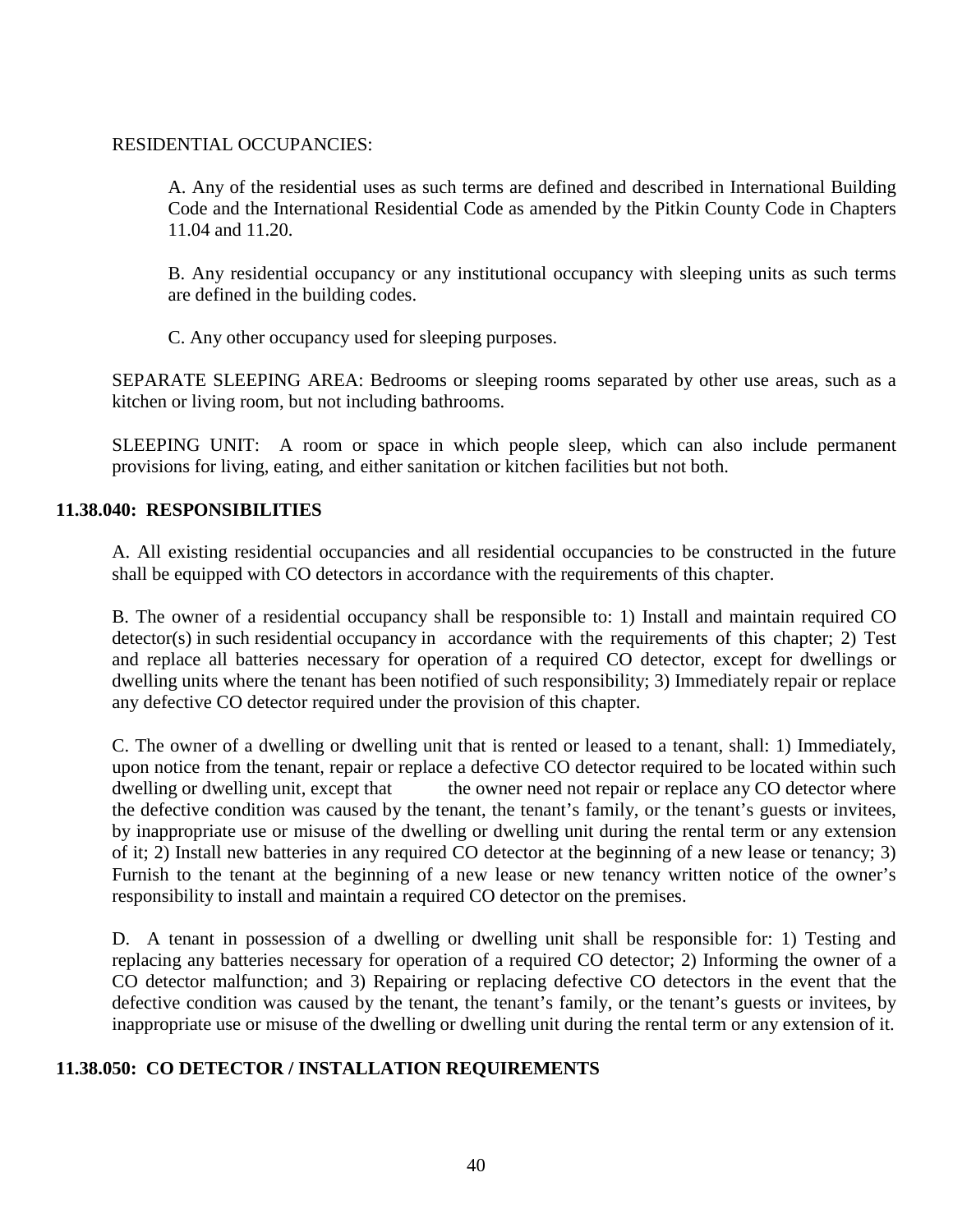RESIDENTIAL OCCUPANCIES:

A. Any of the residential uses as such terms are defined and described in International Building Code and the International Residential Code as amended by the Pitkin County Code in Chapters 11.04 and 11.20.

B. Any residential occupancy or any institutional occupancy with sleeping units as such terms are defined in the building codes.

C. Any other occupancy used for sleeping purposes.

SEPARATE SLEEPING AREA: Bedrooms or sleeping rooms separated by other use areas, such as a kitchen or living room, but not including bathrooms.

SLEEPING UNIT: A room or space in which people sleep, which can also include permanent provisions for living, eating, and either sanitation or kitchen facilities but not both.

**11.38.040: RESPONSIBILITIES**

A. All existing residential occupancies and all residential occupancies to be constructed in the future shall be equipped with CO detectors in accordance with the requirements of this chapter.

B. The owner of a residential occupancy shall be responsible to: 1) Install and maintain required CO detector(s) in such residential occupancy in accordance with the requirements of this chapter; 2) Test and replace all batteries necessary for operation of a required CO detector, except for dwellings or dwelling units where the tenant has been notified of such responsibility; 3) Immediately repair or replace any defective CO detector required under the provision of this chapter.

C. The owner of a dwelling or dwelling unit that is rented or leased to a tenant, shall: 1) Immediately, upon notice from the tenant, repair or replace a defective CO detector required to be located within such dwelling or dwelling unit, except that the owner need not repair or replace any CO detector where the defective condition was caused by the tenant, the tenant's family, or the tenant's guests or invitees, by inappropriate use or misuse of the dwelling or dwelling unit during the rental term or any extension of it; 2) Install new batteries in any required CO detector at the beginning of a new lease or tenancy; 3) Furnish to the tenant at the beginning of a new lease or new tenancy written notice of the owner's responsibility to install and maintain a required CO detector on the premises.

D. A tenant in possession of a dwelling or dwelling unit shall be responsible for: 1) Testing and replacing any batteries necessary for operation of a required CO detector; 2) Informing the owner of a CO detector malfunction; and 3) Repairing or replacing defective CO detectors in the event that the defective condition was caused by the tenant, the tenant's family, or the tenant's guests or invitees, by inappropriate use or misuse of the dwelling or dwelling unit during the rental term or any extension of it.

**11.38.050: CO DETECTOR / INSTALLATION REQUIREMENTS**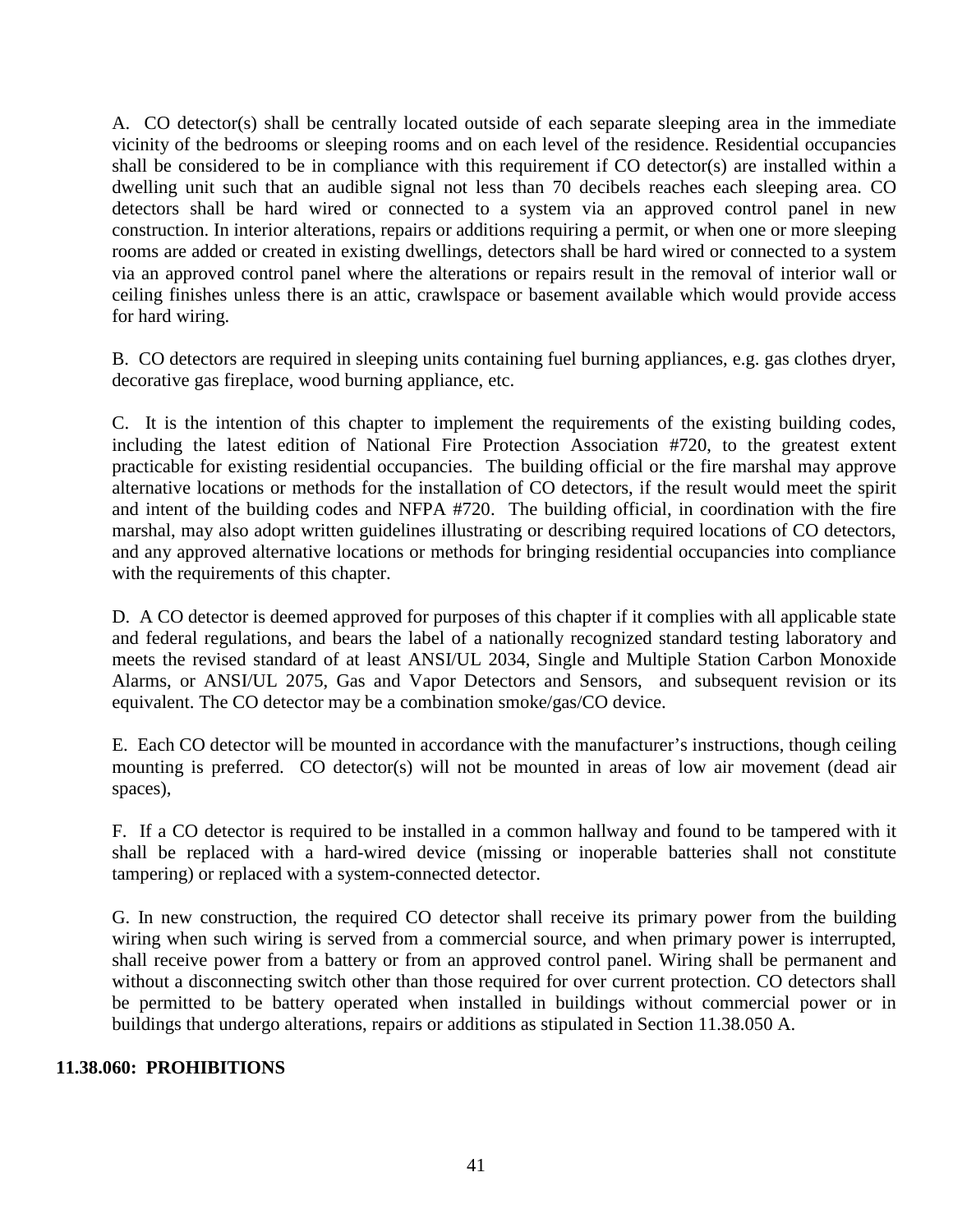A. CO detector(s) shall be centrally located outside of each separate sleeping area in the immediate vicinity of the bedrooms or sleeping rooms and on each level of the residence. Residential occupancies shall be considered to be in compliance with this requirement if CO detector(s) are installed within a dwelling unit such that an audible signal not less than 70 decibels reaches each sleeping area. CO detectors shall be hard wired or connected to a system via an approved control panel in new construction. In interior alterations, repairs or additions requiring a permit, or when one or more sleeping rooms are added or created in existing dwellings, detectors shall be hard wired or connected to a system via an approved control panel where the alterations or repairs result in the removal of interior wall or ceiling finishes unless there is an attic, crawlspace or basement available which would provide access for hard wiring.

B. CO detectors are required in sleeping units containing fuel burning appliances, e.g. gas clothes dryer, decorative gas fireplace, wood burning appliance, etc.

C. It is the intention of this chapter to implement the requirements of the existing building codes, including the latest edition of National Fire Protection Association #720, to the greatest extent practicable for existing residential occupancies. The building official or the fire marshal may approve alternative locations or methods for the installation of CO detectors, if the result would meet the spirit and intent of the building codes and NFPA #720. The building official, in coordination with the fire marshal, may also adopt written guidelines illustrating or describing required locations of CO detectors, and any approved alternative locations or methods for bringing residential occupancies into compliance with the requirements of this chapter.

D. A CO detector is deemed approved for purposes of this chapter if it complies with all applicable state and federal regulations, and bears the label of a nationally recognized standard testing laboratory and meets the revised standard of at least ANSI/UL 2034, Single and Multiple Station Carbon Monoxide Alarms, or ANSI/UL 2075, Gas and Vapor Detectors and Sensors, and subsequent revision or its equivalent. The CO detector may be a combination smoke/gas/CO device.

E. Each CO detector will be mounted in accordance with the manufacturer's instructions, though ceiling mounting is preferred. CO detector(s) will not be mounted in areas of low air movement (dead air spaces),

F. If a CO detector is required to be installed in a common hallway and found to be tampered with it shall be replaced with a hard-wired device (missing or inoperable batteries shall not constitute tampering) or replaced with a system-connected detector.

G. In new construction, the required CO detector shall receive its primary power from the building wiring when such wiring is served from a commercial source, and when primary power is interrupted, shall receive power from a battery or from an approved control panel. Wiring shall be permanent and without a disconnecting switch other than those required for over current protection. CO detectors shall be permitted to be battery operated when installed in buildings without commercial power or in buildings that undergo alterations, repairs or additions as stipulated in Section 11.38.050 A.

**11.38.060: PROHIBITIONS**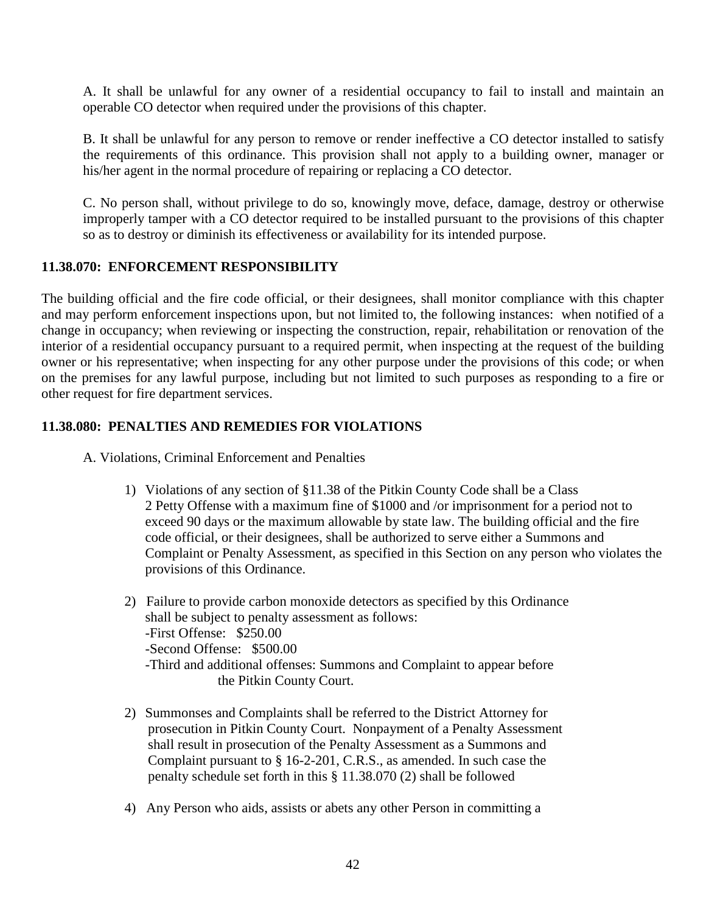A. It shall be unlawful for any owner of a residential occupancy to fail to install and maintain an operable CO detector when required under the provisions of this chapter.

B. It shall be unlawful for any person to remove or render ineffective a CO detector installed to satisfy the requirements of this ordinance. This provision shall not apply to a building owner, manager or his/her agent in the normal procedure of repairing or replacing a CO detector.

C. No person shall, without privilege to do so, knowingly move, deface, damage, destroy or otherwise improperly tamper with a CO detector required to be installed pursuant to the provisions of this chapter so as to destroy or diminish its effectiveness or availability for its intended purpose.

**11.38.070: ENFORCEMENT RESPONSIBILITY**

The building official and the fire code official, or their designees, shall monitor compliance with this chapter and may perform enforcement inspections upon, but not limited to, the following instances: when notified of a change in occupancy; when reviewing or inspecting the construction, repair, rehabilitation or renovation of the interior of a residential occupancy pursuant to a required permit, when inspecting at the request of the building owner or his representative; when inspecting for any other purpose under the provisions of this code; or when on the premises for any lawful purpose, including but not limited to such purposes as responding to a fire or other request for fire department services.

**11.38.080: PENALTIES AND REMEDIES FOR VIOLATIONS**

A. Violations, Criminal Enforcement and Penalties

1) Violations of any section of §11.38 of the Pitkin County Code shall be a Class 2 Petty Offense with a maximum fine of $1000 and /or imprisonment for a period not to exceed 90 days or the maximum allowable by state law. The building official and the fire code official, or their designees, shall be authorized to serve either a Summons and Complaint or Penalty Assessment, as specified in this Section on any person who violates the provisions of this Ordinance.

2) Failure to provide carbon monoxide detectors as specified by this Ordinance shall be subject to penalty assessment as follows:
-First Offense: $250.00
-Second Offense: $500.00
-Third and additional offenses: Summons and Complaint to appear before the Pitkin County Court.

2) Summonses and Complaints shall be referred to the District Attorney for prosecution in Pitkin County Court. Nonpayment of a Penalty Assessment shall result in prosecution of the Penalty Assessment as a Summons and Complaint pursuant to § 16-2-201, C.R.S., as amended. In such case the penalty schedule set forth in this § 11.38.070 (2) shall be followed

4) Any Person who aids, assists or abets any other Person in committing a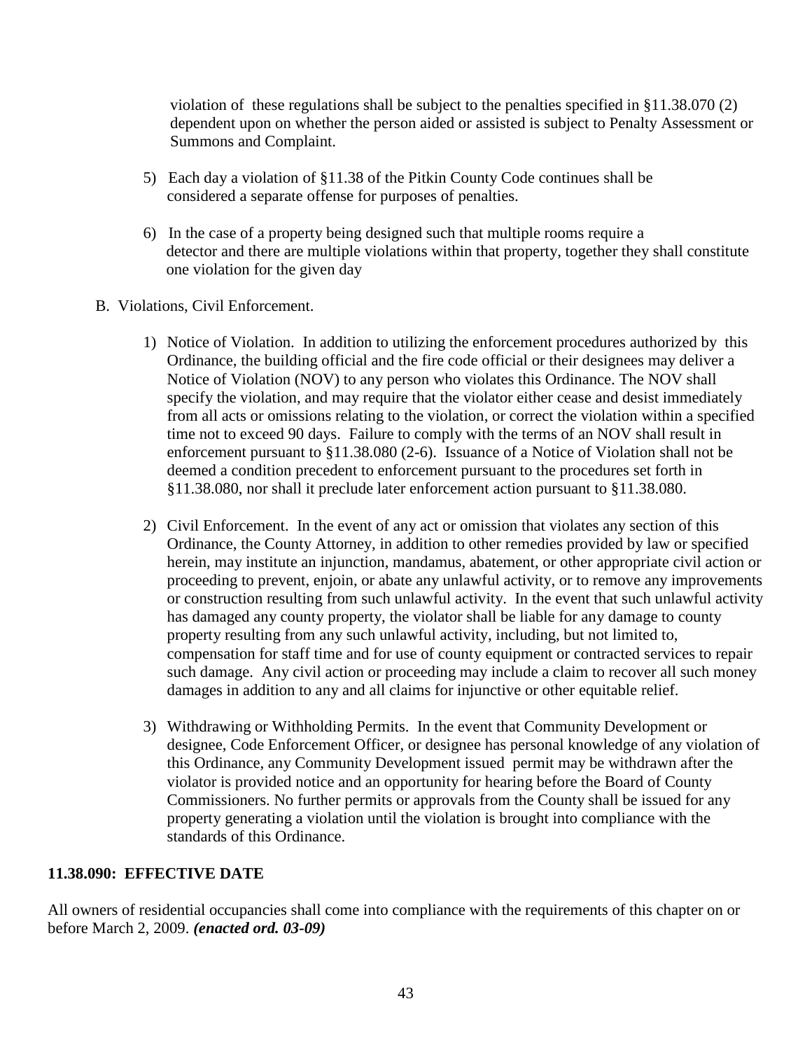violation of these regulations shall be subject to the penalties specified in §11.38.070 (2) dependent upon on whether the person aided or assisted is subject to Penalty Assessment or Summons and Complaint.

5) Each day a violation of §11.38 of the Pitkin County Code continues shall be considered a separate offense for purposes of penalties.

6) In the case of a property being designed such that multiple rooms require a detector and there are multiple violations within that property, together they shall constitute one violation for the given day

B. Violations, Civil Enforcement.

1) Notice of Violation. In addition to utilizing the enforcement procedures authorized by this Ordinance, the building official and the fire code official or their designees may deliver a Notice of Violation (NOV) to any person who violates this Ordinance. The NOV shall specify the violation, and may require that the violator either cease and desist immediately from all acts or omissions relating to the violation, or correct the violation within a specified time not to exceed 90 days. Failure to comply with the terms of an NOV shall result in enforcement pursuant to §11.38.080 (2-6). Issuance of a Notice of Violation shall not be deemed a condition precedent to enforcement pursuant to the procedures set forth in §11.38.080, nor shall it preclude later enforcement action pursuant to §11.38.080.

2) Civil Enforcement. In the event of any act or omission that violates any section of this Ordinance, the County Attorney, in addition to other remedies provided by law or specified herein, may institute an injunction, mandamus, abatement, or other appropriate civil action or proceeding to prevent, enjoin, or abate any unlawful activity, or to remove any improvements or construction resulting from such unlawful activity. In the event that such unlawful activity has damaged any county property, the violator shall be liable for any damage to county property resulting from any such unlawful activity, including, but not limited to, compensation for staff time and for use of county equipment or contracted services to repair such damage. Any civil action or proceeding may include a claim to recover all such money damages in addition to any and all claims for injunctive or other equitable relief.

3) Withdrawing or Withholding Permits. In the event that Community Development or designee, Code Enforcement Officer, or designee has personal knowledge of any violation of this Ordinance, any Community Development issued permit may be withdrawn after the violator is provided notice and an opportunity for hearing before the Board of County Commissioners. No further permits or approvals from the County shall be issued for any property generating a violation until the violation is brought into compliance with the standards of this Ordinance.

**11.38.090: EFFECTIVE DATE**

All owners of residential occupancies shall come into compliance with the requirements of this chapter on or before March 2, 2009. ***(enacted ord. 03-09)***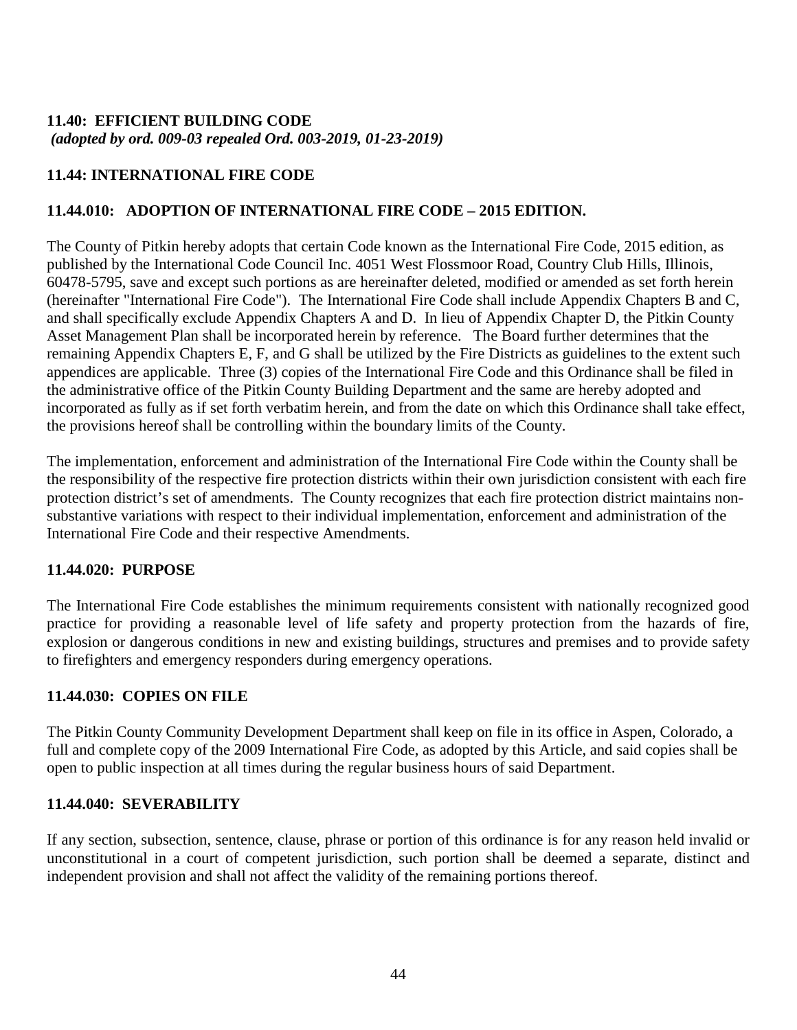### 11.40: EFFICIENT BUILDING CODE

***(adopted by ord. 009-03 repealed Ord. 003-2019, 01-23-2019)***

### 11.44: INTERNATIONAL FIRE CODE

### 11.44.010: ADOPTION OF INTERNATIONAL FIRE CODE – 2015 EDITION.

The County of Pitkin hereby adopts that certain Code known as the International Fire Code, 2015 edition, as published by the International Code Council Inc. 4051 West Flossmoor Road, Country Club Hills, Illinois, 60478-5795, save and except such portions as are hereinafter deleted, modified or amended as set forth herein (hereinafter "International Fire Code"). The International Fire Code shall include Appendix Chapters B and C, and shall specifically exclude Appendix Chapters A and D. In lieu of Appendix Chapter D, the Pitkin County Asset Management Plan shall be incorporated herein by reference. The Board further determines that the remaining Appendix Chapters E, F, and G shall be utilized by the Fire Districts as guidelines to the extent such appendices are applicable. Three (3) copies of the International Fire Code and this Ordinance shall be filed in the administrative office of the Pitkin County Building Department and the same are hereby adopted and incorporated as fully as if set forth verbatim herein, and from the date on which this Ordinance shall take effect, the provisions hereof shall be controlling within the boundary limits of the County.

The implementation, enforcement and administration of the International Fire Code within the County shall be the responsibility of the respective fire protection districts within their own jurisdiction consistent with each fire protection district's set of amendments. The County recognizes that each fire protection district maintains non-substantive variations with respect to their individual implementation, enforcement and administration of the International Fire Code and their respective Amendments.

### 11.44.020: PURPOSE

The International Fire Code establishes the minimum requirements consistent with nationally recognized good practice for providing a reasonable level of life safety and property protection from the hazards of fire, explosion or dangerous conditions in new and existing buildings, structures and premises and to provide safety to firefighters and emergency responders during emergency operations.

### 11.44.030: COPIES ON FILE

The Pitkin County Community Development Department shall keep on file in its office in Aspen, Colorado, a full and complete copy of the 2009 International Fire Code, as adopted by this Article, and said copies shall be open to public inspection at all times during the regular business hours of said Department.

### 11.44.040: SEVERABILITY

If any section, subsection, sentence, clause, phrase or portion of this ordinance is for any reason held invalid or unconstitutional in a court of competent jurisdiction, such portion shall be deemed a separate, distinct and independent provision and shall not affect the validity of the remaining portions thereof.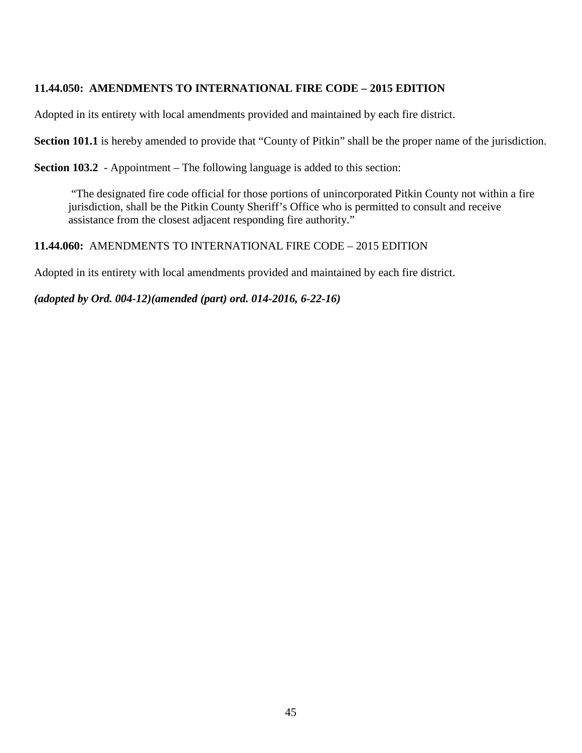**11.44.050: AMENDMENTS TO INTERNATIONAL FIRE CODE – 2015 EDITION**

Adopted in its entirety with local amendments provided and maintained by each fire district.

**Section 101.1** is hereby amended to provide that "County of Pitkin" shall be the proper name of the jurisdiction.

**Section 103.2** - Appointment – The following language is added to this section:

> "The designated fire code official for those portions of unincorporated Pitkin County not within a fire jurisdiction, shall be the Pitkin County Sheriff's Office who is permitted to consult and receive assistance from the closest adjacent responding fire authority."

**11.44.060:** AMENDMENTS TO INTERNATIONAL FIRE CODE – 2015 EDITION

Adopted in its entirety with local amendments provided and maintained by each fire district.

***(adopted by Ord. 004-12)(amended (part) ord. 014-2016, 6-22-16)***